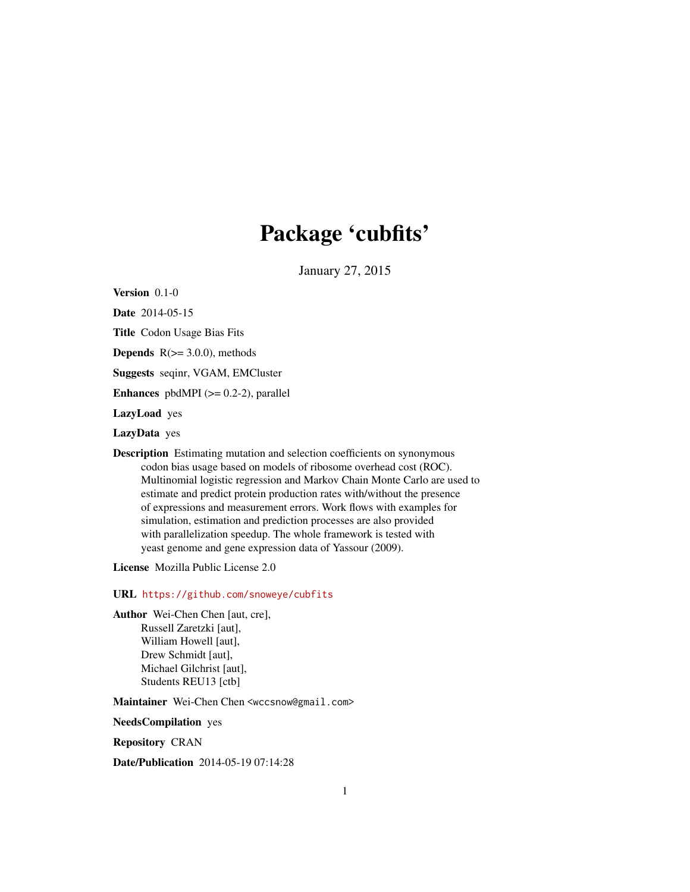# Package 'cubfits'

January 27, 2015

**Version** 0.1-0

**Date** 2014-05-15

**Title** Codon Usage Bias Fits

**Depends** R(>= 3.0.0), methods

**Suggests** seqinr, VGAM, EMCluster

**Enhances** pbdMPI (>= 0.2-2), parallel

**LazyLoad** yes

**LazyData** yes

**Description** Estimating mutation and selection coefficients on synonymous codon bias usage based on models of ribosome overhead cost (ROC). Multinomial logistic regression and Markov Chain Monte Carlo are used to estimate and predict protein production rates with/without the presence of expressions and measurement errors. Work flows with examples for simulation, estimation and prediction processes are also provided with parallelization speedup. The whole framework is tested with yeast genome and gene expression data of Yassour (2009).

**License** Mozilla Public License 2.0

**URL** https://github.com/snoweye/cubfits

**Author** Wei-Chen Chen [aut, cre],
Russell Zaretzki [aut],
William Howell [aut],
Drew Schmidt [aut],
Michael Gilchrist [aut],
Students REU13 [ctb]

**Maintainer** Wei-Chen Chen <wccsnow@gmail.com>

**NeedsCompilation** yes

**Repository** CRAN

**Date/Publication** 2014-05-19 07:14:28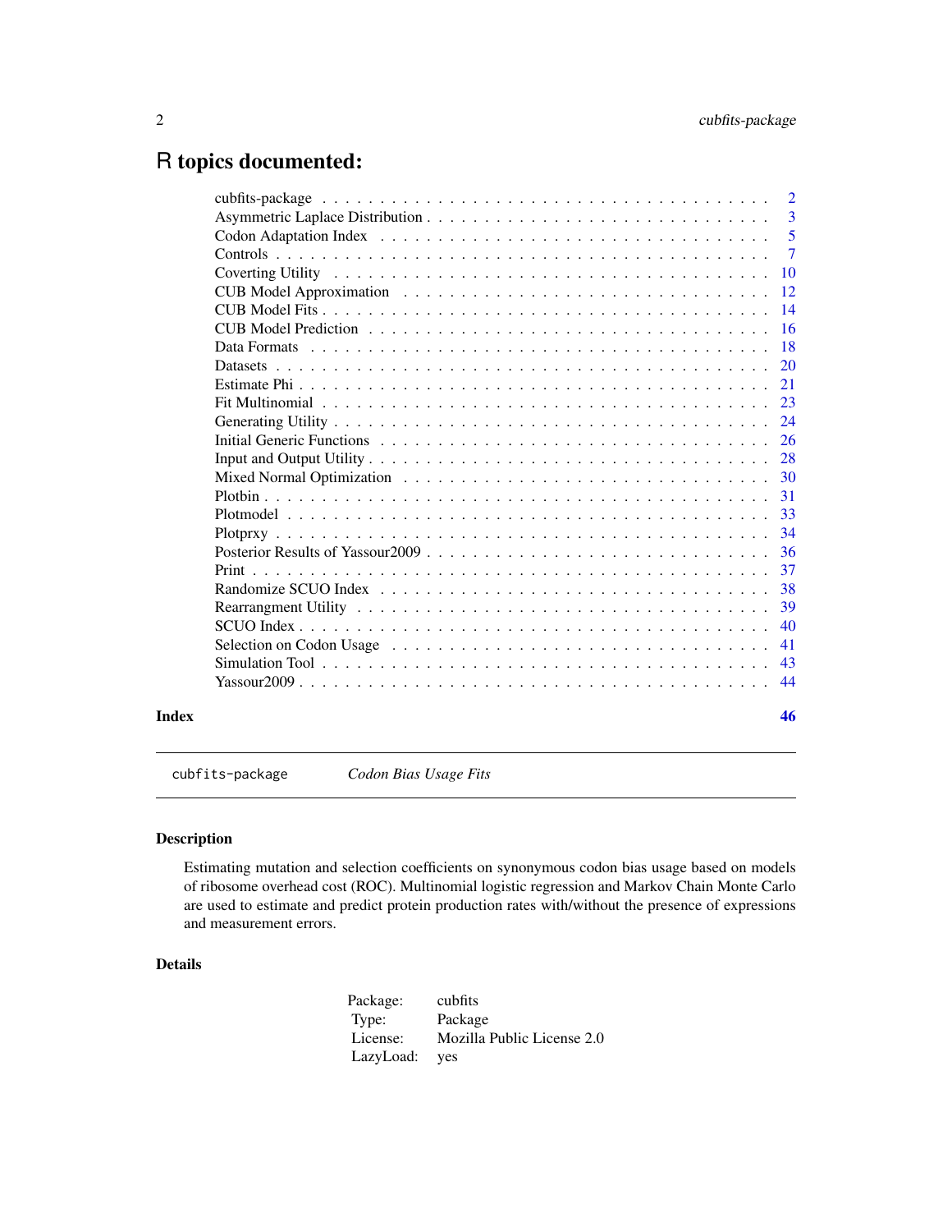# R topics documented:

| | |
|---|---|
| cubfits-package | 2 |
| Asymmetric Laplace Distribution | 3 |
| Codon Adaptation Index | 5 |
| Controls | 7 |
| Coverting Utility | 10 |
| CUB Model Approximation | 12 |
| CUB Model Fits | 14 |
| CUB Model Prediction | 16 |
| Data Formats | 18 |
| Datasets | 20 |
| Estimate Phi | 21 |
| Fit Multinomial | 23 |
| Generating Utility | 24 |
| Initial Generic Functions | 26 |
| Input and Output Utility | 28 |
| Mixed Normal Optimization | 30 |
| Plotbin | 31 |
| Plotmodel | 33 |
| Plotprxy | 34 |
| Posterior Results of Yassour2009 | 36 |
| Print | 37 |
| Randomize SCUO Index | 38 |
| Rearrangment Utility | 39 |
| SCUO Index | 40 |
| Selection on Codon Usage | 41 |
| Simulation Tool | 43 |
| Yassour2009 | 44 |
| **Index** | **46** |

---

`cubfits-package` *Codon Bias Usage Fits*

---

## Description

Estimating mutation and selection coefficients on synonymous codon bias usage based on models of ribosome overhead cost (ROC). Multinomial logistic regression and Markov Chain Monte Carlo are used to estimate and predict protein production rates with/without the presence of expressions and measurement errors.

## Details

| | |
|---|---|
| Package: | cubfits |
| Type: | Package |
| License: | Mozilla Public License 2.0 |
| LazyLoad: | yes |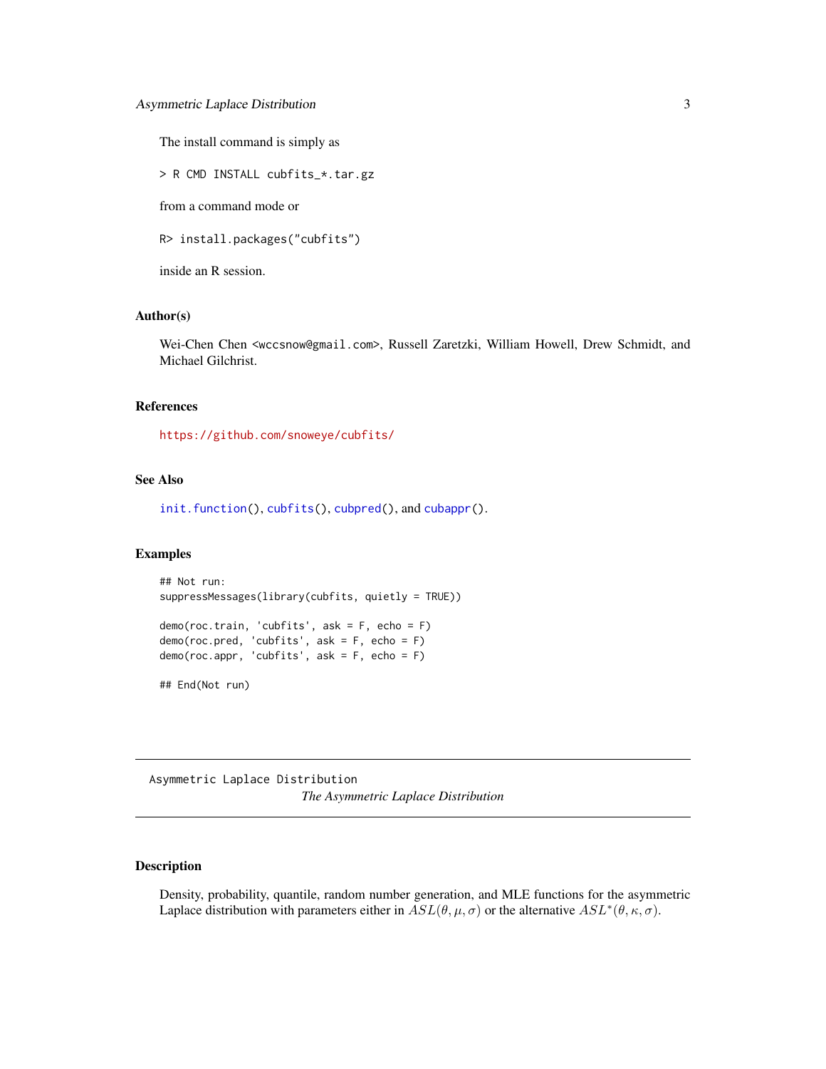The install command is simply as

```
> R CMD INSTALL cubfits_*.tar.gz
```

from a command mode or

```
R> install.packages("cubfits")
```

inside an R session.

### Author(s)

Wei-Chen Chen <wccsnow@gmail.com>, Russell Zaretzki, William Howell, Drew Schmidt, and Michael Gilchrist.

### References

https://github.com/snoweye/cubfits/

### See Also

init.function(), cubfits(), cubpred(), and cubappr().

### Examples

```
## Not run:
suppressMessages(library(cubfits, quietly = TRUE))

demo(roc.train, 'cubfits', ask = F, echo = F)
demo(roc.pred, 'cubfits', ask = F, echo = F)
demo(roc.appr, 'cubfits', ask = F, echo = F)

## End(Not run)
```

---

## Asymmetric Laplace Distribution

*The Asymmetric Laplace Distribution*

---

### Description

Density, probability, quantile, random number generation, and MLE functions for the asymmetric Laplace distribution with parameters either in $ASL(\theta, \mu, \sigma)$ or the alternative $ASL^*(\theta, \kappa, \sigma)$.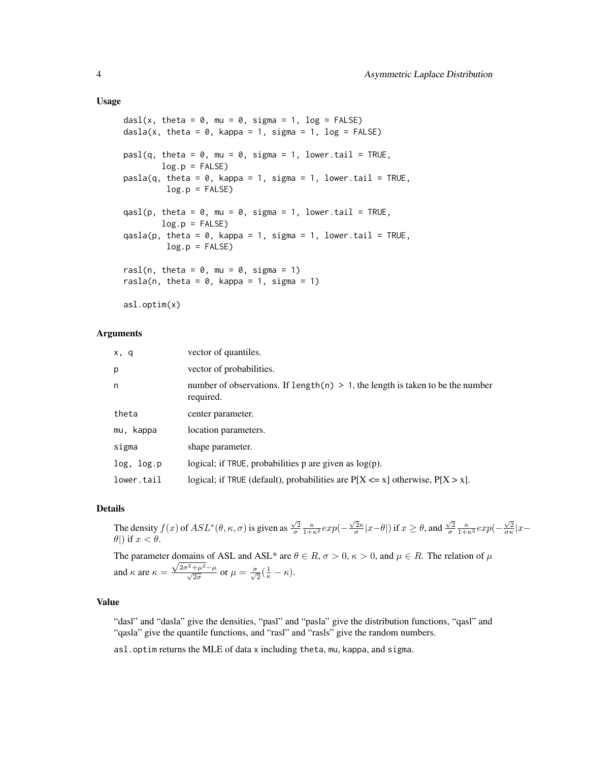## Usage

```
dasl(x, theta = 0, mu = 0, sigma = 1, log = FALSE)
dasla(x, theta = 0, kappa = 1, sigma = 1, log = FALSE)

pasl(q, theta = 0, mu = 0, sigma = 1, lower.tail = TRUE,
        log.p = FALSE)
pasla(q, theta = 0, kappa = 1, sigma = 1, lower.tail = TRUE,
         log.p = FALSE)

qasl(p, theta = 0, mu = 0, sigma = 1, lower.tail = TRUE,
        log.p = FALSE)
qasla(p, theta = 0, kappa = 1, sigma = 1, lower.tail = TRUE,
         log.p = FALSE)

rasl(n, theta = 0, mu = 0, sigma = 1)
rasla(n, theta = 0, kappa = 1, sigma = 1)

asl.optim(x)
```

## Arguments

| | |
|---|---|
| x, q | vector of quantiles. |
| p | vector of probabilities. |
| n | number of observations. If length(n) > 1, the length is taken to be the number required. |
| theta | center parameter. |
| mu, kappa | location parameters. |
| sigma | shape parameter. |
| log, log.p | logical; if TRUE, probabilities p are given as log(p). |
| lower.tail | logical; if TRUE (default), probabilities are P[X <= x] otherwise, P[X > x]. |

## Details

The density $f(x)$ of $ASL^*(\theta, \kappa, \sigma)$ is given as $\frac{\sqrt{2}}{\sigma} \frac{\kappa}{1+\kappa^2} exp(-\frac{\sqrt{2}\kappa}{\sigma}|x-\theta|)$ if $x \geq \theta$, and $\frac{\sqrt{2}}{\sigma} \frac{\kappa}{1+\kappa^2} exp(-\frac{\sqrt{2}}{\sigma\kappa}|x-\theta|)$ if $x < \theta$.

The parameter domains of ASL and ASL* are $\theta \in R$, $\sigma > 0$, $\kappa > 0$, and $\mu \in R$. The relation of $\mu$ and $\kappa$ are $\kappa = \frac{\sqrt{2\sigma^2+\mu^2}-\mu}{\sqrt{2}\sigma}$ or $\mu = \frac{\sigma}{\sqrt{2}}(\frac{1}{\kappa} - \kappa)$.

## Value

"dasl" and "dasla" give the densities, "pasl" and "pasla" give the distribution functions, "qasl" and "qasla" give the quantile functions, and "rasl" and "rasls" give the random numbers.

asl.optim returns the MLE of data x including theta, mu, kappa, and sigma.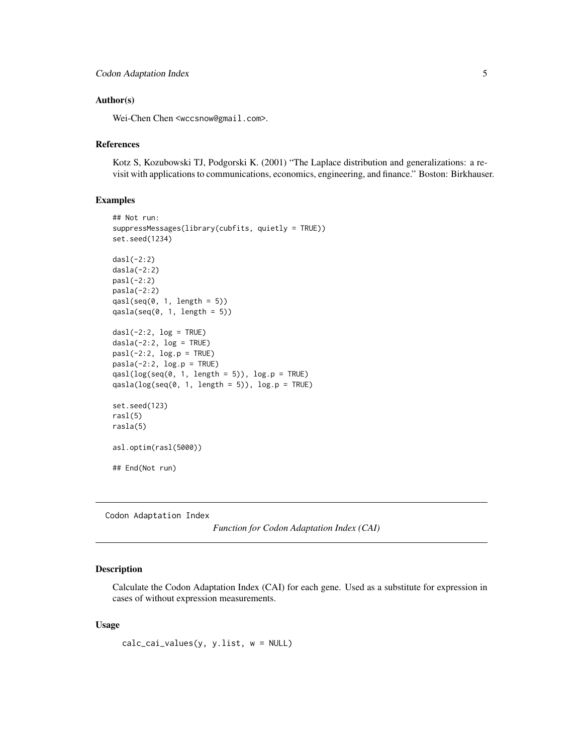## Author(s)

Wei-Chen Chen <wccsnow@gmail.com>.

## References

Kotz S, Kozubowski TJ, Podgorski K. (2001) "The Laplace distribution and generalizations: a revisit with applications to communications, economics, engineering, and finance." Boston: Birkhauser.

## Examples

```
## Not run:
suppressMessages(library(cubfits, quietly = TRUE))
set.seed(1234)

dasl(-2:2)
dasla(-2:2)
pasl(-2:2)
pasla(-2:2)
qasl(seq(0, 1, length = 5))
qasla(seq(0, 1, length = 5))

dasl(-2:2, log = TRUE)
dasla(-2:2, log = TRUE)
pasl(-2:2, log.p = TRUE)
pasla(-2:2, log.p = TRUE)
qasl(log(seq(0, 1, length = 5)), log.p = TRUE)
qasla(log(seq(0, 1, length = 5)), log.p = TRUE)

set.seed(123)
rasl(5)
rasla(5)

asl.optim(rasl(5000))

## End(Not run)
```

---

Codon Adaptation Index *Function for Codon Adaptation Index (CAI)*

---

## Description

Calculate the Codon Adaptation Index (CAI) for each gene. Used as a substitute for expression in cases of without expression measurements.

## Usage

```
calc_cai_values(y, y.list, w = NULL)
```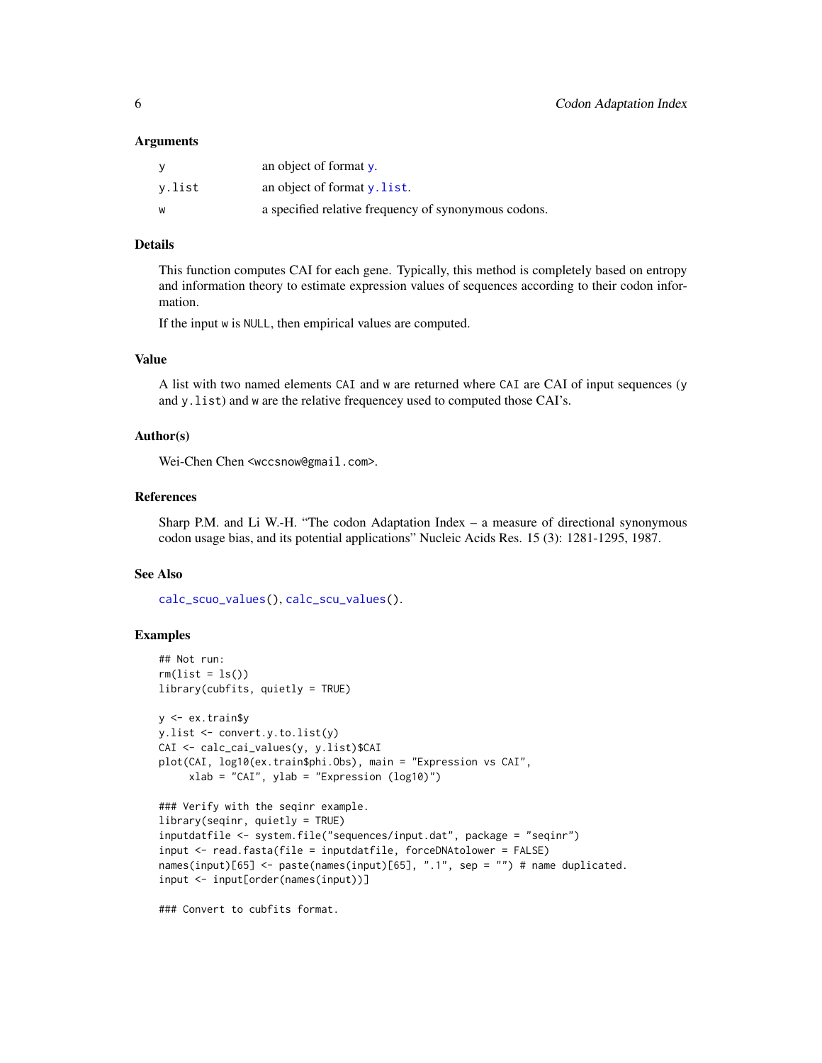### Arguments

| | |
|---|---|
| y | an object of format y. |
| y.list | an object of format y.list. |
| w | a specified relative frequency of synonymous codons. |

### Details

This function computes CAI for each gene. Typically, this method is completely based on entropy and information theory to estimate expression values of sequences according to their codon information.

If the input w is NULL, then empirical values are computed.

### Value

A list with two named elements CAI and w are returned where CAI are CAI of input sequences (y and y.list) and w are the relative frequencey used to computed those CAI's.

### Author(s)

Wei-Chen Chen <wccsnow@gmail.com>.

### References

Sharp P.M. and Li W.-H. "The codon Adaptation Index – a measure of directional synonymous codon usage bias, and its potential applications" Nucleic Acids Res. 15 (3): 1281-1295, 1987.

### See Also

calc_scuo_values(), calc_scu_values().

### Examples

```
## Not run:
rm(list = ls())
library(cubfits, quietly = TRUE)

y <- ex.train$y
y.list <- convert.y.to.list(y)
CAI <- calc_cai_values(y, y.list)$CAI
plot(CAI, log10(ex.train$phi.Obs), main = "Expression vs CAI",
     xlab = "CAI", ylab = "Expression (log10)")

### Verify with the seqinr example.
library(seqinr, quietly = TRUE)
inputdatfile <- system.file("sequences/input.dat", package = "seqinr")
input <- read.fasta(file = inputdatfile, forceDNAtolower = FALSE)
names(input)[65] <- paste(names(input)[65], ".1", sep = "") # name duplicated.
input <- input[order(names(input))]

### Convert to cubfits format.
```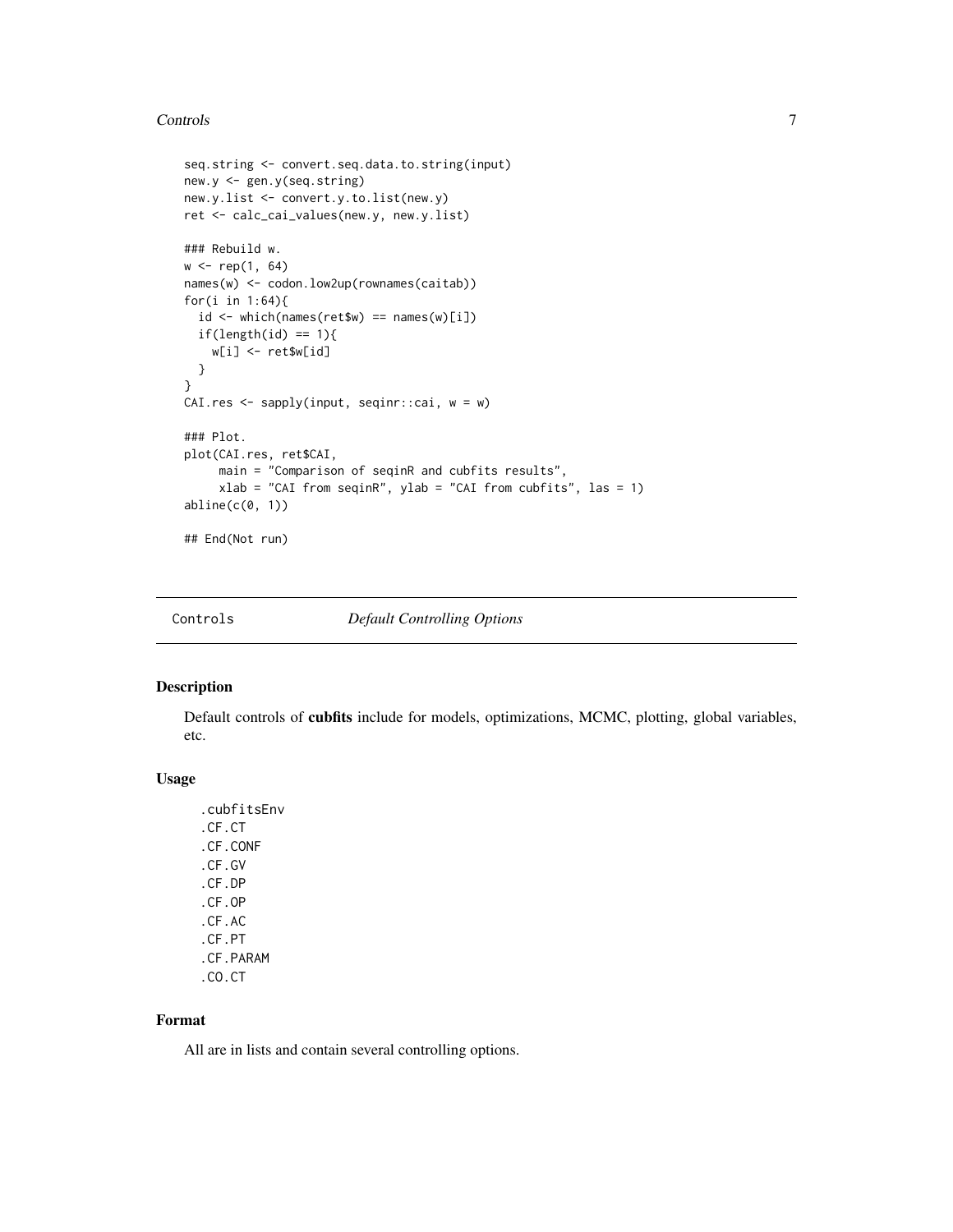```
seq.string <- convert.seq.data.to.string(input)
new.y <- gen.y(seq.string)
new.y.list <- convert.y.to.list(new.y)
ret <- calc_cai_values(new.y, new.y.list)

### Rebuild w.
w <- rep(1, 64)
names(w) <- codon.low2up(rownames(caitab))
for(i in 1:64){
  id <- which(names(ret$w) == names(w)[i])
  if(length(id) == 1){
    w[i] <- ret$w[id]
  }
}
CAI.res <- sapply(input, seqinr::cai, w = w)

### Plot.
plot(CAI.res, ret$CAI,
     main = "Comparison of seqinR and cubfits results",
     xlab = "CAI from seqinR", ylab = "CAI from cubfits", las = 1)
abline(c(0, 1))

## End(Not run)
```

---

## Controls — *Default Controlling Options*

### Description

Default controls of **cubfits** include for models, optimizations, MCMC, plotting, global variables, etc.

### Usage

```
.cubfitsEnv
.CF.CT
.CF.CONF
.CF.GV
.CF.DP
.CF.OP
.CF.AC
.CF.PT
.CF.PARAM
.CO.CT
```

### Format

All are in lists and contain several controlling options.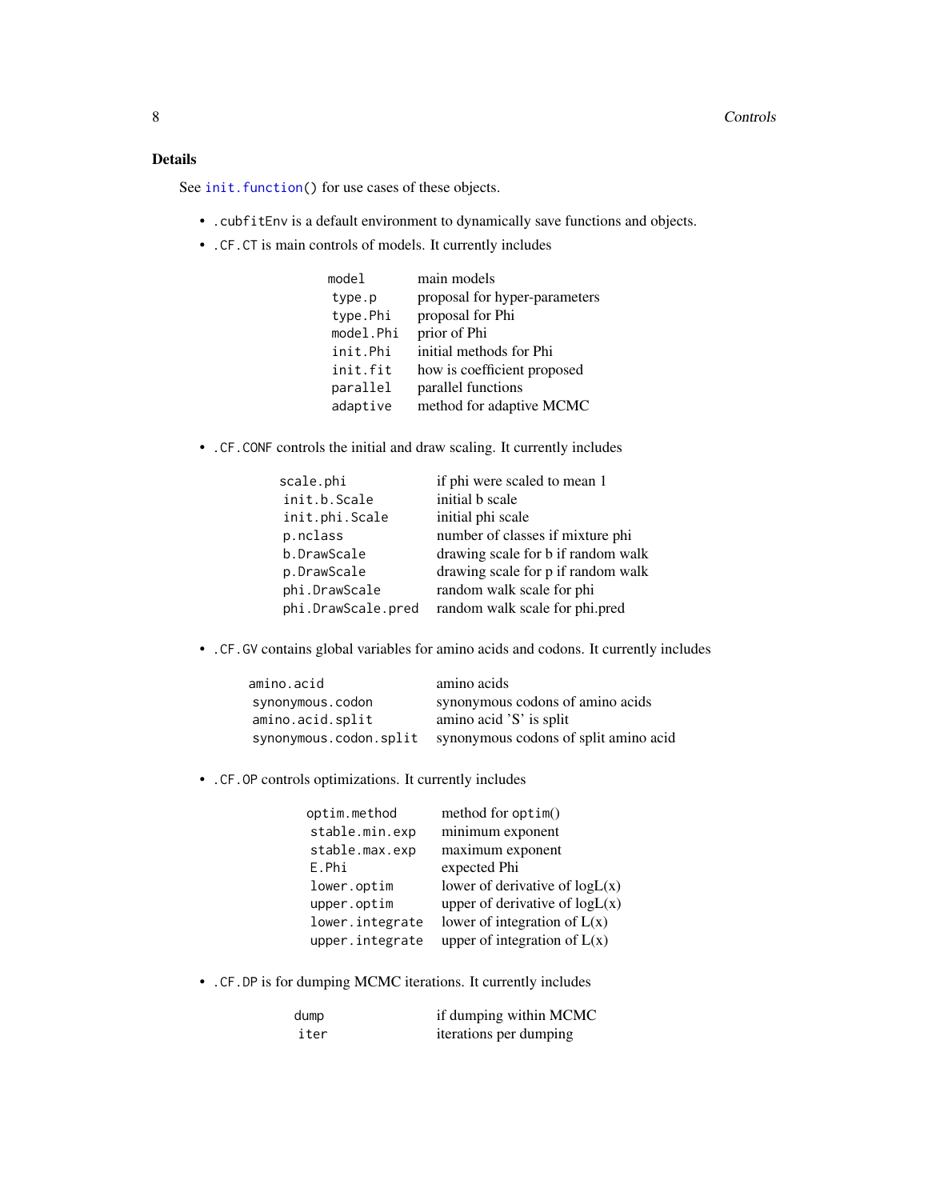### Details

See `init.function()` for use cases of these objects.

- `.cubfitEnv` is a default environment to dynamically save functions and objects.
- `.CF.CT` is main controls of models. It currently includes

| | |
|---|---|
| `model` | main models |
| `type.p` | proposal for hyper-parameters |
| `type.Phi` | proposal for Phi |
| `model.Phi` | prior of Phi |
| `init.Phi` | initial methods for Phi |
| `init.fit` | how is coefficient proposed |
| `parallel` | parallel functions |
| `adaptive` | method for adaptive MCMC |

- `.CF.CONF` controls the initial and draw scaling. It currently includes

| | |
|---|---|
| `scale.phi` | if phi were scaled to mean 1 |
| `init.b.Scale` | initial b scale |
| `init.phi.Scale` | initial phi scale |
| `p.nclass` | number of classes if mixture phi |
| `b.DrawScale` | drawing scale for b if random walk |
| `p.DrawScale` | drawing scale for p if random walk |
| `phi.DrawScale` | random walk scale for phi |
| `phi.DrawScale.pred` | random walk scale for phi.pred |

- `.CF.GV` contains global variables for amino acids and codons. It currently includes

| | |
|---|---|
| `amino.acid` | amino acids |
| `synonymous.codon` | synonymous codons of amino acids |
| `amino.acid.split` | amino acid 'S' is split |
| `synonymous.codon.split` | synonymous codons of split amino acid |

- `.CF.OP` controls optimizations. It currently includes

| | |
|---|---|
| `optim.method` | method for `optim()` |
| `stable.min.exp` | minimum exponent |
| `stable.max.exp` | maximum exponent |
| `E.Phi` | expected Phi |
| `lower.optim` | lower of derivative of logL(x) |
| `upper.optim` | upper of derivative of logL(x) |
| `lower.integrate` | lower of integration of L(x) |
| `upper.integrate` | upper of integration of L(x) |

- `.CF.DP` is for dumping MCMC iterations. It currently includes

| | |
|---|---|
| `dump` | if dumping within MCMC |
| `iter` | iterations per dumping |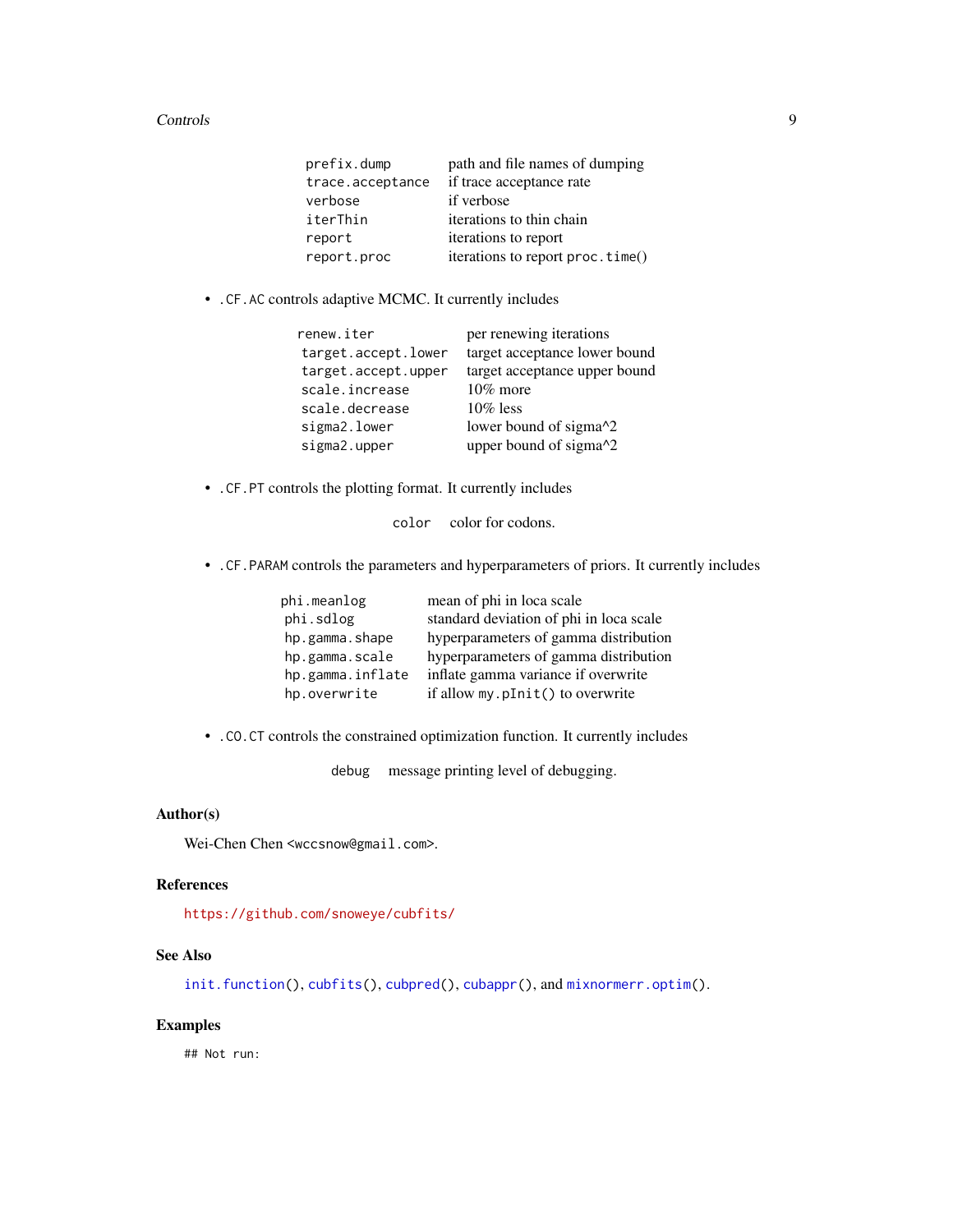| | |
|---|---|
| `prefix.dump` | path and file names of dumping |
| `trace.acceptance` | if trace acceptance rate |
| `verbose` | if verbose |
| `iterThin` | iterations to thin chain |
| `report` | iterations to report |
| `report.proc` | iterations to report `proc.time()` |

- `.CF.AC` controls adaptive MCMC. It currently includes

| | |
|---|---|
| `renew.iter` | per renewing iterations |
| `target.accept.lower` | target acceptance lower bound |
| `target.accept.upper` | target acceptance upper bound |
| `scale.increase` | 10% more |
| `scale.decrease` | 10% less |
| `sigma2.lower` | lower bound of sigma^2 |
| `sigma2.upper` | upper bound of sigma^2 |

- `.CF.PT` controls the plotting format. It currently includes

| | |
|---|---|
| `color` | color for codons. |

- `.CF.PARAM` controls the parameters and hyperparameters of priors. It currently includes

| | |
|---|---|
| `phi.meanlog` | mean of phi in loca scale |
| `phi.sdlog` | standard deviation of phi in loca scale |
| `hp.gamma.shape` | hyperparameters of gamma distribution |
| `hp.gamma.scale` | hyperparameters of gamma distribution |
| `hp.gamma.inflate` | inflate gamma variance if overwrite |
| `hp.overwrite` | if allow `my.pInit()` to overwrite |

- `.CO.CT` controls the constrained optimization function. It currently includes

| | |
|---|---|
| `debug` | message printing level of debugging. |

### Author(s)

Wei-Chen Chen <wccsnow@gmail.com>.

### References

https://github.com/snoweye/cubfits/

### See Also

`init.function()`, `cubfits()`, `cubpred()`, `cubappr()`, and `mixnormerr.optim()`.

### Examples

```
## Not run:
```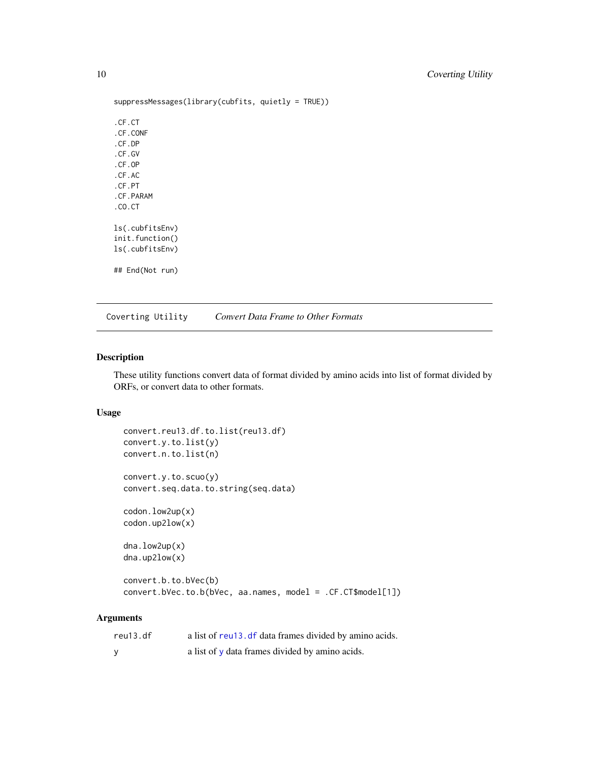```
suppressMessages(library(cubfits, quietly = TRUE))

.CF.CT
.CF.CONF
.CF.DP
.CF.GV
.CF.OP
.CF.AC
.CF.PT
.CF.PARAM
.CO.CT

ls(.cubfitsEnv)
init.function()
ls(.cubfitsEnv)

## End(Not run)
```

## Coverting Utility — *Convert Data Frame to Other Formats*

### Description

These utility functions convert data of format divided by amino acids into list of format divided by ORFs, or convert data to other formats.

### Usage

```
convert.reu13.df.to.list(reu13.df)
convert.y.to.list(y)
convert.n.to.list(n)

convert.y.to.scuo(y)
convert.seq.data.to.string(seq.data)

codon.low2up(x)
codon.up2low(x)

dna.low2up(x)
dna.up2low(x)

convert.b.to.bVec(b)
convert.bVec.to.b(bVec, aa.names, model = .CF.CT$model[1])
```

### Arguments

| | |
|---|---|
| `reu13.df` | a list of `reu13.df` data frames divided by amino acids. |
| `y` | a list of `y` data frames divided by amino acids. |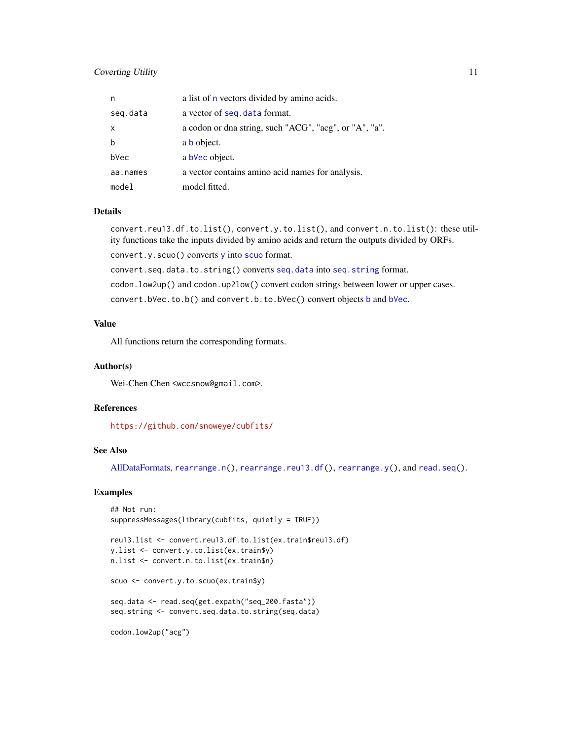| | |
|---|---|
| n | a list of n vectors divided by amino acids. |
| seq.data | a vector of seq.data format. |
| x | a codon or dna string, such "ACG", "acg", or "A", "a". |
| b | a b object. |
| bVec | a bVec object. |
| aa.names | a vector contains amino acid names for analysis. |
| model | model fitted. |

### Details

`convert.reu13.df.to.list()`, `convert.y.to.list()`, and `convert.n.to.list()`: these utility functions take the inputs divided by amino acids and return the outputs divided by ORFs.

`convert.y.scuo()` converts `y` into `scuo` format.

`convert.seq.data.to.string()` converts `seq.data` into `seq.string` format.

`codon.low2up()` and `codon.up2low()` convert codon strings between lower or upper cases.

`convert.bVec.to.b()` and `convert.b.to.bVec()` convert objects `b` and `bVec`.

### Value

All functions return the corresponding formats.

### Author(s)

Wei-Chen Chen <wccsnow@gmail.com>.

### References

https://github.com/snoweye/cubfits/

### See Also

AllDataFormats, `rearrange.n()`, `rearrange.reu13.df()`, `rearrange.y()`, and `read.seq()`.

### Examples

```
## Not run:
suppressMessages(library(cubfits, quietly = TRUE))

reu13.list <- convert.reu13.df.to.list(ex.train$reu13.df)
y.list <- convert.y.to.list(ex.train$y)
n.list <- convert.n.to.list(ex.train$n)

scuo <- convert.y.to.scuo(ex.train$y)

seq.data <- read.seq(get.expath("seq_200.fasta"))
seq.string <- convert.seq.data.to.string(seq.data)

codon.low2up("acg")
```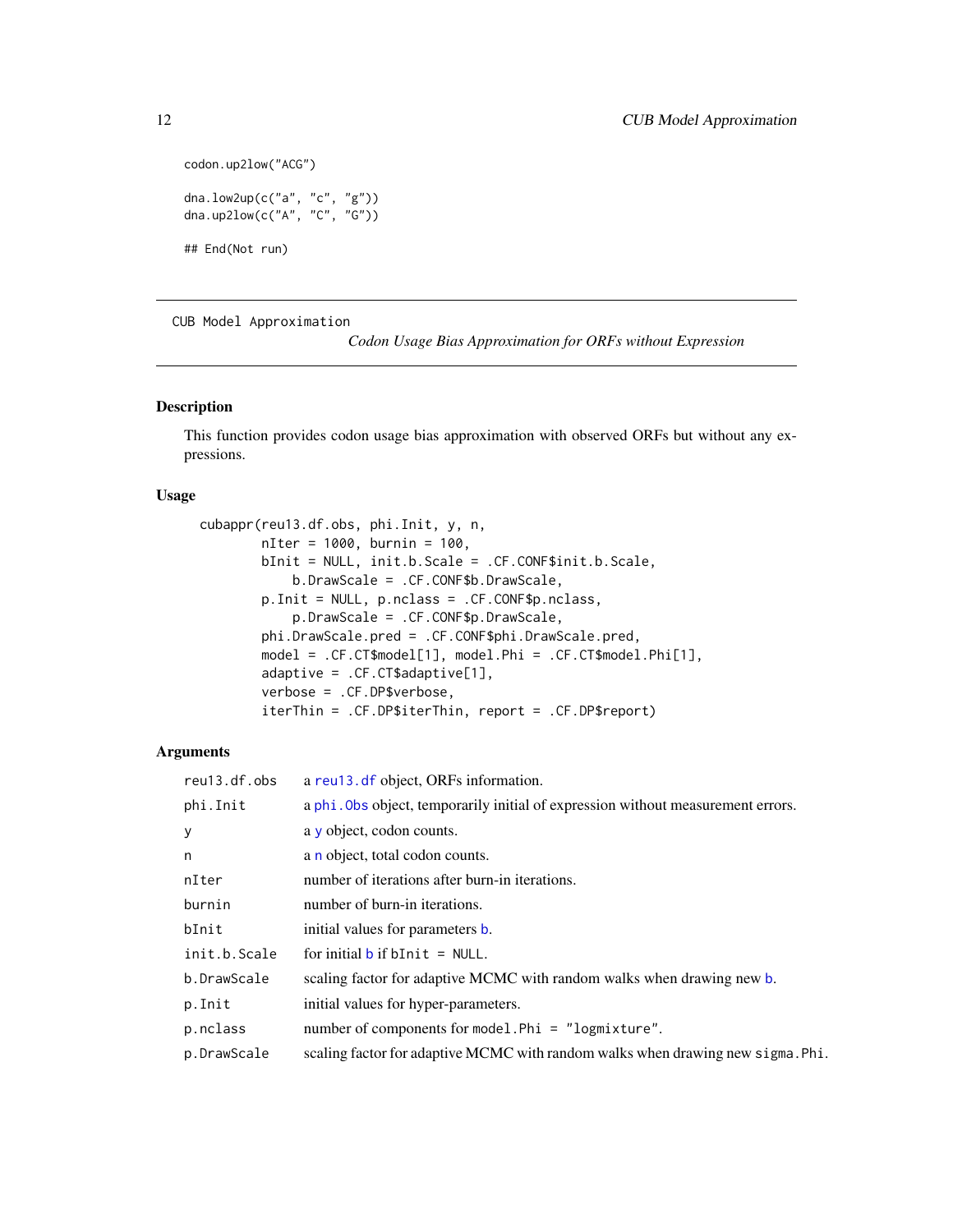```
codon.up2low("ACG")

dna.low2up(c("a", "c", "g"))
dna.up2low(c("A", "C", "G"))

## End(Not run)
```

---

## CUB Model Approximation

*Codon Usage Bias Approximation for ORFs without Expression*

---

### Description

This function provides codon usage bias approximation with observed ORFs but without any expressions.

### Usage

```
cubappr(reu13.df.obs, phi.Init, y, n,
        nIter = 1000, burnin = 100,
        bInit = NULL, init.b.Scale = .CF.CONF$init.b.Scale,
            b.DrawScale = .CF.CONF$b.DrawScale,
        p.Init = NULL, p.nclass = .CF.CONF$p.nclass,
            p.DrawScale = .CF.CONF$p.DrawScale,
        phi.DrawScale.pred = .CF.CONF$phi.DrawScale.pred,
        model = .CF.CT$model[1], model.Phi = .CF.CT$model.Phi[1],
        adaptive = .CF.CT$adaptive[1],
        verbose = .CF.DP$verbose,
        iterThin = .CF.DP$iterThin, report = .CF.DP$report)
```

### Arguments

| | |
|---|---|
| `reu13.df.obs` | a `reu13.df` object, ORFs information. |
| `phi.Init` | a `phi.Obs` object, temporarily initial of expression without measurement errors. |
| `y` | a `y` object, codon counts. |
| `n` | a `n` object, total codon counts. |
| `nIter` | number of iterations after burn-in iterations. |
| `burnin` | number of burn-in iterations. |
| `bInit` | initial values for parameters `b`. |
| `init.b.Scale` | for initial `b` if `bInit = NULL`. |
| `b.DrawScale` | scaling factor for adaptive MCMC with random walks when drawing new `b`. |
| `p.Init` | initial values for hyper-parameters. |
| `p.nclass` | number of components for `model.Phi = "logmixture"`. |
| `p.DrawScale` | scaling factor for adaptive MCMC with random walks when drawing new `sigma.Phi`. |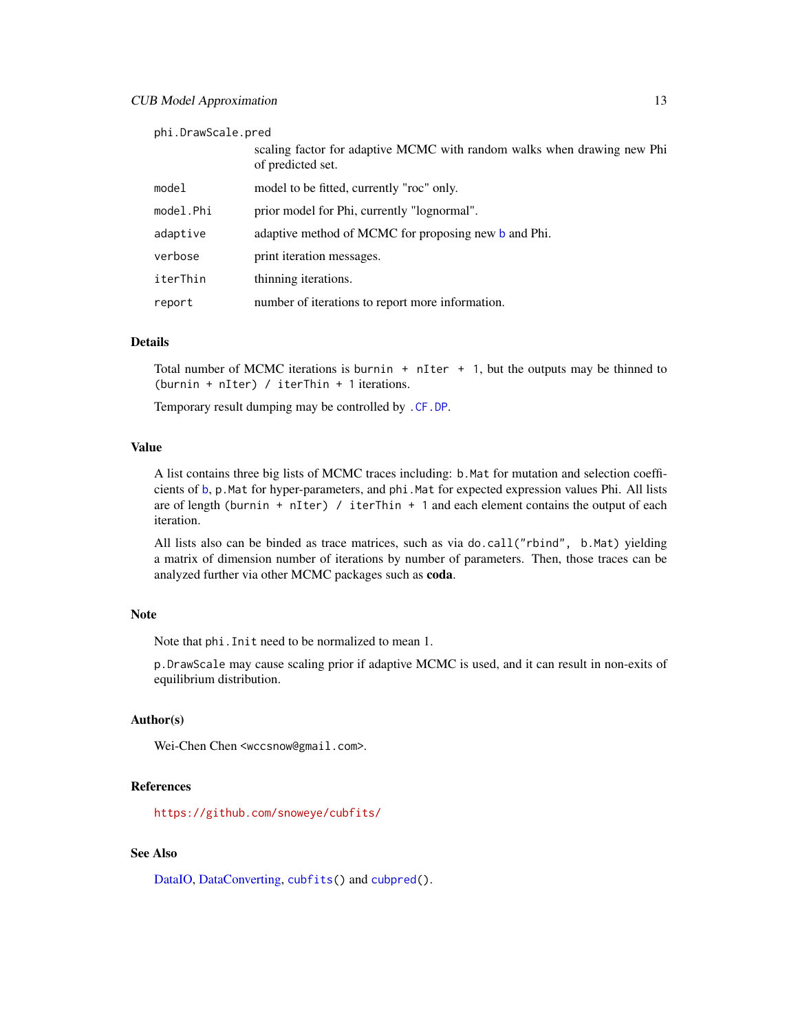| | |
|---|---|
| `phi.DrawScale.pred` | scaling factor for adaptive MCMC with random walks when drawing new Phi of predicted set. |
| `model` | model to be fitted, currently "roc" only. |
| `model.Phi` | prior model for Phi, currently "lognormal". |
| `adaptive` | adaptive method of MCMC for proposing new b and Phi. |
| `verbose` | print iteration messages. |
| `iterThin` | thinning iterations. |
| `report` | number of iterations to report more information. |

## Details

Total number of MCMC iterations is `burnin + nIter + 1`, but the outputs may be thinned to `(burnin + nIter) / iterThin + 1` iterations.

Temporary result dumping may be controlled by `.CF.DP`.

## Value

A list contains three big lists of MCMC traces including: `b.Mat` for mutation and selection coefficients of b, `p.Mat` for hyper-parameters, and `phi.Mat` for expected expression values Phi. All lists are of length `(burnin + nIter) / iterThin + 1` and each element contains the output of each iteration.

All lists also can be binded as trace matrices, such as via `do.call("rbind", b.Mat)` yielding a matrix of dimension number of iterations by number of parameters. Then, those traces can be analyzed further via other MCMC packages such as **coda**.

## Note

Note that `phi.Init` need to be normalized to mean 1.

`p.DrawScale` may cause scaling prior if adaptive MCMC is used, and it can result in non-exits of equilibrium distribution.

## Author(s)

Wei-Chen Chen <wccsnow@gmail.com>.

## References

https://github.com/snoweye/cubfits/

## See Also

DataIO, DataConverting, `cubfits()` and `cubpred()`.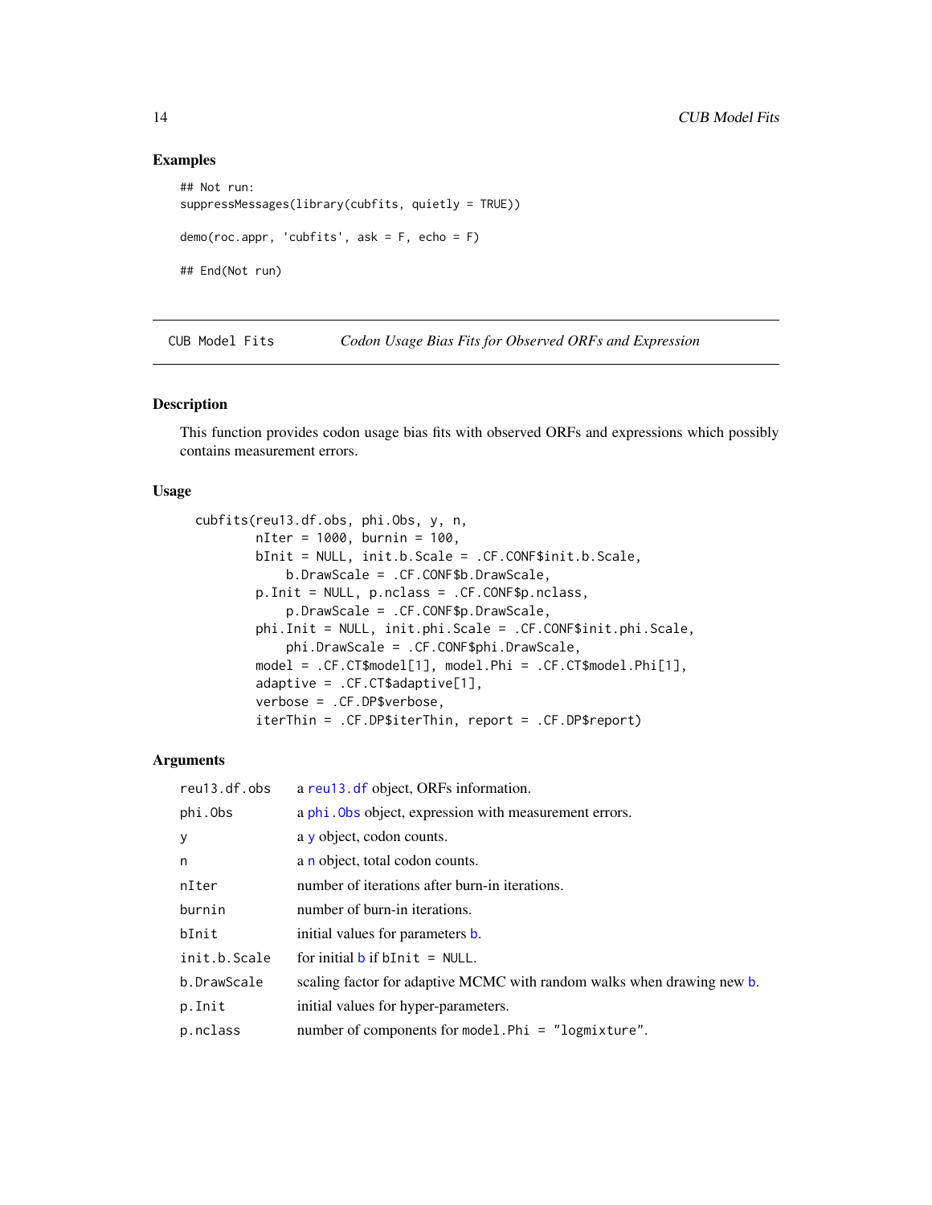## Examples

```
## Not run:
suppressMessages(library(cubfits, quietly = TRUE))

demo(roc.appr, 'cubfits', ask = F, echo = F)

## End(Not run)
```

---

## CUB Model Fits — *Codon Usage Bias Fits for Observed ORFs and Expression*

### Description

This function provides codon usage bias fits with observed ORFs and expressions which possibly contains measurement errors.

### Usage

```
cubfits(reu13.df.obs, phi.Obs, y, n,
        nIter = 1000, burnin = 100,
        bInit = NULL, init.b.Scale = .CF.CONF$init.b.Scale,
            b.DrawScale = .CF.CONF$b.DrawScale,
        p.Init = NULL, p.nclass = .CF.CONF$p.nclass,
            p.DrawScale = .CF.CONF$p.DrawScale,
        phi.Init = NULL, init.phi.Scale = .CF.CONF$init.phi.Scale,
            phi.DrawScale = .CF.CONF$phi.DrawScale,
        model = .CF.CT$model[1], model.Phi = .CF.CT$model.Phi[1],
        adaptive = .CF.CT$adaptive[1],
        verbose = .CF.DP$verbose,
        iterThin = .CF.DP$iterThin, report = .CF.DP$report)
```

### Arguments

| | |
|---|---|
| `reu13.df.obs` | a `reu13.df` object, ORFs information. |
| `phi.Obs` | a `phi.Obs` object, expression with measurement errors. |
| `y` | a `y` object, codon counts. |
| `n` | a `n` object, total codon counts. |
| `nIter` | number of iterations after burn-in iterations. |
| `burnin` | number of burn-in iterations. |
| `bInit` | initial values for parameters `b`. |
| `init.b.Scale` | for initial `b` if `bInit = NULL`. |
| `b.DrawScale` | scaling factor for adaptive MCMC with random walks when drawing new `b`. |
| `p.Init` | initial values for hyper-parameters. |
| `p.nclass` | number of components for `model.Phi = "logmixture"`. |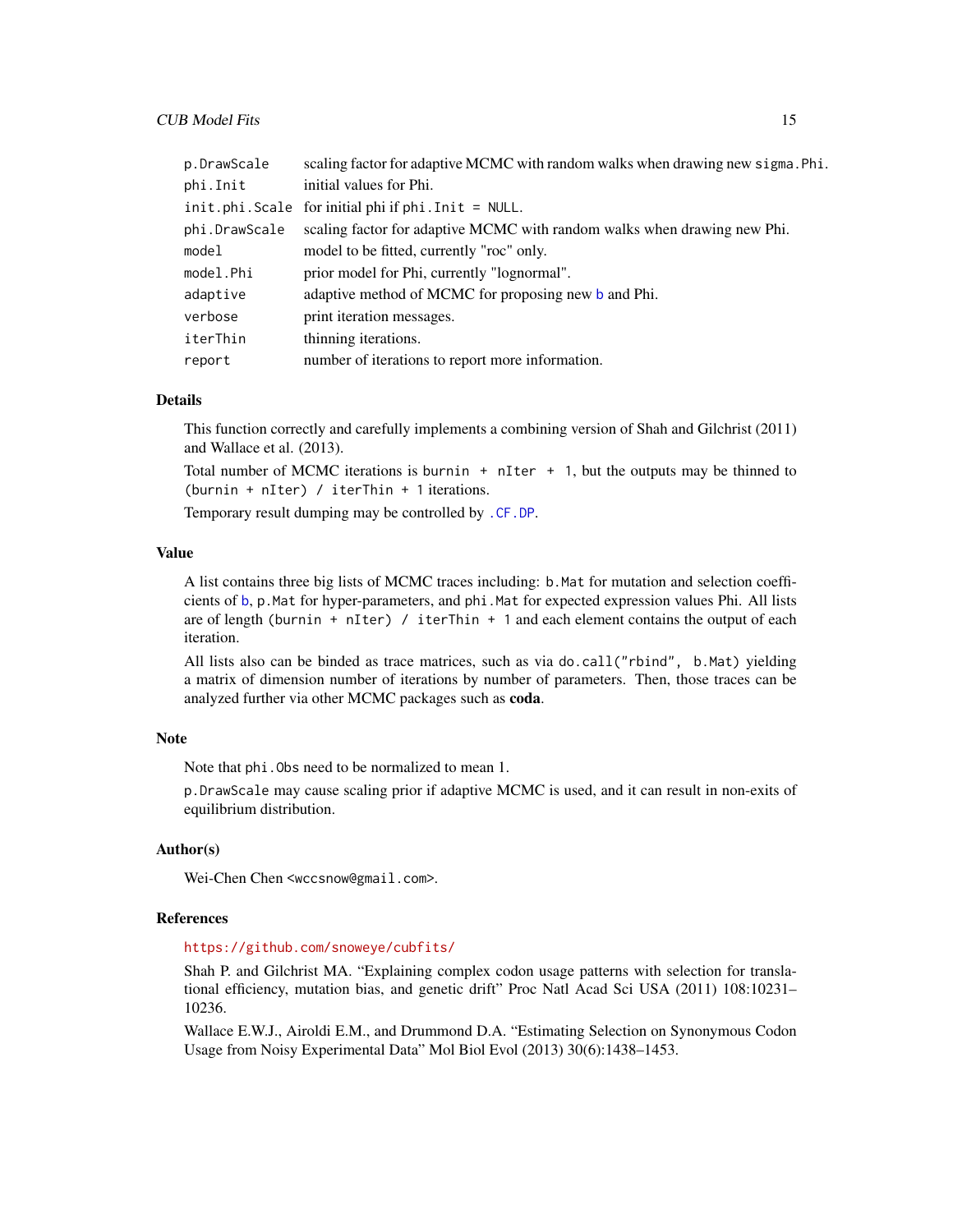| | |
|---|---|
| `p.DrawScale` | scaling factor for adaptive MCMC with random walks when drawing new `sigma.Phi`. |
| `phi.Init` | initial values for Phi. |
| `init.phi.Scale` | for initial phi if `phi.Init = NULL`. |
| `phi.DrawScale` | scaling factor for adaptive MCMC with random walks when drawing new Phi. |
| `model` | model to be fitted, currently "roc" only. |
| `model.Phi` | prior model for Phi, currently "lognormal". |
| `adaptive` | adaptive method of MCMC for proposing new `b` and Phi. |
| `verbose` | print iteration messages. |
| `iterThin` | thinning iterations. |
| `report` | number of iterations to report more information. |

## Details

This function correctly and carefully implements a combining version of Shah and Gilchrist (2011) and Wallace et al. (2013).

Total number of MCMC iterations is `burnin + nIter + 1`, but the outputs may be thinned to `(burnin + nIter) / iterThin + 1` iterations.

Temporary result dumping may be controlled by `.CF.DP`.

## Value

A list contains three big lists of MCMC traces including: `b.Mat` for mutation and selection coefficients of `b`, `p.Mat` for hyper-parameters, and `phi.Mat` for expected expression values Phi. All lists are of length `(burnin + nIter) / iterThin + 1` and each element contains the output of each iteration.

All lists also can be binded as trace matrices, such as via `do.call("rbind", b.Mat)` yielding a matrix of dimension number of iterations by number of parameters. Then, those traces can be analyzed further via other MCMC packages such as **coda**.

## Note

Note that `phi.Obs` need to be normalized to mean 1.

`p.DrawScale` may cause scaling prior if adaptive MCMC is used, and it can result in non-exits of equilibrium distribution.

## Author(s)

Wei-Chen Chen <wccsnow@gmail.com>.

## References

https://github.com/snoweye/cubfits/

Shah P. and Gilchrist MA. "Explaining complex codon usage patterns with selection for translational efficiency, mutation bias, and genetic drift" Proc Natl Acad Sci USA (2011) 108:10231–10236.

Wallace E.W.J., Airoldi E.M., and Drummond D.A. "Estimating Selection on Synonymous Codon Usage from Noisy Experimental Data" Mol Biol Evol (2013) 30(6):1438–1453.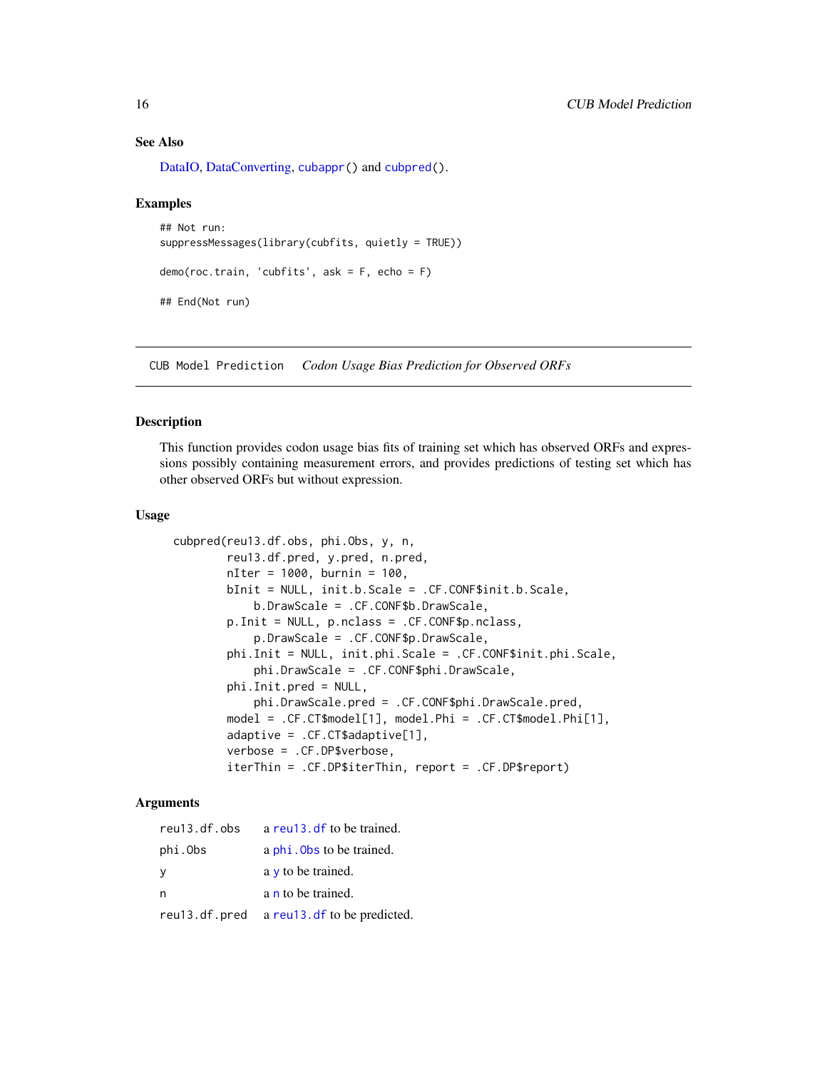### See Also

DataIO, DataConverting, `cubappr()` and `cubpred()`.

### Examples

```
## Not run:
suppressMessages(library(cubfits, quietly = TRUE))

demo(roc.train, 'cubfits', ask = F, echo = F)

## End(Not run)
```

---

## CUB Model Prediction    *Codon Usage Bias Prediction for Observed ORFs*

---

### Description

This function provides codon usage bias fits of training set which has observed ORFs and expressions possibly containing measurement errors, and provides predictions of testing set which has other observed ORFs but without expression.

### Usage

```
cubpred(reu13.df.obs, phi.Obs, y, n,
        reu13.df.pred, y.pred, n.pred,
        nIter = 1000, burnin = 100,
        bInit = NULL, init.b.Scale = .CF.CONF$init.b.Scale,
            b.DrawScale = .CF.CONF$b.DrawScale,
        p.Init = NULL, p.nclass = .CF.CONF$p.nclass,
            p.DrawScale = .CF.CONF$p.DrawScale,
        phi.Init = NULL, init.phi.Scale = .CF.CONF$init.phi.Scale,
            phi.DrawScale = .CF.CONF$phi.DrawScale,
        phi.Init.pred = NULL,
            phi.DrawScale.pred = .CF.CONF$phi.DrawScale.pred,
        model = .CF.CT$model[1], model.Phi = .CF.CT$model.Phi[1],
        adaptive = .CF.CT$adaptive[1],
        verbose = .CF.DP$verbose,
        iterThin = .CF.DP$iterThin, report = .CF.DP$report)
```

### Arguments

| | |
|---|---|
| `reu13.df.obs` | a `reu13.df` to be trained. |
| `phi.Obs` | a `phi.Obs` to be trained. |
| `y` | a `y` to be trained. |
| `n` | a `n` to be trained. |
| `reu13.df.pred` | a `reu13.df` to be predicted. |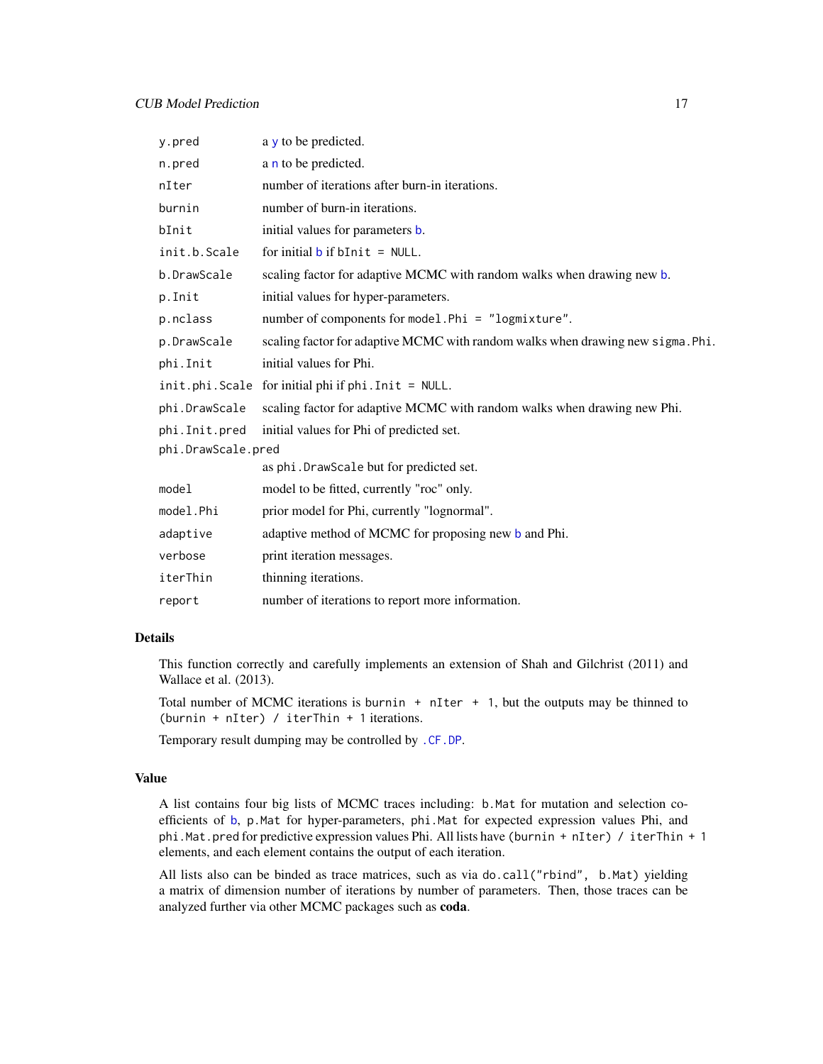| | |
|---|---|
| `y.pred` | a y to be predicted. |
| `n.pred` | a n to be predicted. |
| `nIter` | number of iterations after burn-in iterations. |
| `burnin` | number of burn-in iterations. |
| `bInit` | initial values for parameters b. |
| `init.b.Scale` | for initial b if `bInit = NULL`. |
| `b.DrawScale` | scaling factor for adaptive MCMC with random walks when drawing new b. |
| `p.Init` | initial values for hyper-parameters. |
| `p.nclass` | number of components for `model.Phi = "logmixture"`. |
| `p.DrawScale` | scaling factor for adaptive MCMC with random walks when drawing new `sigma.Phi`. |
| `phi.Init` | initial values for Phi. |
| `init.phi.Scale` | for initial phi if `phi.Init = NULL`. |
| `phi.DrawScale` | scaling factor for adaptive MCMC with random walks when drawing new Phi. |
| `phi.Init.pred` | initial values for Phi of predicted set. |
| `phi.DrawScale.pred` | as `phi.DrawScale` but for predicted set. |
| `model` | model to be fitted, currently "roc" only. |
| `model.Phi` | prior model for Phi, currently "lognormal". |
| `adaptive` | adaptive method of MCMC for proposing new b and Phi. |
| `verbose` | print iteration messages. |
| `iterThin` | thinning iterations. |
| `report` | number of iterations to report more information. |

## Details

This function correctly and carefully implements an extension of Shah and Gilchrist (2011) and Wallace et al. (2013).

Total number of MCMC iterations is `burnin + nIter + 1`, but the outputs may be thinned to `(burnin + nIter) / iterThin + 1` iterations.

Temporary result dumping may be controlled by `.CF.DP`.

## Value

A list contains four big lists of MCMC traces including: `b.Mat` for mutation and selection coefficients of b, `p.Mat` for hyper-parameters, `phi.Mat` for expected expression values Phi, and `phi.Mat.pred` for predictive expression values Phi. All lists have `(burnin + nIter) / iterThin + 1` elements, and each element contains the output of each iteration.

All lists also can be binded as trace matrices, such as via `do.call("rbind", b.Mat)` yielding a matrix of dimension number of iterations by number of parameters. Then, those traces can be analyzed further via other MCMC packages such as **coda**.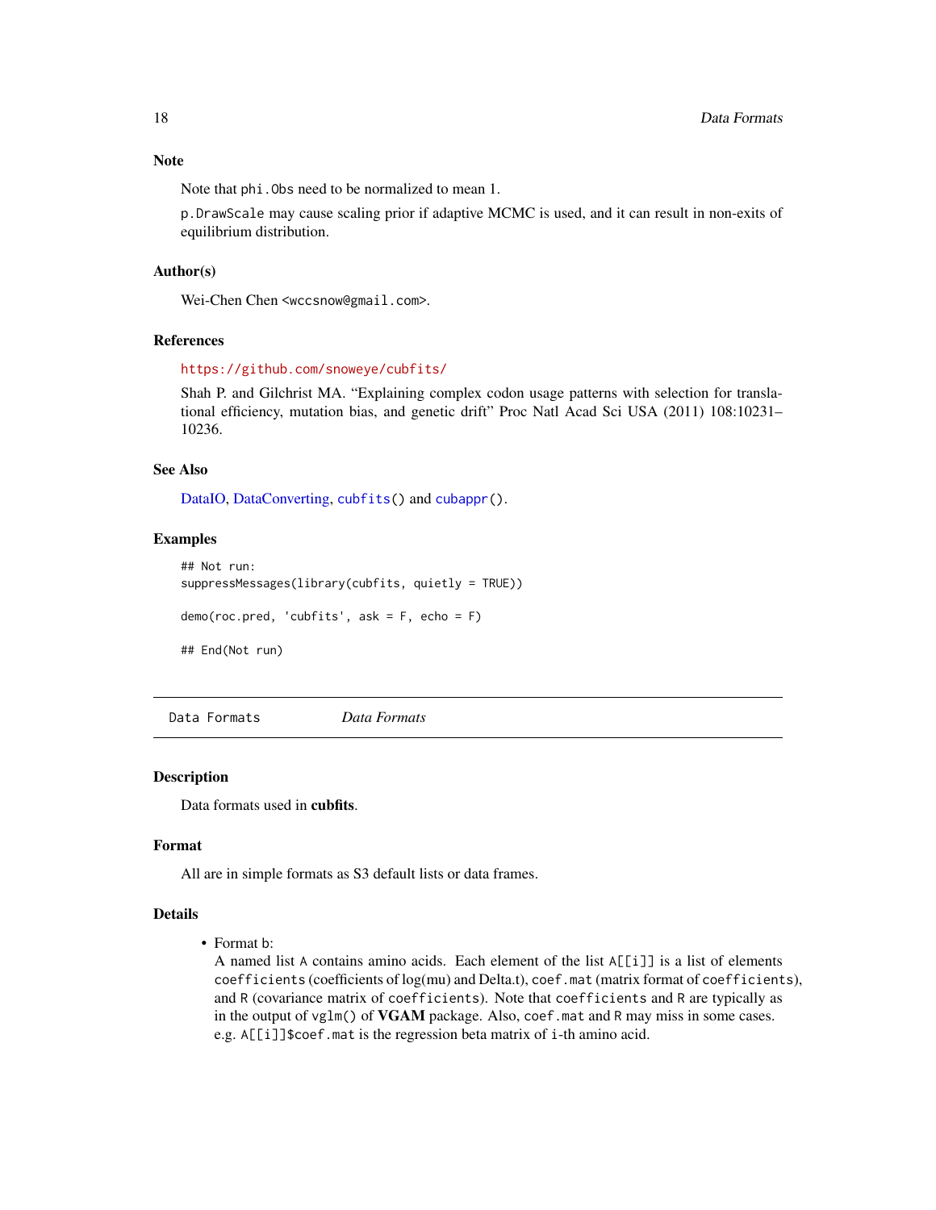### Note

Note that phi.Obs need to be normalized to mean 1.

p.DrawScale may cause scaling prior if adaptive MCMC is used, and it can result in non-exits of equilibrium distribution.

### Author(s)

Wei-Chen Chen <wccsnow@gmail.com>.

### References

https://github.com/snoweye/cubfits/

Shah P. and Gilchrist MA. "Explaining complex codon usage patterns with selection for translational efficiency, mutation bias, and genetic drift" Proc Natl Acad Sci USA (2011) 108:10231–10236.

### See Also

DataIO, DataConverting, cubfits() and cubappr().

### Examples

```
## Not run:
suppressMessages(library(cubfits, quietly = TRUE))

demo(roc.pred, 'cubfits', ask = F, echo = F)

## End(Not run)
```

---

## Data Formats — *Data Formats*

### Description

Data formats used in **cubfits**.

### Format

All are in simple formats as S3 default lists or data frames.

### Details

- Format b:
  A named list A contains amino acids. Each element of the list A[[i]] is a list of elements coefficients (coefficients of log(mu) and Delta.t), coef.mat (matrix format of coefficients), and R (covariance matrix of coefficients). Note that coefficients and R are typically as in the output of vglm() of **VGAM** package. Also, coef.mat and R may miss in some cases. e.g. A[[i]]$coef.mat is the regression beta matrix of i-th amino acid.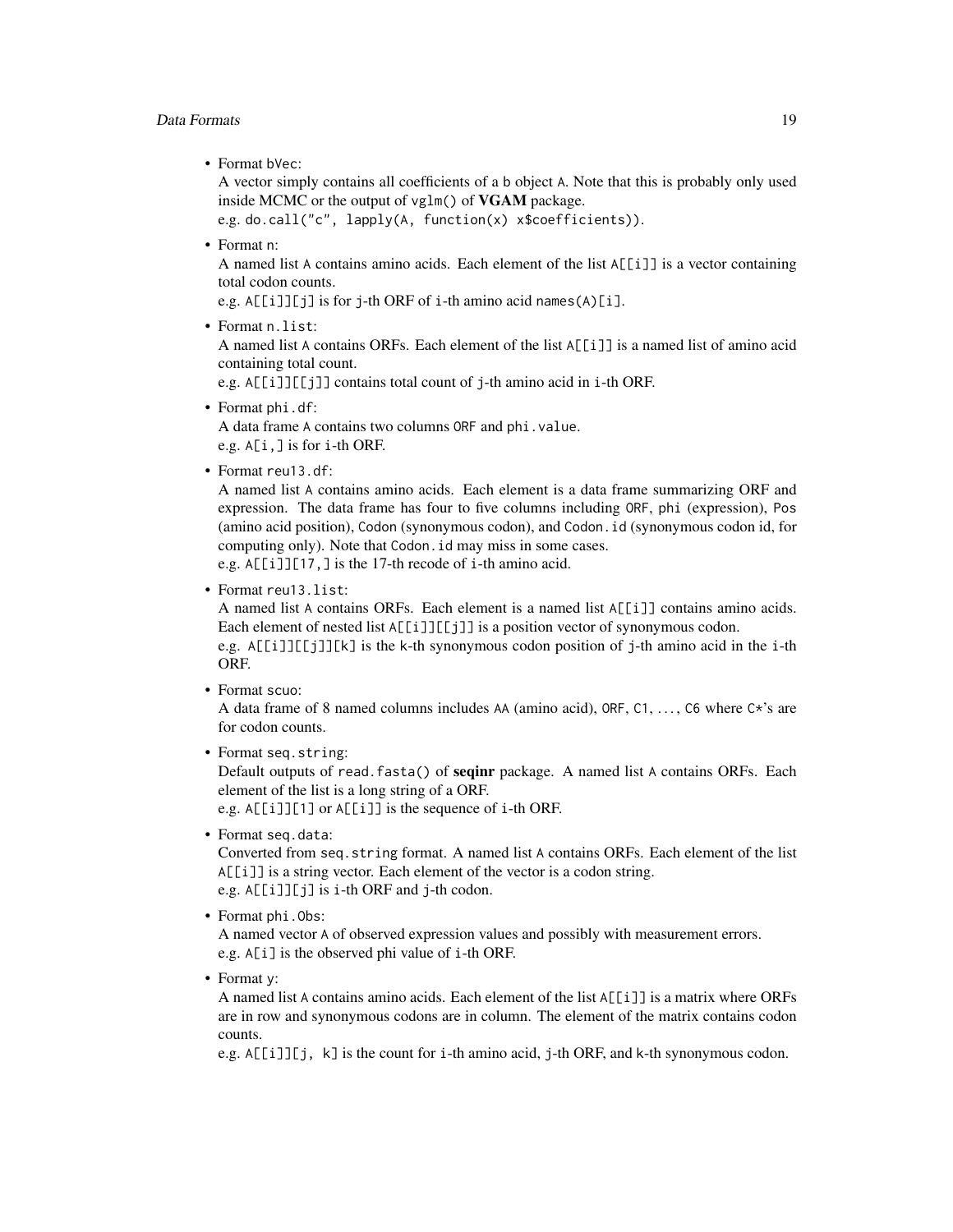- Format `bVec`:
  A vector simply contains all coefficients of a `b` object `A`. Note that this is probably only used inside MCMC or the output of `vglm()` of **VGAM** package.
  e.g. `do.call("c", lapply(A, function(x) x$coefficients))`.

- Format `n`:
  A named list `A` contains amino acids. Each element of the list `A[[i]]` is a vector containing total codon counts.
  e.g. `A[[i]][j]` is for `j`-th ORF of `i`-th amino acid `names(A)[i]`.

- Format `n.list`:
  A named list `A` contains ORFs. Each element of the list `A[[i]]` is a named list of amino acid containing total count.
  e.g. `A[[i]][[j]]` contains total count of `j`-th amino acid in `i`-th ORF.

- Format `phi.df`:
  A data frame `A` contains two columns `ORF` and `phi.value`.
  e.g. `A[i,]` is for `i`-th ORF.

- Format `reu13.df`:
  A named list `A` contains amino acids. Each element is a data frame summarizing ORF and expression. The data frame has four to five columns including `ORF`, `phi` (expression), `Pos` (amino acid position), `Codon` (synonymous codon), and `Codon.id` (synonymous codon id, for computing only). Note that `Codon.id` may miss in some cases.
  e.g. `A[[i]][17,]` is the 17-th recode of `i`-th amino acid.

- Format `reu13.list`:
  A named list `A` contains ORFs. Each element is a named list `A[[i]]` contains amino acids. Each element of nested list `A[[i]][[j]]` is a position vector of synonymous codon.
  e.g. `A[[i]][[j]][k]` is the `k`-th synonymous codon position of `j`-th amino acid in the `i`-th ORF.

- Format `scuo`:
  A data frame of 8 named columns includes `AA` (amino acid), `ORF`, `C1`, ..., `C6` where `C*`'s are for codon counts.

- Format `seq.string`:
  Default outputs of `read.fasta()` of **seqinr** package. A named list `A` contains ORFs. Each element of the list is a long string of a ORF.
  e.g. `A[[i]][1]` or `A[[i]]` is the sequence of `i`-th ORF.

- Format `seq.data`:
  Converted from `seq.string` format. A named list `A` contains ORFs. Each element of the list `A[[i]]` is a string vector. Each element of the vector is a codon string.
  e.g. `A[[i]][j]` is `i`-th ORF and `j`-th codon.

- Format `phi.Obs`:
  A named vector `A` of observed expression values and possibly with measurement errors.
  e.g. `A[i]` is the observed phi value of `i`-th ORF.

- Format `y`:
  A named list `A` contains amino acids. Each element of the list `A[[i]]` is a matrix where ORFs are in row and synonymous codons are in column. The element of the matrix contains codon counts.
  e.g. `A[[i]][j, k]` is the count for `i`-th amino acid, `j`-th ORF, and `k`-th synonymous codon.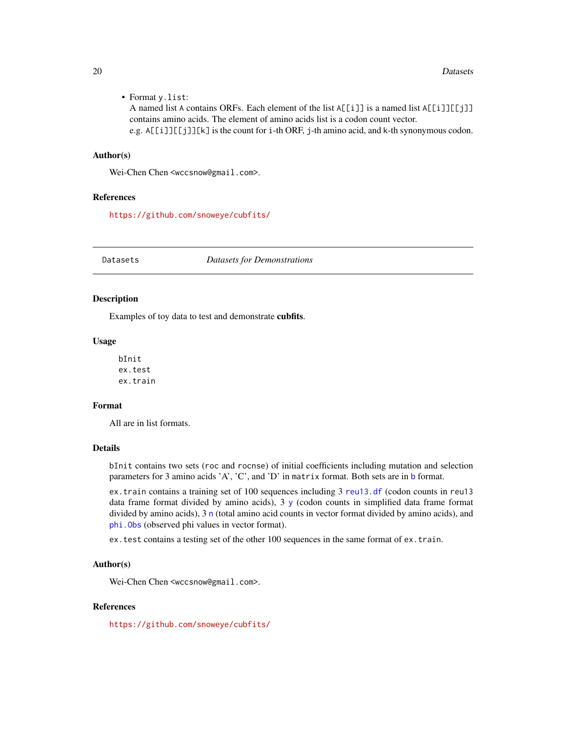- Format `y.list`:
  A named list `A` contains ORFs. Each element of the list `A[[i]]` is a named list `A[[i]][[j]]` contains amino acids. The element of amino acids list is a codon count vector.
  e.g. `A[[i]][[j]][k]` is the count for `i`-th ORF, `j`-th amino acid, and `k`-th synonymous codon.

### Author(s)

Wei-Chen Chen <wccsnow@gmail.com>.

### References

https://github.com/snoweye/cubfits/

---

## Datasets — *Datasets for Demonstrations*

---

### Description

Examples of toy data to test and demonstrate **cubfits**.

### Usage

```
bInit
ex.test
ex.train
```

### Format

All are in list formats.

### Details

`bInit` contains two sets (`roc` and `rocnse`) of initial coefficients including mutation and selection parameters for 3 amino acids 'A', 'C', and 'D' in `matrix` format. Both sets are in `b` format.

`ex.train` contains a training set of 100 sequences including 3 `reu13.df` (codon counts in `reu13` data frame format divided by amino acids), 3 `y` (codon counts in simplified data frame format divided by amino acids), 3 `n` (total amino acid counts in vector format divided by amino acids), and `phi.Obs` (observed phi values in vector format).

`ex.test` contains a testing set of the other 100 sequences in the same format of `ex.train`.

### Author(s)

Wei-Chen Chen <wccsnow@gmail.com>.

### References

https://github.com/snoweye/cubfits/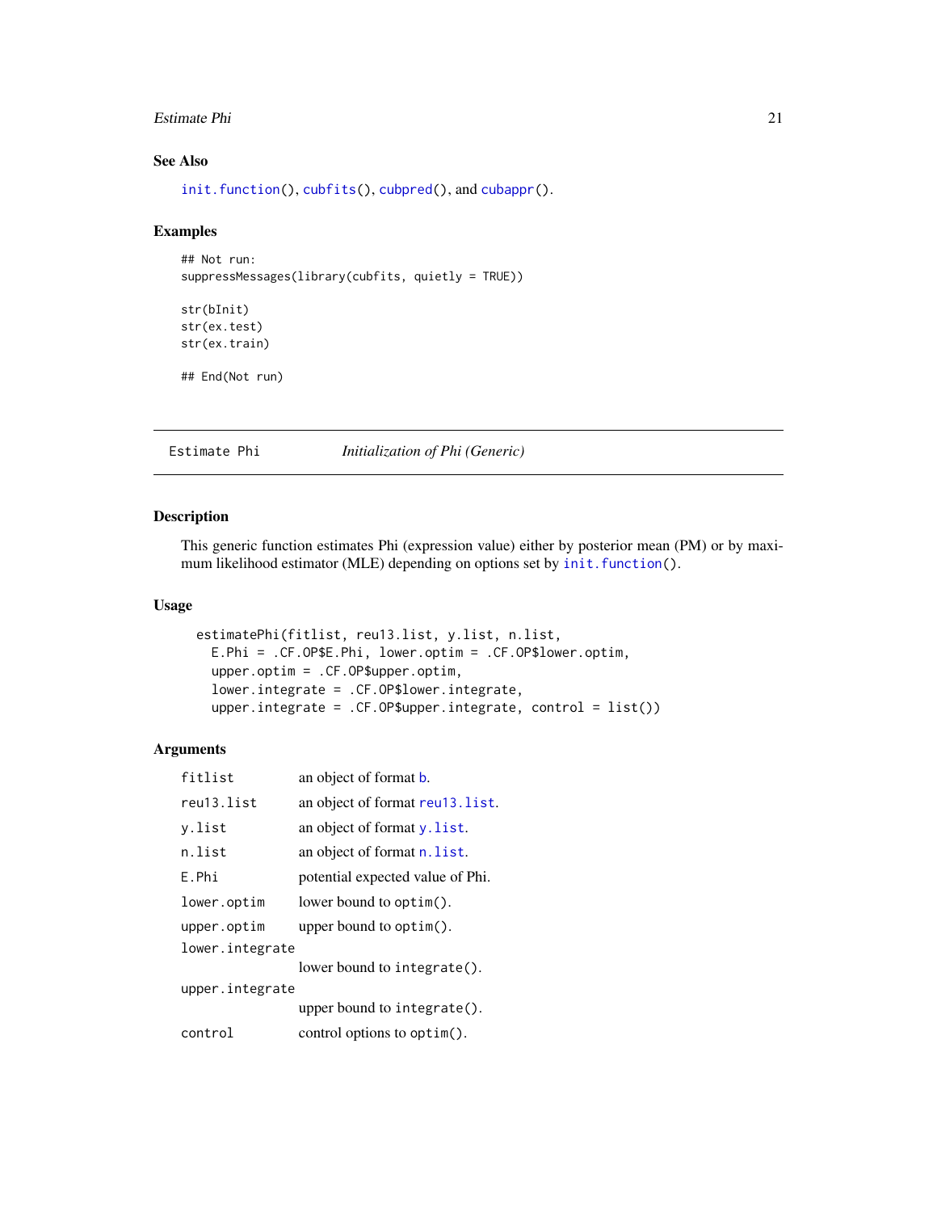## See Also

init.function(), cubfits(), cubpred(), and cubappr().

## Examples

```
## Not run:
suppressMessages(library(cubfits, quietly = TRUE))

str(bInit)
str(ex.test)
str(ex.train)

## End(Not run)
```

---

# Estimate Phi — *Initialization of Phi (Generic)*

---

## Description

This generic function estimates Phi (expression value) either by posterior mean (PM) or by maximum likelihood estimator (MLE) depending on options set by init.function().

## Usage

```
estimatePhi(fitlist, reu13.list, y.list, n.list,
  E.Phi = .CF.OP$E.Phi, lower.optim = .CF.OP$lower.optim,
  upper.optim = .CF.OP$upper.optim,
  lower.integrate = .CF.OP$lower.integrate,
  upper.integrate = .CF.OP$upper.integrate, control = list())
```

## Arguments

| | |
|---|---|
| `fitlist` | an object of format b. |
| `reu13.list` | an object of format reu13.list. |
| `y.list` | an object of format y.list. |
| `n.list` | an object of format n.list. |
| `E.Phi` | potential expected value of Phi. |
| `lower.optim` | lower bound to `optim()`. |
| `upper.optim` | upper bound to `optim()`. |
| `lower.integrate` | lower bound to `integrate()`. |
| `upper.integrate` | upper bound to `integrate()`. |
| `control` | control options to `optim()`. |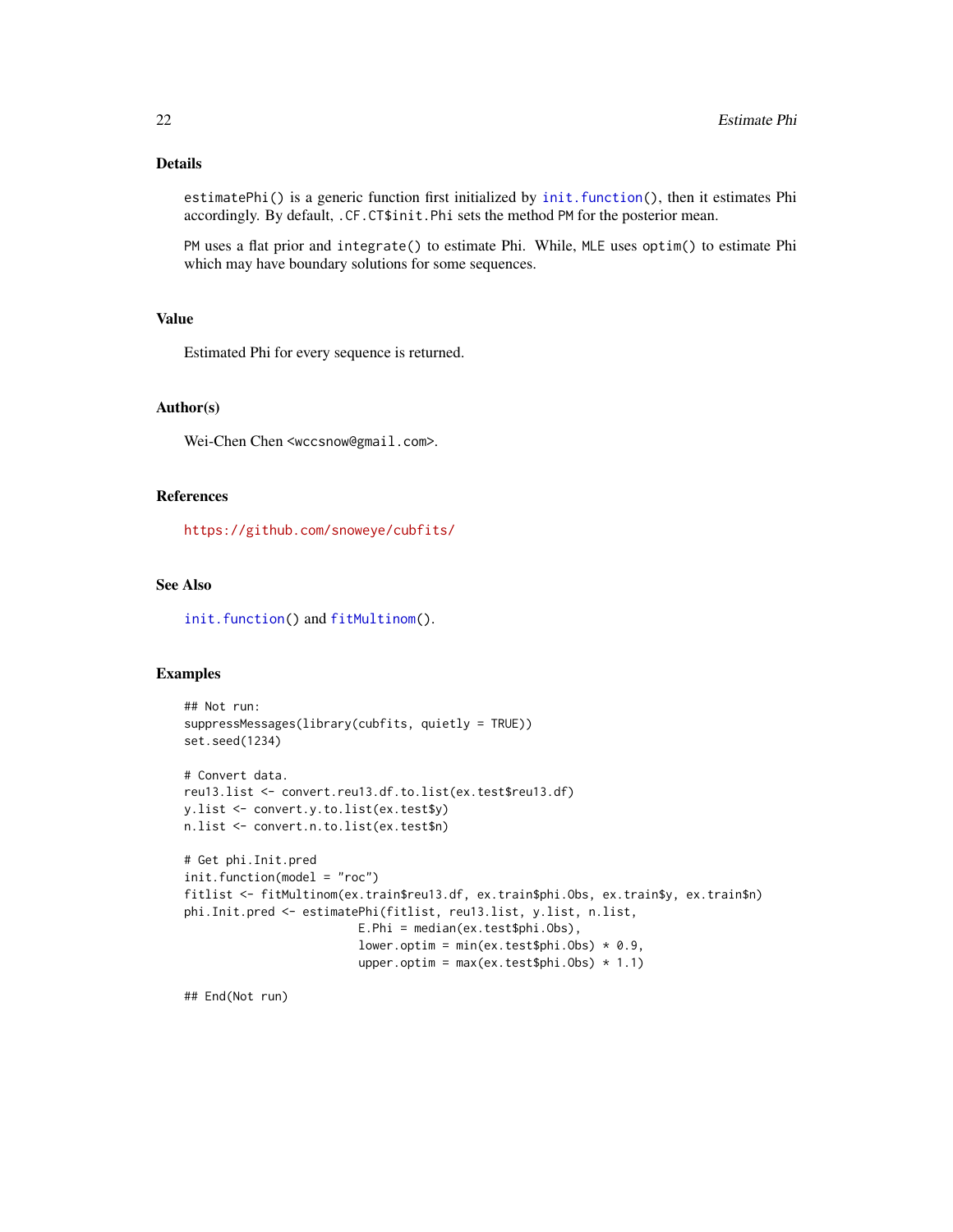## Details

`estimatePhi()` is a generic function first initialized by `init.function()`, then it estimates Phi accordingly. By default, `.CF.CT$init.Phi` sets the method `PM` for the posterior mean.

`PM` uses a flat prior and `integrate()` to estimate Phi. While, `MLE` uses `optim()` to estimate Phi which may have boundary solutions for some sequences.

## Value

Estimated Phi for every sequence is returned.

## Author(s)

Wei-Chen Chen <wccsnow@gmail.com>.

## References

https://github.com/snoweye/cubfits/

## See Also

`init.function()` and `fitMultinom()`.

## Examples

```
## Not run:
suppressMessages(library(cubfits, quietly = TRUE))
set.seed(1234)

# Convert data.
reu13.list <- convert.reu13.df.to.list(ex.test$reu13.df)
y.list <- convert.y.to.list(ex.test$y)
n.list <- convert.n.to.list(ex.test$n)

# Get phi.Init.pred
init.function(model = "roc")
fitlist <- fitMultinom(ex.train$reu13.df, ex.train$phi.Obs, ex.train$y, ex.train$n)
phi.Init.pred <- estimatePhi(fitlist, reu13.list, y.list, n.list,
                        E.Phi = median(ex.test$phi.Obs),
                        lower.optim = min(ex.test$phi.Obs) * 0.9,
                        upper.optim = max(ex.test$phi.Obs) * 1.1)

## End(Not run)
```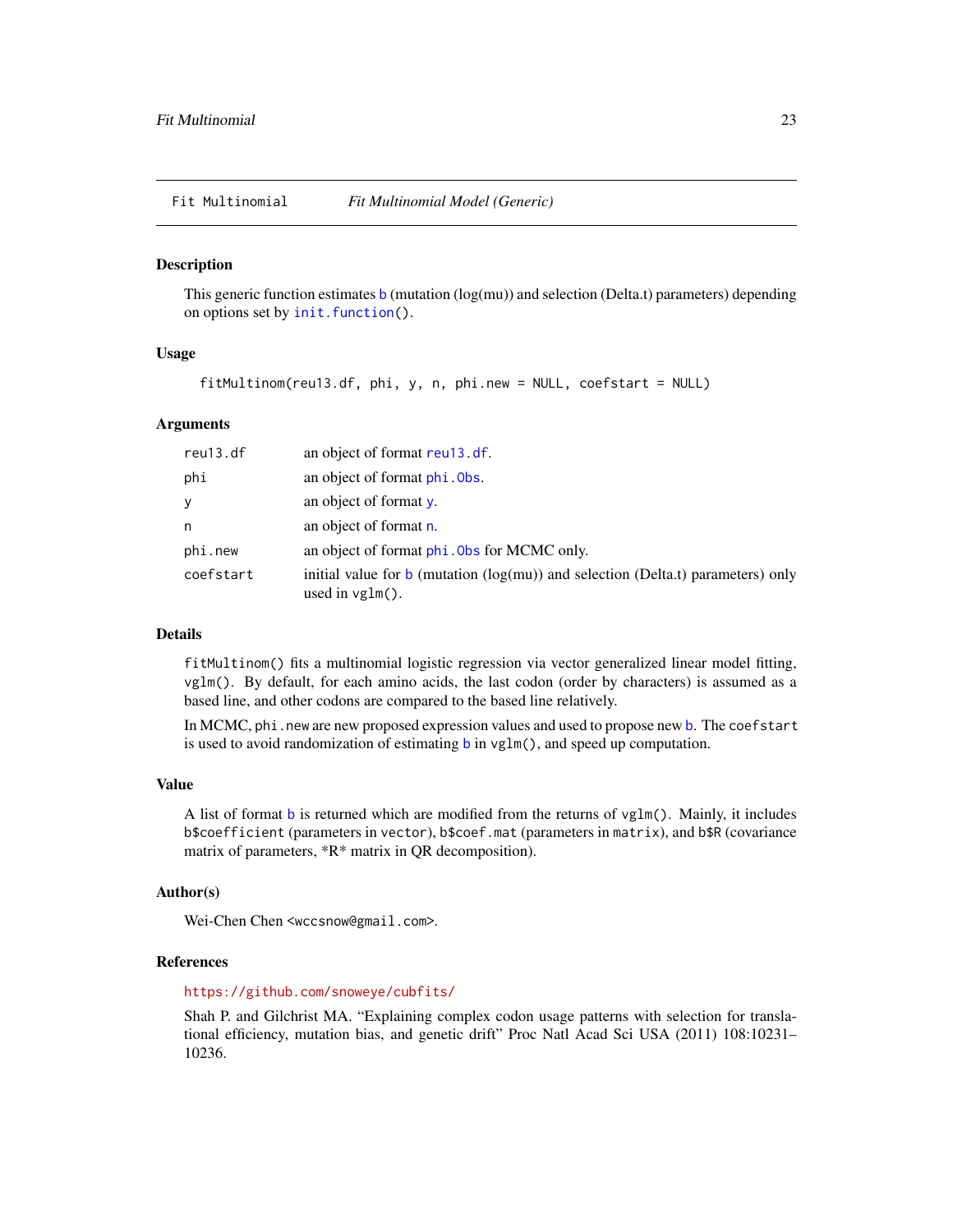Fit Multinomial &nbsp;&nbsp;&nbsp;&nbsp; *Fit Multinomial Model (Generic)*

## Description

This generic function estimates b (mutation (log(mu)) and selection (Delta.t) parameters) depending on options set by `init.function()`.

## Usage

```
fitMultinom(reu13.df, phi, y, n, phi.new = NULL, coefstart = NULL)
```

## Arguments

| | |
|---|---|
| `reu13.df` | an object of format `reu13.df`. |
| `phi` | an object of format `phi.Obs`. |
| `y` | an object of format `y`. |
| `n` | an object of format `n`. |
| `phi.new` | an object of format `phi.Obs` for MCMC only. |
| `coefstart` | initial value for b (mutation (log(mu)) and selection (Delta.t) parameters) only used in `vglm()`. |

## Details

`fitMultinom()` fits a multinomial logistic regression via vector generalized linear model fitting, `vglm()`. By default, for each amino acids, the last codon (order by characters) is assumed as a based line, and other codons are compared to the based line relatively.

In MCMC, `phi.new` are new proposed expression values and used to propose new b. The `coefstart` is used to avoid randomization of estimating b in `vglm()`, and speed up computation.

## Value

A list of format b is returned which are modified from the returns of `vglm()`. Mainly, it includes `b$coefficient` (parameters in `vector`), `b$coef.mat` (parameters in `matrix`), and `b$R` (covariance matrix of parameters, *R* matrix in QR decomposition).

## Author(s)

Wei-Chen Chen <`wccsnow@gmail.com`>.

## References

https://github.com/snoweye/cubfits/

Shah P. and Gilchrist MA. "Explaining complex codon usage patterns with selection for translational efficiency, mutation bias, and genetic drift" Proc Natl Acad Sci USA (2011) 108:10231–10236.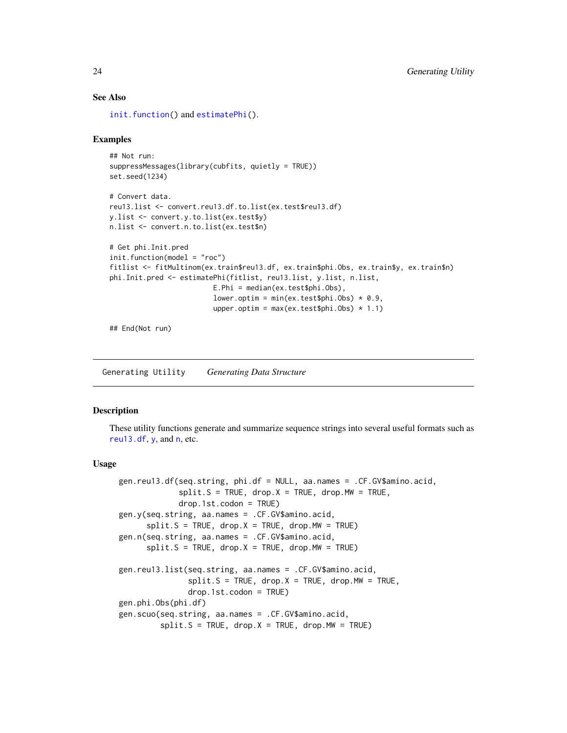### See Also

init.function() and estimatePhi().

### Examples

```
## Not run:
suppressMessages(library(cubfits, quietly = TRUE))
set.seed(1234)

# Convert data.
reu13.list <- convert.reu13.df.to.list(ex.test$reu13.df)
y.list <- convert.y.to.list(ex.test$y)
n.list <- convert.n.to.list(ex.test$n)

# Get phi.Init.pred
init.function(model = "roc")
fitlist <- fitMultinom(ex.train$reu13.df, ex.train$phi.Obs, ex.train$y, ex.train$n)
phi.Init.pred <- estimatePhi(fitlist, reu13.list, y.list, n.list,
                        E.Phi = median(ex.test$phi.Obs),
                        lower.optim = min(ex.test$phi.Obs) * 0.9,
                        upper.optim = max(ex.test$phi.Obs) * 1.1)

## End(Not run)
```

---

## Generating Utility *Generating Data Structure*

---

### Description

These utility functions generate and summarize sequence strings into several useful formats such as reu13.df, y, and n, etc.

### Usage

```
gen.reu13.df(seq.string, phi.df = NULL, aa.names = .CF.GV$amino.acid,
             split.S = TRUE, drop.X = TRUE, drop.MW = TRUE,
             drop.1st.codon = TRUE)
gen.y(seq.string, aa.names = .CF.GV$amino.acid,
      split.S = TRUE, drop.X = TRUE, drop.MW = TRUE)
gen.n(seq.string, aa.names = .CF.GV$amino.acid,
      split.S = TRUE, drop.X = TRUE, drop.MW = TRUE)

gen.reu13.list(seq.string, aa.names = .CF.GV$amino.acid,
               split.S = TRUE, drop.X = TRUE, drop.MW = TRUE,
               drop.1st.codon = TRUE)
gen.phi.Obs(phi.df)
gen.scuo(seq.string, aa.names = .CF.GV$amino.acid,
         split.S = TRUE, drop.X = TRUE, drop.MW = TRUE)
```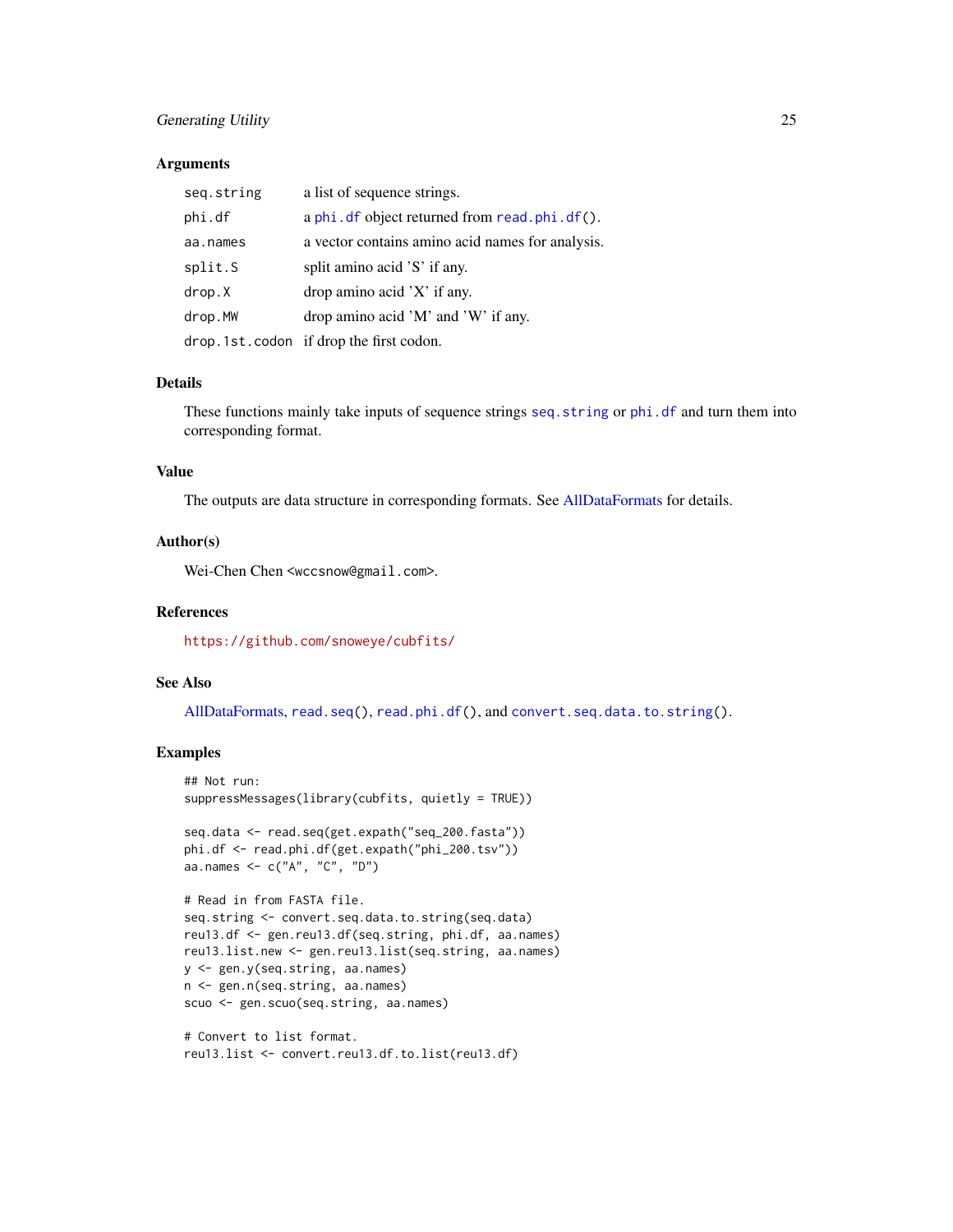### Arguments

| | |
|---|---|
| seq.string | a list of sequence strings. |
| phi.df | a `phi.df` object returned from `read.phi.df()`. |
| aa.names | a vector contains amino acid names for analysis. |
| split.S | split amino acid 'S' if any. |
| drop.X | drop amino acid 'X' if any. |
| drop.MW | drop amino acid 'M' and 'W' if any. |
| drop.1st.codon | if drop the first codon. |

### Details

These functions mainly take inputs of sequence strings `seq.string` or `phi.df` and turn them into corresponding format.

### Value

The outputs are data structure in corresponding formats. See AllDataFormats for details.

### Author(s)

Wei-Chen Chen <wccsnow@gmail.com>.

### References

https://github.com/snoweye/cubfits/

### See Also

AllDataFormats, `read.seq()`, `read.phi.df()`, and `convert.seq.data.to.string()`.

### Examples

```
## Not run:
suppressMessages(library(cubfits, quietly = TRUE))

seq.data <- read.seq(get.expath("seq_200.fasta"))
phi.df <- read.phi.df(get.expath("phi_200.tsv"))
aa.names <- c("A", "C", "D")

# Read in from FASTA file.
seq.string <- convert.seq.data.to.string(seq.data)
reu13.df <- gen.reu13.df(seq.string, phi.df, aa.names)
reu13.list.new <- gen.reu13.list(seq.string, aa.names)
y <- gen.y(seq.string, aa.names)
n <- gen.n(seq.string, aa.names)
scuo <- gen.scuo(seq.string, aa.names)

# Convert to list format.
reu13.list <- convert.reu13.df.to.list(reu13.df)
```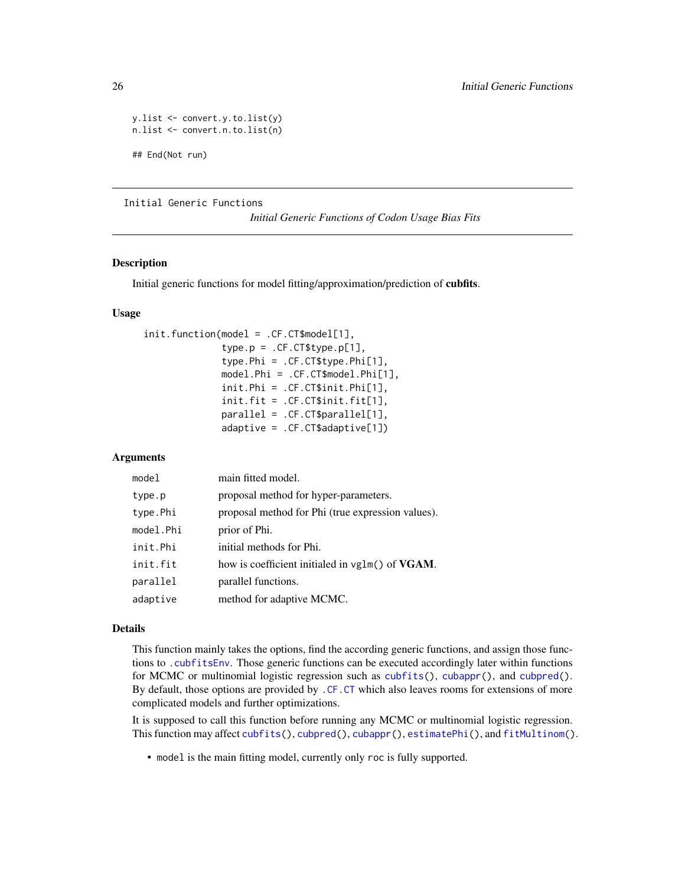```
y.list <- convert.y.to.list(y)
n.list <- convert.n.to.list(n)

## End(Not run)
```

---

Initial Generic Functions

*Initial Generic Functions of Codon Usage Bias Fits*

---

### Description

Initial generic functions for model fitting/approximation/prediction of **cubfits**.

### Usage

```
init.function(model = .CF.CT$model[1],
              type.p = .CF.CT$type.p[1],
              type.Phi = .CF.CT$type.Phi[1],
              model.Phi = .CF.CT$model.Phi[1],
              init.Phi = .CF.CT$init.Phi[1],
              init.fit = .CF.CT$init.fit[1],
              parallel = .CF.CT$parallel[1],
              adaptive = .CF.CT$adaptive[1])
```

### Arguments

| | |
|---|---|
| `model` | main fitted model. |
| `type.p` | proposal method for hyper-parameters. |
| `type.Phi` | proposal method for Phi (true expression values). |
| `model.Phi` | prior of Phi. |
| `init.Phi` | initial methods for Phi. |
| `init.fit` | how is coefficient initialed in `vglm()` of **VGAM**. |
| `parallel` | parallel functions. |
| `adaptive` | method for adaptive MCMC. |

### Details

This function mainly takes the options, find the according generic functions, and assign those functions to `.cubfitsEnv`. Those generic functions can be executed accordingly later within functions for MCMC or multinomial logistic regression such as `cubfits()`, `cubappr()`, and `cubpred()`. By default, those options are provided by `.CF.CT` which also leaves rooms for extensions of more complicated models and further optimizations.

It is supposed to call this function before running any MCMC or multinomial logistic regression. This function may affect `cubfits()`, `cubpred()`, `cubappr()`, `estimatePhi()`, and `fitMultinom()`.

- `model` is the main fitting model, currently only `roc` is fully supported.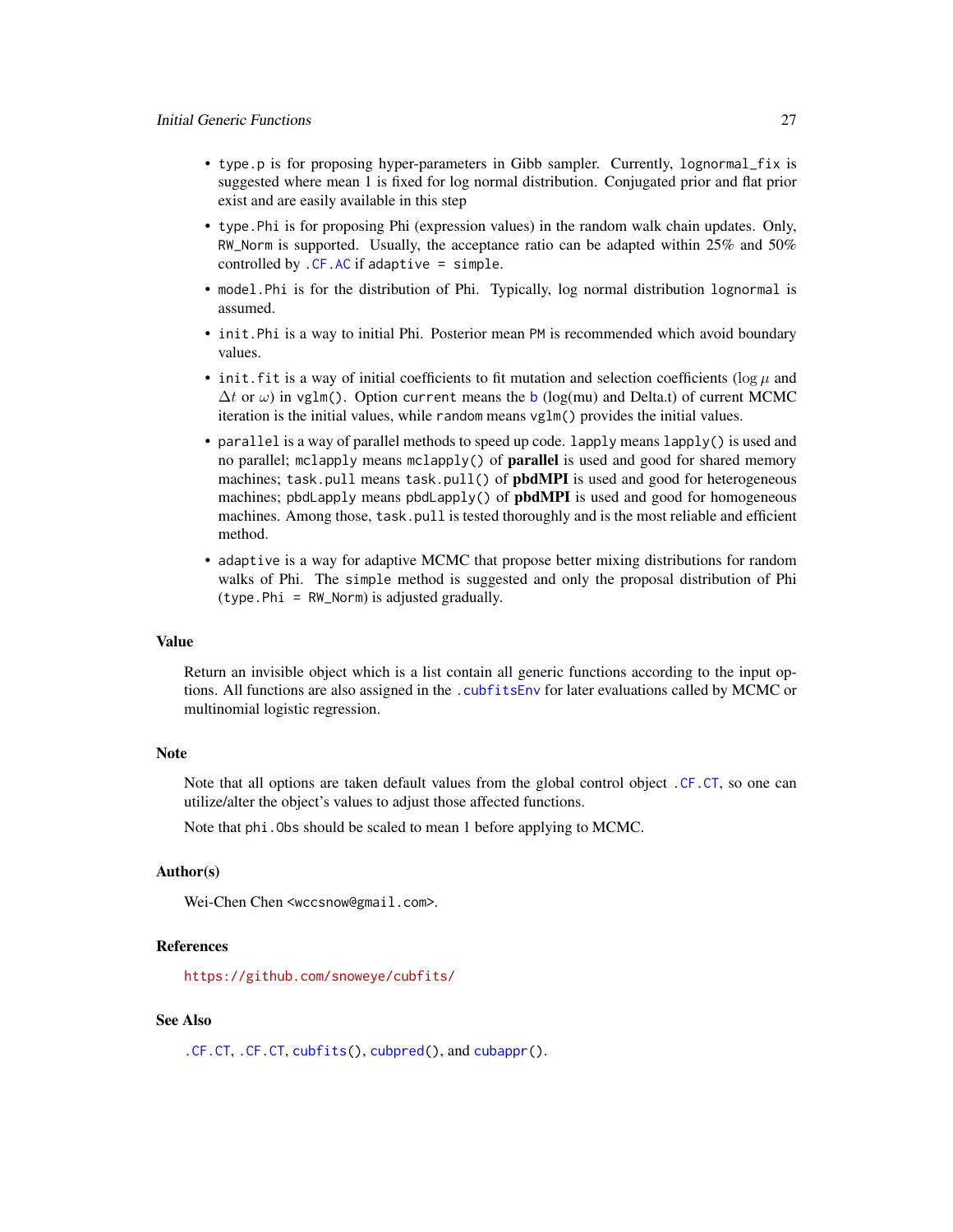- `type.p` is for proposing hyper-parameters in Gibb sampler. Currently, `lognormal_fix` is suggested where mean 1 is fixed for log normal distribution. Conjugated prior and flat prior exist and are easily available in this step
- `type.Phi` is for proposing Phi (expression values) in the random walk chain updates. Only, `RW_Norm` is supported. Usually, the acceptance ratio can be adapted within 25% and 50% controlled by `.CF.AC` if `adaptive = simple`.
- `model.Phi` is for the distribution of Phi. Typically, log normal distribution `lognormal` is assumed.
- `init.Phi` is a way to initial Phi. Posterior mean `PM` is recommended which avoid boundary values.
- `init.fit` is a way of initial coefficients to fit mutation and selection coefficients ($\log \mu$ and $\Delta t$ or $\omega$) in `vglm()`. Option `current` means the `b` (log(mu) and Delta.t) of current MCMC iteration is the initial values, while `random` means `vglm()` provides the initial values.
- `parallel` is a way of parallel methods to speed up code. `lapply` means `lapply()` is used and no parallel; `mclapply` means `mclapply()` of **parallel** is used and good for shared memory machines; `task.pull` means `task.pull()` of **pbdMPI** is used and good for heterogeneous machines; `pbdLapply` means `pbdLapply()` of **pbdMPI** is used and good for homogeneous machines. Among those, `task.pull` is tested thoroughly and is the most reliable and efficient method.
- `adaptive` is a way for adaptive MCMC that propose better mixing distributions for random walks of Phi. The `simple` method is suggested and only the proposal distribution of Phi (`type.Phi = RW_Norm`) is adjusted gradually.

## Value

Return an invisible object which is a list contain all generic functions according to the input options. All functions are also assigned in the `.cubfitsEnv` for later evaluations called by MCMC or multinomial logistic regression.

## Note

Note that all options are taken default values from the global control object `.CF.CT`, so one can utilize/alter the object's values to adjust those affected functions.

Note that `phi.Obs` should be scaled to mean 1 before applying to MCMC.

## Author(s)

Wei-Chen Chen <wccsnow@gmail.com>.

## References

https://github.com/snoweye/cubfits/

## See Also

`.CF.CT`, `.CF.CT`, `cubfits()`, `cubpred()`, and `cubappr()`.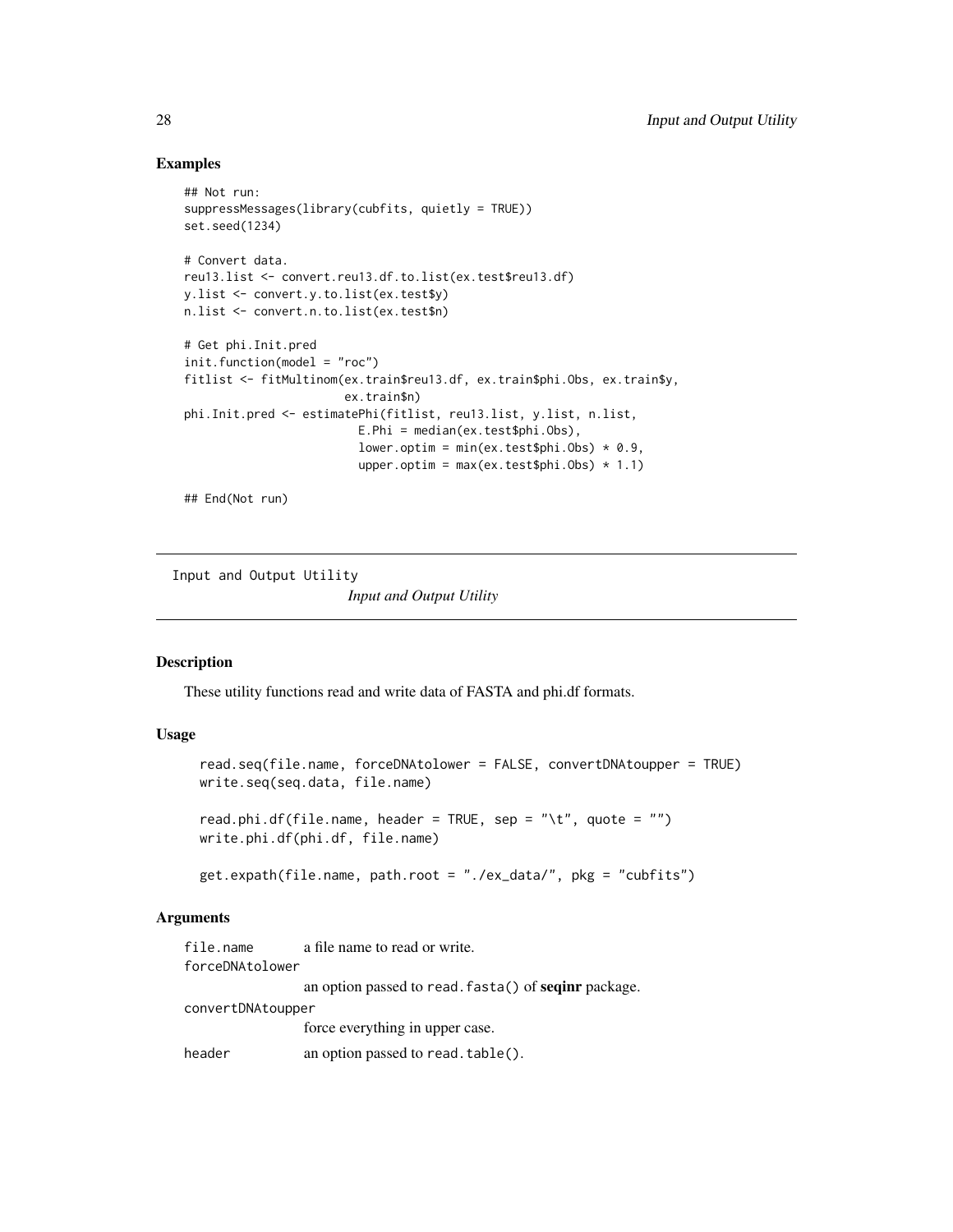### Examples

```
## Not run:
suppressMessages(library(cubfits, quietly = TRUE))
set.seed(1234)

# Convert data.
reu13.list <- convert.reu13.df.to.list(ex.test$reu13.df)
y.list <- convert.y.to.list(ex.test$y)
n.list <- convert.n.to.list(ex.test$n)

# Get phi.Init.pred
init.function(model = "roc")
fitlist <- fitMultinom(ex.train$reu13.df, ex.train$phi.Obs, ex.train$y,
                       ex.train$n)
phi.Init.pred <- estimatePhi(fitlist, reu13.list, y.list, n.list,
                         E.Phi = median(ex.test$phi.Obs),
                         lower.optim = min(ex.test$phi.Obs) * 0.9,
                         upper.optim = max(ex.test$phi.Obs) * 1.1)

## End(Not run)
```

---

## Input and Output Utility

*Input and Output Utility*

---

### Description

These utility functions read and write data of FASTA and phi.df formats.

### Usage

```
read.seq(file.name, forceDNAtolower = FALSE, convertDNAtoupper = TRUE)
write.seq(seq.data, file.name)

read.phi.df(file.name, header = TRUE, sep = "\t", quote = "")
write.phi.df(phi.df, file.name)

get.expath(file.name, path.root = "./ex_data/", pkg = "cubfits")
```

### Arguments

| | |
|---|---|
| `file.name` | a file name to read or write. |
| `forceDNAtolower` | an option passed to `read.fasta()` of **seqinr** package. |
| `convertDNAtoupper` | force everything in upper case. |
| `header` | an option passed to `read.table()`. |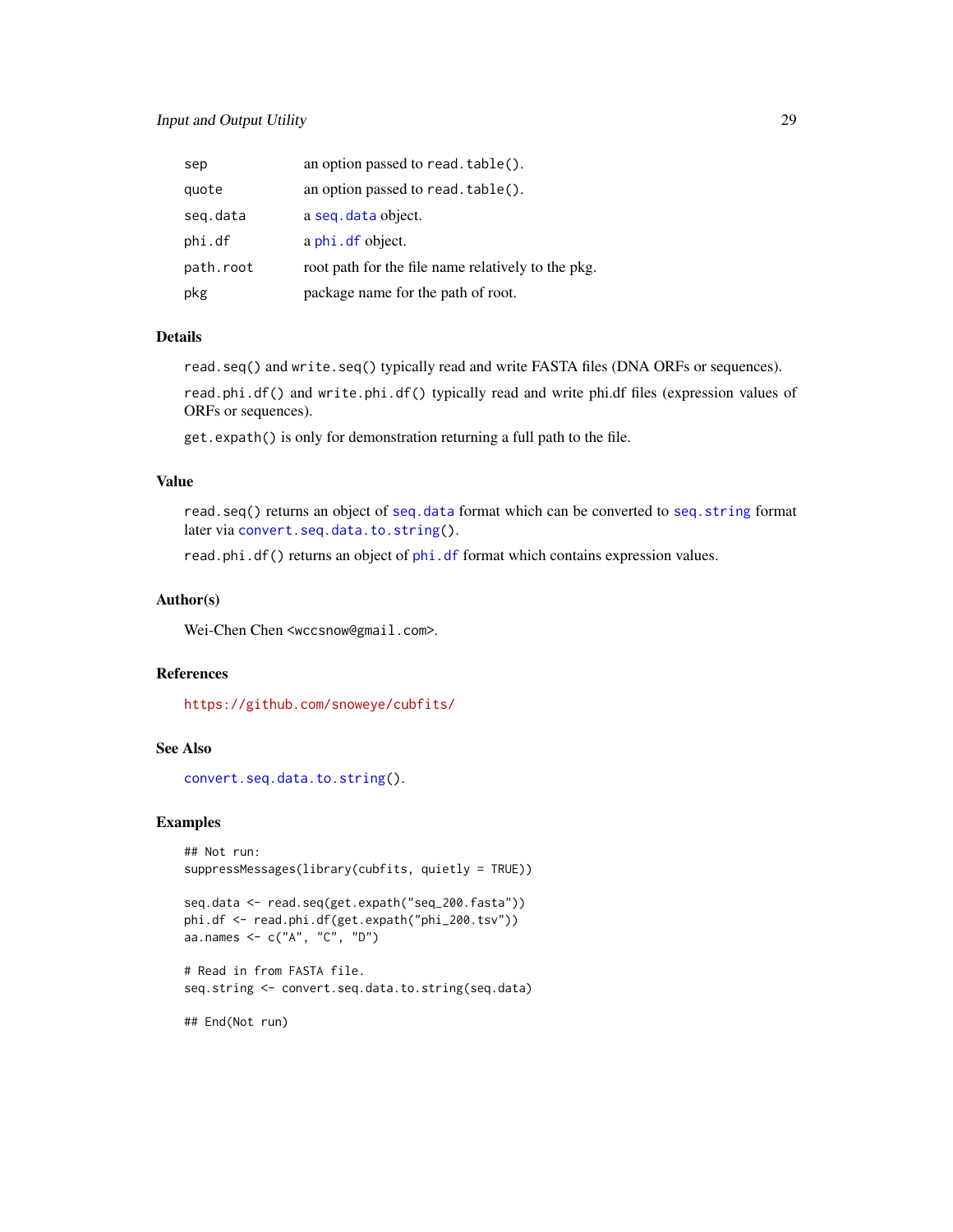| | |
|---|---|
| `sep` | an option passed to `read.table()`. |
| `quote` | an option passed to `read.table()`. |
| `seq.data` | a `seq.data` object. |
| `phi.df` | a `phi.df` object. |
| `path.root` | root path for the file name relatively to the pkg. |
| `pkg` | package name for the path of root. |

## Details

`read.seq()` and `write.seq()` typically read and write FASTA files (DNA ORFs or sequences).

`read.phi.df()` and `write.phi.df()` typically read and write phi.df files (expression values of ORFs or sequences).

`get.expath()` is only for demonstration returning a full path to the file.

## Value

`read.seq()` returns an object of `seq.data` format which can be converted to `seq.string` format later via `convert.seq.data.to.string()`.

`read.phi.df()` returns an object of `phi.df` format which contains expression values.

## Author(s)

Wei-Chen Chen <`wccsnow@gmail.com`>.

## References

https://github.com/snoweye/cubfits/

## See Also

`convert.seq.data.to.string()`.

## Examples

```
## Not run:
suppressMessages(library(cubfits, quietly = TRUE))

seq.data <- read.seq(get.expath("seq_200.fasta"))
phi.df <- read.phi.df(get.expath("phi_200.tsv"))
aa.names <- c("A", "C", "D")

# Read in from FASTA file.
seq.string <- convert.seq.data.to.string(seq.data)

## End(Not run)
```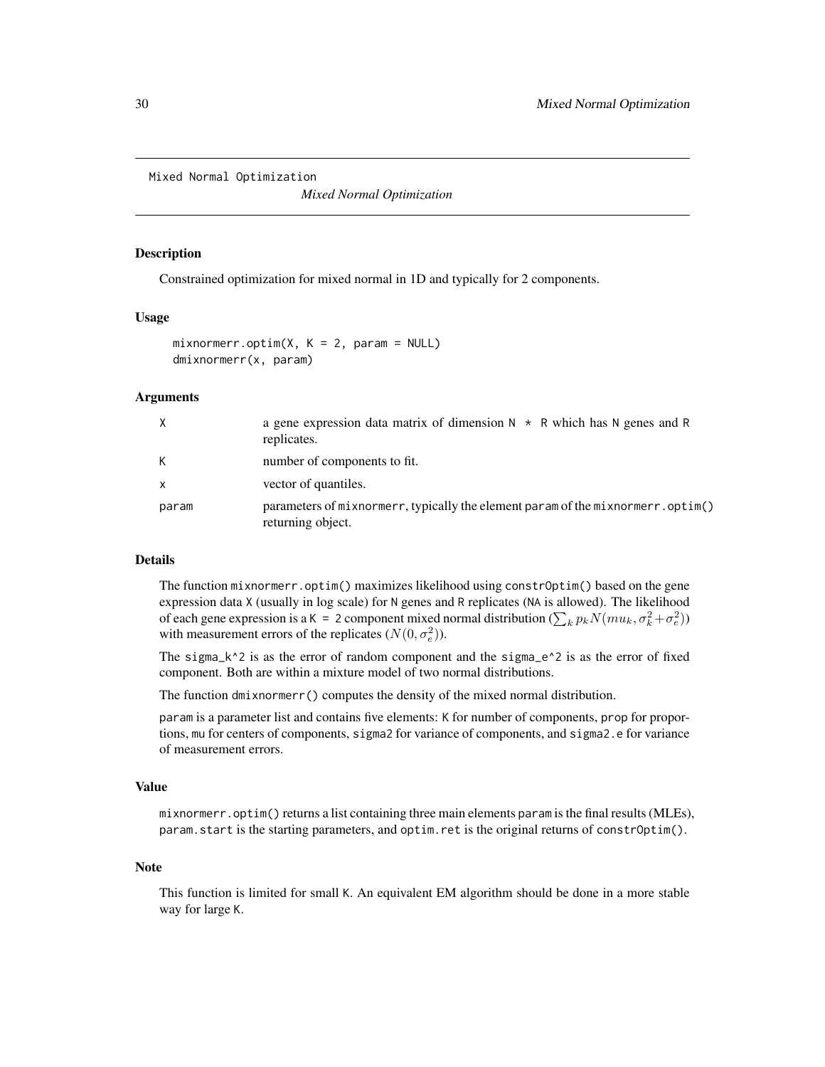# Mixed Normal Optimization

*Mixed Normal Optimization*

## Description

Constrained optimization for mixed normal in 1D and typically for 2 components.

## Usage

```
mixnormerr.optim(X, K = 2, param = NULL)
dmixnormerr(x, param)
```

## Arguments

| | |
|---|---|
| X | a gene expression data matrix of dimension N * R which has N genes and R replicates. |
| K | number of components to fit. |
| x | vector of quantiles. |
| param | parameters of mixnormerr, typically the element param of the mixnormerr.optim() returning object. |

## Details

The function mixnormerr.optim() maximizes likelihood using constrOptim() based on the gene expression data X (usually in log scale) for N genes and R replicates (NA is allowed). The likelihood of each gene expression is a K = 2 component mixed normal distribution ($\sum_k p_k N(mu_k, \sigma_k^2 + \sigma_e^2)$) with measurement errors of the replicates ($N(0, \sigma_e^2)$).

The sigma_k^2 is as the error of random component and the sigma_e^2 is as the error of fixed component. Both are within a mixture model of two normal distributions.

The function dmixnormerr() computes the density of the mixed normal distribution.

param is a parameter list and contains five elements: K for number of components, prop for proportions, mu for centers of components, sigma2 for variance of components, and sigma2.e for variance of measurement errors.

## Value

mixnormerr.optim() returns a list containing three main elements param is the final results (MLEs), param.start is the starting parameters, and optim.ret is the original returns of constrOptim().

## Note

This function is limited for small K. An equivalent EM algorithm should be done in a more stable way for large K.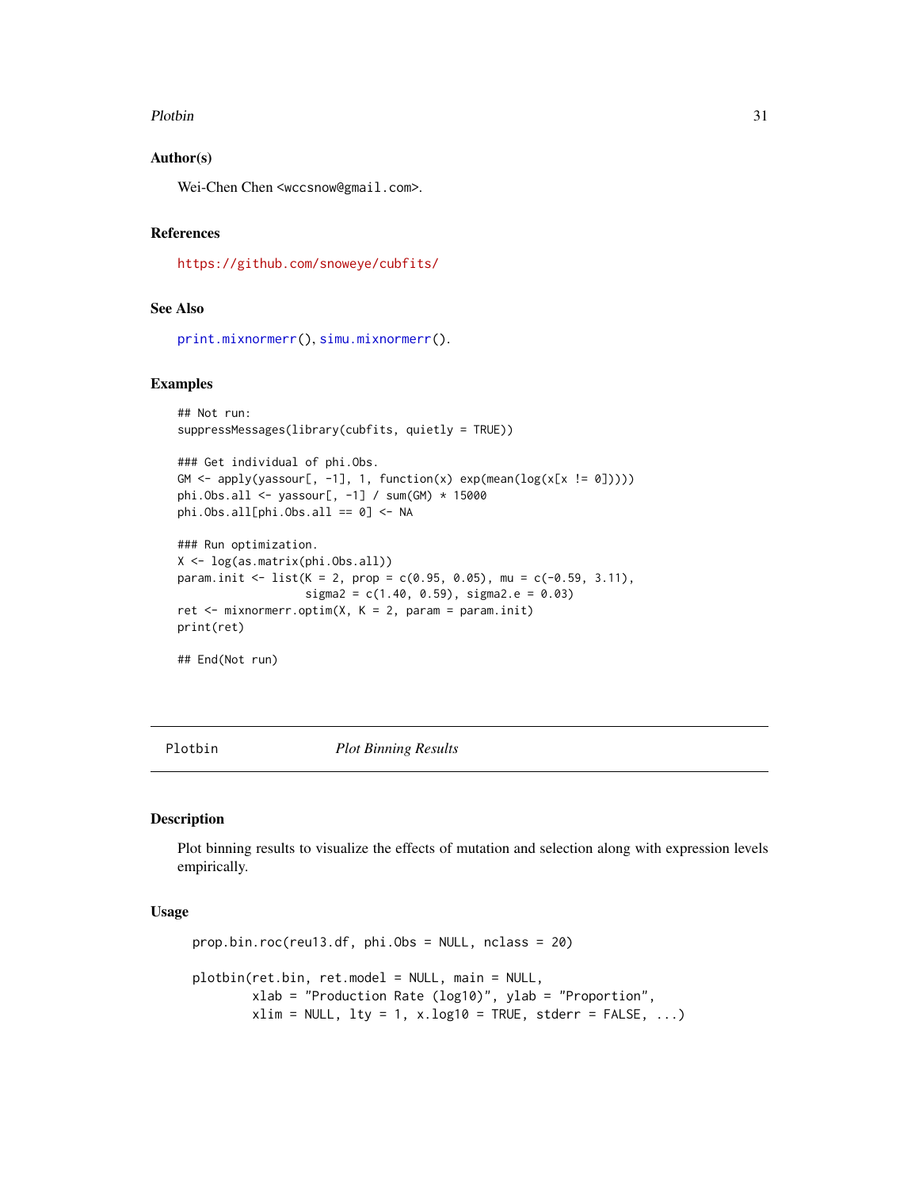### Author(s)

Wei-Chen Chen <wccsnow@gmail.com>.

### References

https://github.com/snoweye/cubfits/

### See Also

print.mixnormerr(), simu.mixnormerr().

### Examples

```
## Not run:
suppressMessages(library(cubfits, quietly = TRUE))

### Get individual of phi.Obs.
GM <- apply(yassour[, -1], 1, function(x) exp(mean(log(x[x != 0]))))
phi.Obs.all <- yassour[, -1] / sum(GM) * 15000
phi.Obs.all[phi.Obs.all == 0] <- NA

### Run optimization.
X <- log(as.matrix(phi.Obs.all))
param.init <- list(K = 2, prop = c(0.95, 0.05), mu = c(-0.59, 3.11),
                   sigma2 = c(1.40, 0.59), sigma2.e = 0.03)
ret <- mixnormerr.optim(X, K = 2, param = param.init)
print(ret)

## End(Not run)
```

---

## Plotbin *Plot Binning Results*

### Description

Plot binning results to visualize the effects of mutation and selection along with expression levels empirically.

### Usage

```
prop.bin.roc(reu13.df, phi.Obs = NULL, nclass = 20)

plotbin(ret.bin, ret.model = NULL, main = NULL,
        xlab = "Production Rate (log10)", ylab = "Proportion",
        xlim = NULL, lty = 1, x.log10 = TRUE, stderr = FALSE, ...)
```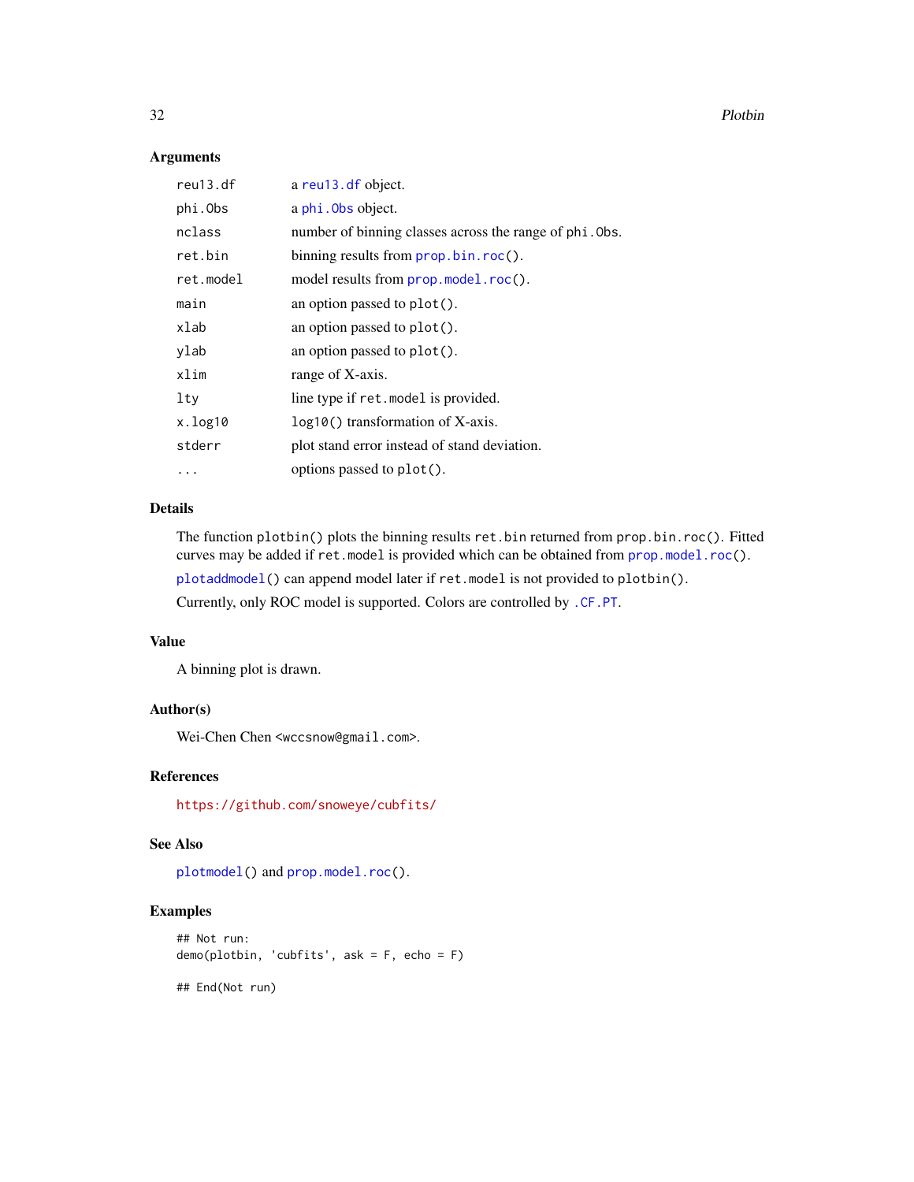### Arguments

| | |
|---|---|
| `reu13.df` | a reu13.df object. |
| `phi.Obs` | a phi.Obs object. |
| `nclass` | number of binning classes across the range of `phi.Obs`. |
| `ret.bin` | binning results from `prop.bin.roc()`. |
| `ret.model` | model results from `prop.model.roc()`. |
| `main` | an option passed to `plot()`. |
| `xlab` | an option passed to `plot()`. |
| `ylab` | an option passed to `plot()`. |
| `xlim` | range of X-axis. |
| `lty` | line type if `ret.model` is provided. |
| `x.log10` | `log10()` transformation of X-axis. |
| `stderr` | plot stand error instead of stand deviation. |
| `...` | options passed to `plot()`. |

### Details

The function `plotbin()` plots the binning results `ret.bin` returned from `prop.bin.roc()`. Fitted curves may be added if `ret.model` is provided which can be obtained from `prop.model.roc()`.

`plotaddmodel()` can append model later if `ret.model` is not provided to `plotbin()`.

Currently, only ROC model is supported. Colors are controlled by `.CF.PT`.

### Value

A binning plot is drawn.

### Author(s)

Wei-Chen Chen <wccsnow@gmail.com>.

### References

https://github.com/snoweye/cubfits/

### See Also

`plotmodel()` and `prop.model.roc()`.

### Examples

```
## Not run:
demo(plotbin, 'cubfits', ask = F, echo = F)

## End(Not run)
```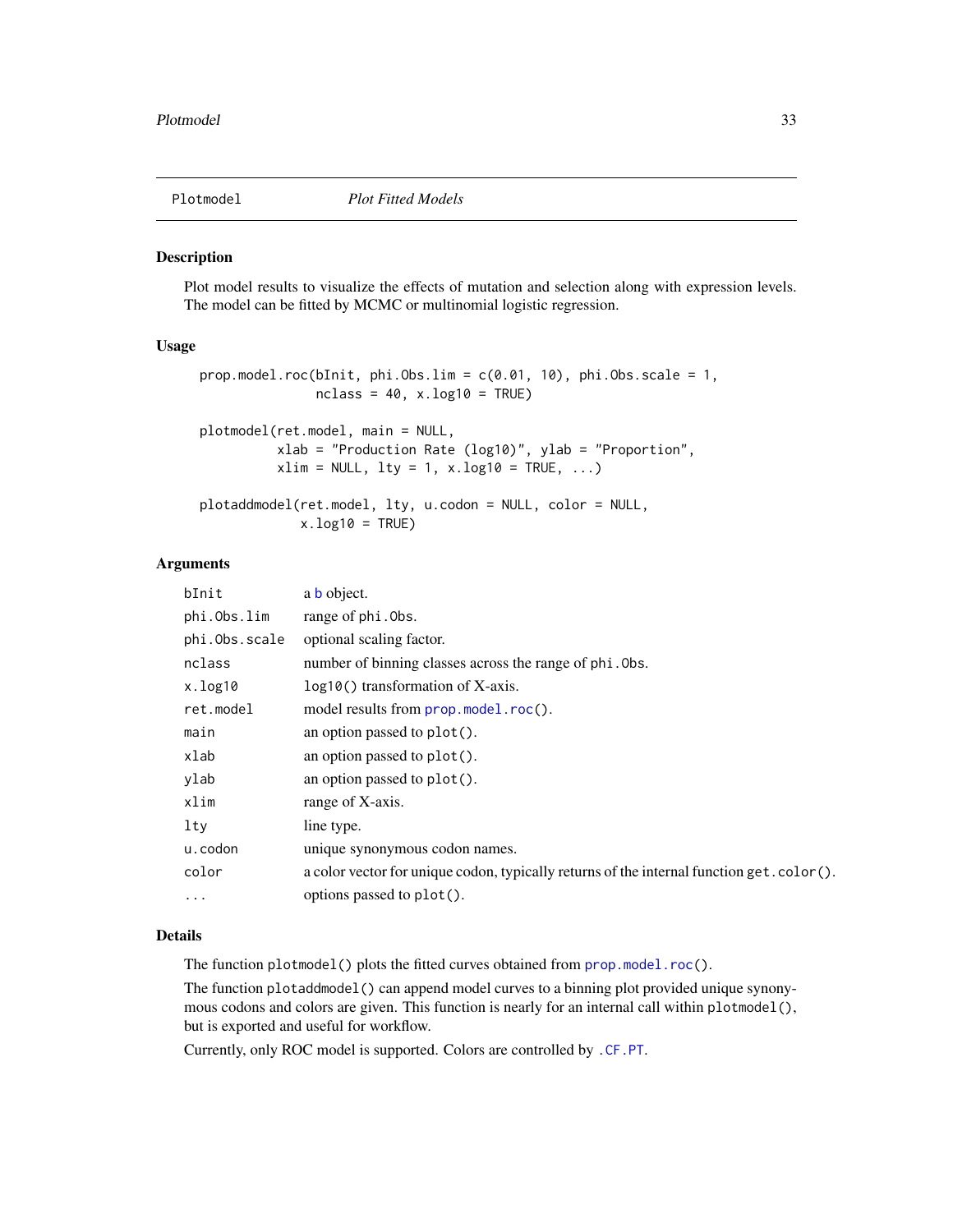# Plotmodel *Plot Fitted Models*

## Description

Plot model results to visualize the effects of mutation and selection along with expression levels. The model can be fitted by MCMC or multinomial logistic regression.

## Usage

```
prop.model.roc(bInit, phi.Obs.lim = c(0.01, 10), phi.Obs.scale = 1,
               nclass = 40, x.log10 = TRUE)

plotmodel(ret.model, main = NULL,
          xlab = "Production Rate (log10)", ylab = "Proportion",
          xlim = NULL, lty = 1, x.log10 = TRUE, ...)

plotaddmodel(ret.model, lty, u.codon = NULL, color = NULL,
             x.log10 = TRUE)
```

## Arguments

| | |
|---|---|
| bInit | a b object. |
| phi.Obs.lim | range of phi.Obs. |
| phi.Obs.scale | optional scaling factor. |
| nclass | number of binning classes across the range of phi.Obs. |
| x.log10 | log10() transformation of X-axis. |
| ret.model | model results from prop.model.roc(). |
| main | an option passed to plot(). |
| xlab | an option passed to plot(). |
| ylab | an option passed to plot(). |
| xlim | range of X-axis. |
| lty | line type. |
| u.codon | unique synonymous codon names. |
| color | a color vector for unique codon, typically returns of the internal function get.color(). |
| ... | options passed to plot(). |

## Details

The function plotmodel() plots the fitted curves obtained from prop.model.roc().

The function plotaddmodel() can append model curves to a binning plot provided unique synonymous codons and colors are given. This function is nearly for an internal call within plotmodel(), but is exported and useful for workflow.

Currently, only ROC model is supported. Colors are controlled by .CF.PT.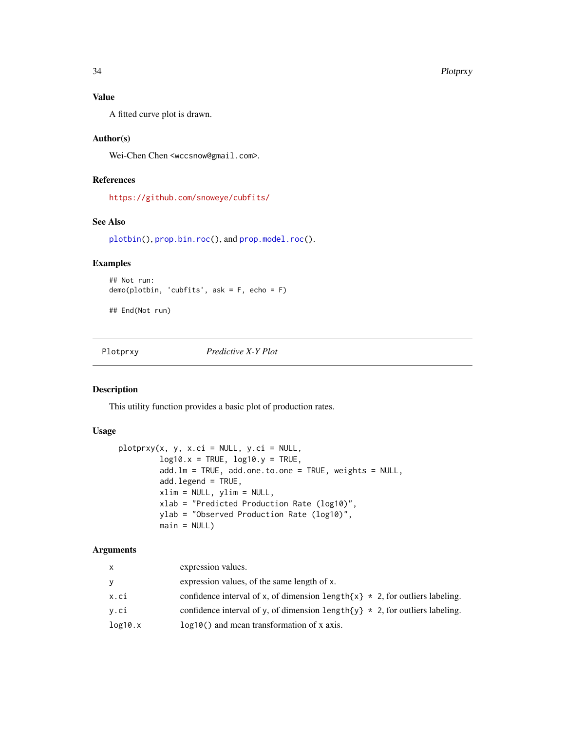## Value

A fitted curve plot is drawn.

## Author(s)

Wei-Chen Chen <wccsnow@gmail.com>.

## References

https://github.com/snoweye/cubfits/

## See Also

plotbin(), prop.bin.roc(), and prop.model.roc().

## Examples

```
## Not run:
demo(plotbin, 'cubfits', ask = F, echo = F)

## End(Not run)
```

---

Plotprxy &emsp;&emsp;&emsp; *Predictive X-Y Plot*

---

## Description

This utility function provides a basic plot of production rates.

## Usage

```
plotprxy(x, y, x.ci = NULL, y.ci = NULL,
         log10.x = TRUE, log10.y = TRUE,
         add.lm = TRUE, add.one.to.one = TRUE, weights = NULL,
         add.legend = TRUE,
         xlim = NULL, ylim = NULL,
         xlab = "Predicted Production Rate (log10)",
         ylab = "Observed Production Rate (log10)",
         main = NULL)
```

## Arguments

| | |
|---|---|
| x | expression values. |
| y | expression values, of the same length of x. |
| x.ci | confidence interval of x, of dimension length{x} * 2, for outliers labeling. |
| y.ci | confidence interval of y, of dimension length{y} * 2, for outliers labeling. |
| log10.x | log10() and mean transformation of x axis. |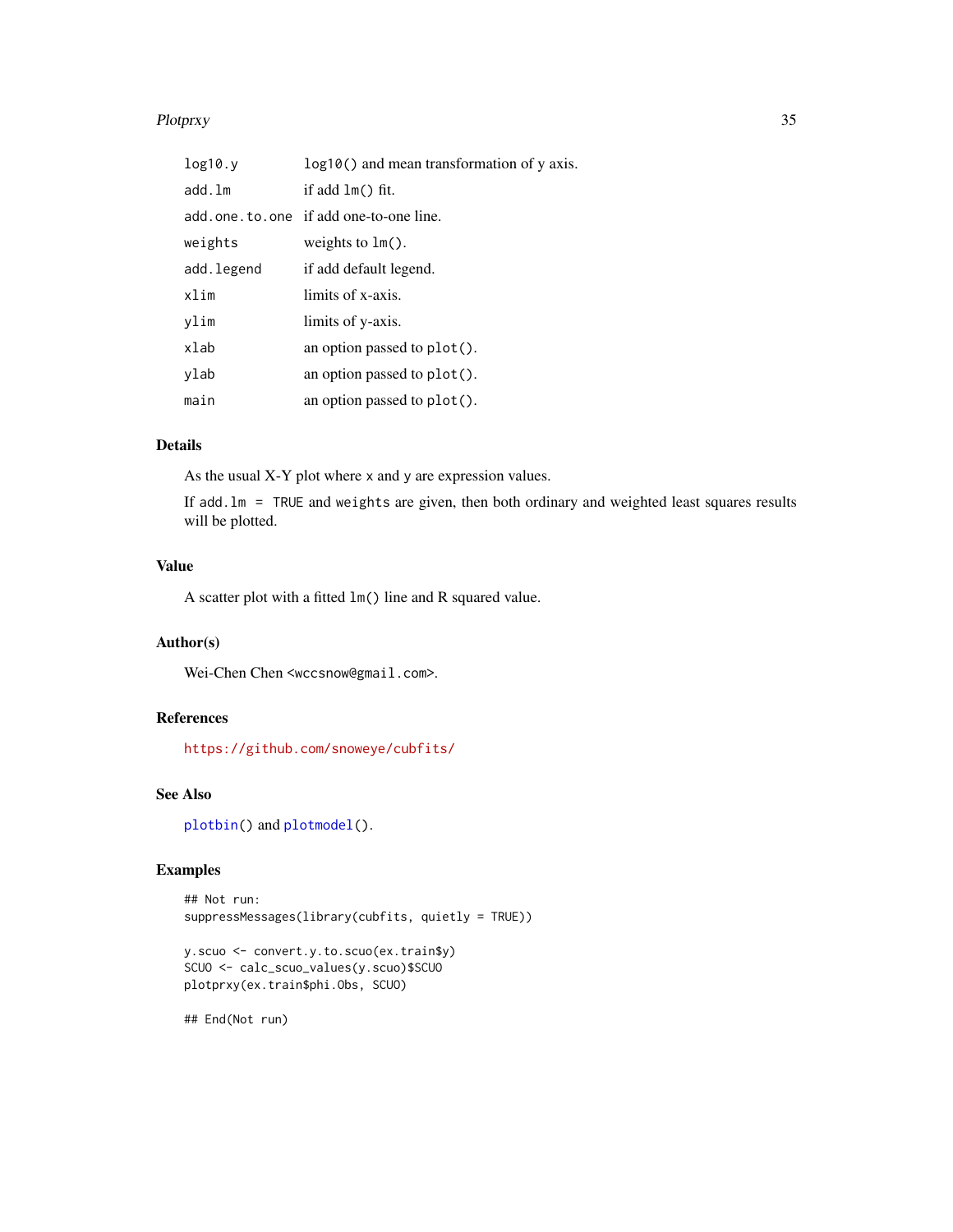| | |
|---|---|
| `log10.y` | `log10()` and mean transformation of y axis. |
| `add.lm` | if add `lm()` fit. |
| `add.one.to.one` | if add one-to-one line. |
| `weights` | weights to `lm()`. |
| `add.legend` | if add default legend. |
| `xlim` | limits of x-axis. |
| `ylim` | limits of y-axis. |
| `xlab` | an option passed to `plot()`. |
| `ylab` | an option passed to `plot()`. |
| `main` | an option passed to `plot()`. |

## Details

As the usual X-Y plot where `x` and `y` are expression values.

If `add.lm = TRUE` and `weights` are given, then both ordinary and weighted least squares results will be plotted.

## Value

A scatter plot with a fitted `lm()` line and R squared value.

## Author(s)

Wei-Chen Chen <wccsnow@gmail.com>.

## References

https://github.com/snoweye/cubfits/

## See Also

`plotbin()` and `plotmodel()`.

## Examples

```
## Not run:
suppressMessages(library(cubfits, quietly = TRUE))

y.scuo <- convert.y.to.scuo(ex.train$y)
SCUO <- calc_scuo_values(y.scuo)$SCUO
plotprxy(ex.train$phi.Obs, SCUO)

## End(Not run)
```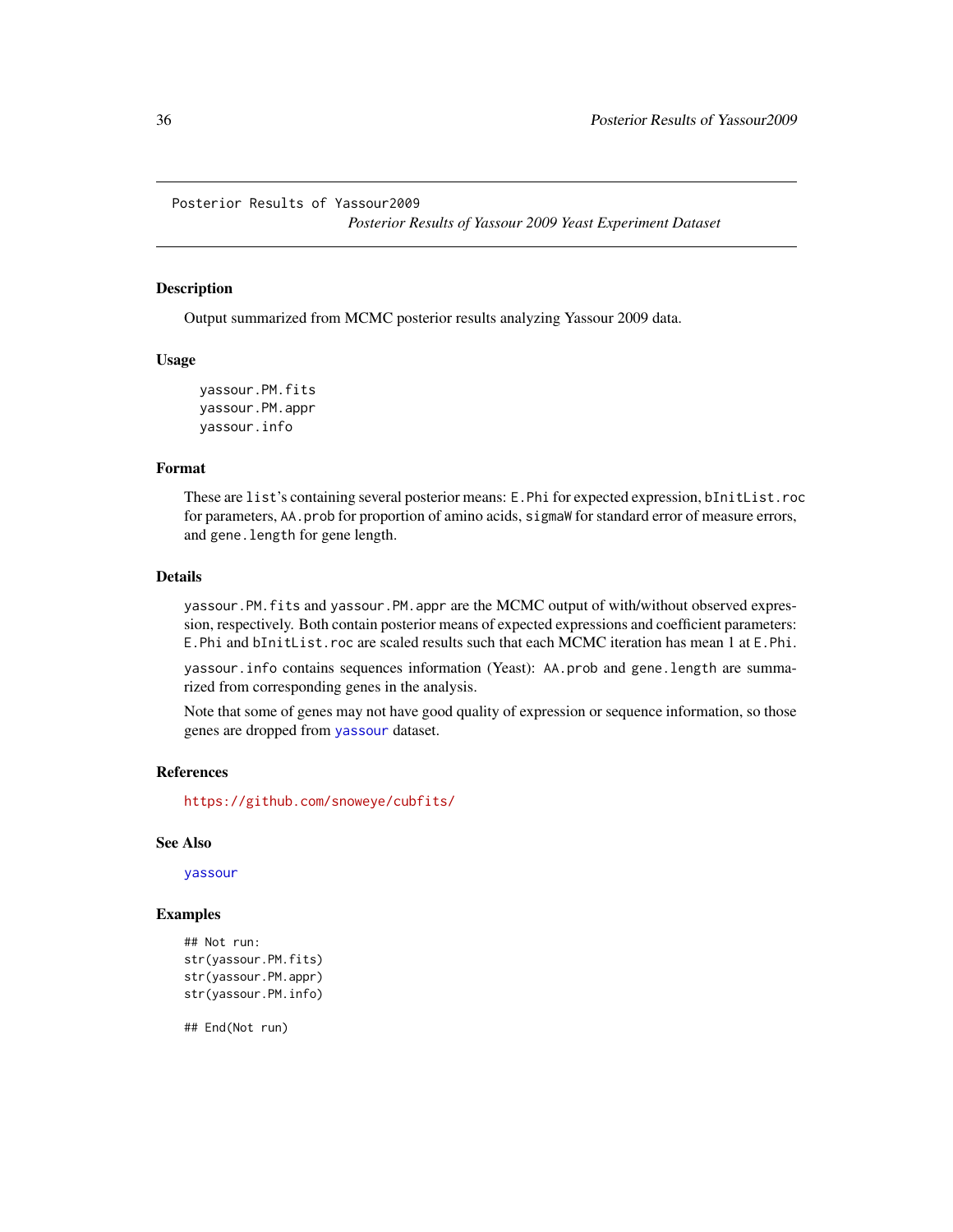Posterior Results of Yassour2009

*Posterior Results of Yassour 2009 Yeast Experiment Dataset*

## Description

Output summarized from MCMC posterior results analyzing Yassour 2009 data.

## Usage

```
yassour.PM.fits
yassour.PM.appr
yassour.info
```

## Format

These are `list`'s containing several posterior means: `E.Phi` for expected expression, `bInitList.roc` for parameters, `AA.prob` for proportion of amino acids, `sigmaW` for standard error of measure errors, and `gene.length` for gene length.

## Details

`yassour.PM.fits` and `yassour.PM.appr` are the MCMC output of with/without observed expression, respectively. Both contain posterior means of expected expressions and coefficient parameters: `E.Phi` and `bInitList.roc` are scaled results such that each MCMC iteration has mean 1 at `E.Phi`.

`yassour.info` contains sequences information (Yeast): `AA.prob` and `gene.length` are summarized from corresponding genes in the analysis.

Note that some of genes may not have good quality of expression or sequence information, so those genes are dropped from `yassour` dataset.

## References

https://github.com/snoweye/cubfits/

## See Also

`yassour`

## Examples

```
## Not run:
str(yassour.PM.fits)
str(yassour.PM.appr)
str(yassour.PM.info)

## End(Not run)
```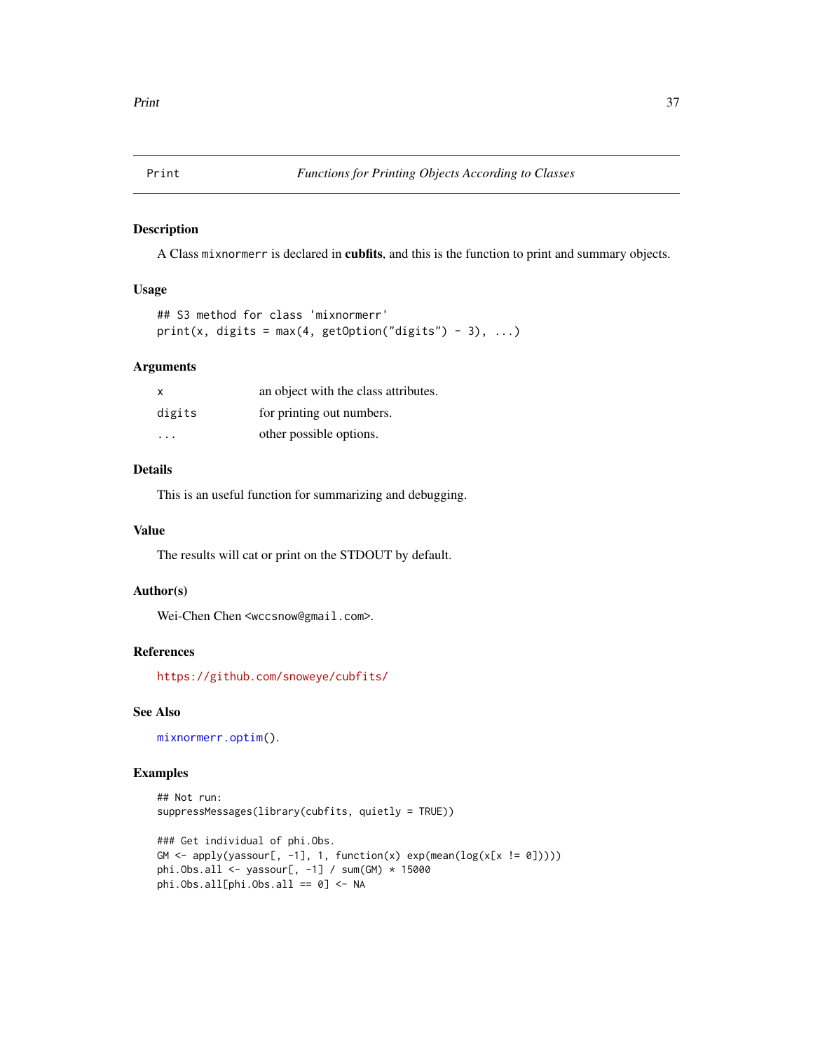# Print — *Functions for Printing Objects According to Classes*

## Description

A Class `mixnormerr` is declared in **cubfits**, and this is the function to print and summary objects.

## Usage

```
## S3 method for class 'mixnormerr'
print(x, digits = max(4, getOption("digits") - 3), ...)
```

## Arguments

| | |
|---|---|
| `x` | an object with the class attributes. |
| `digits` | for printing out numbers. |
| `...` | other possible options. |

## Details

This is an useful function for summarizing and debugging.

## Value

The results will cat or print on the STDOUT by default.

## Author(s)

Wei-Chen Chen <wccsnow@gmail.com>.

## References

https://github.com/snoweye/cubfits/

## See Also

`mixnormerr.optim()`.

## Examples

```
## Not run:
suppressMessages(library(cubfits, quietly = TRUE))

### Get individual of phi.Obs.
GM <- apply(yassour[, -1], 1, function(x) exp(mean(log(x[x != 0]))))
phi.Obs.all <- yassour[, -1] / sum(GM) * 15000
phi.Obs.all[phi.Obs.all == 0] <- NA
```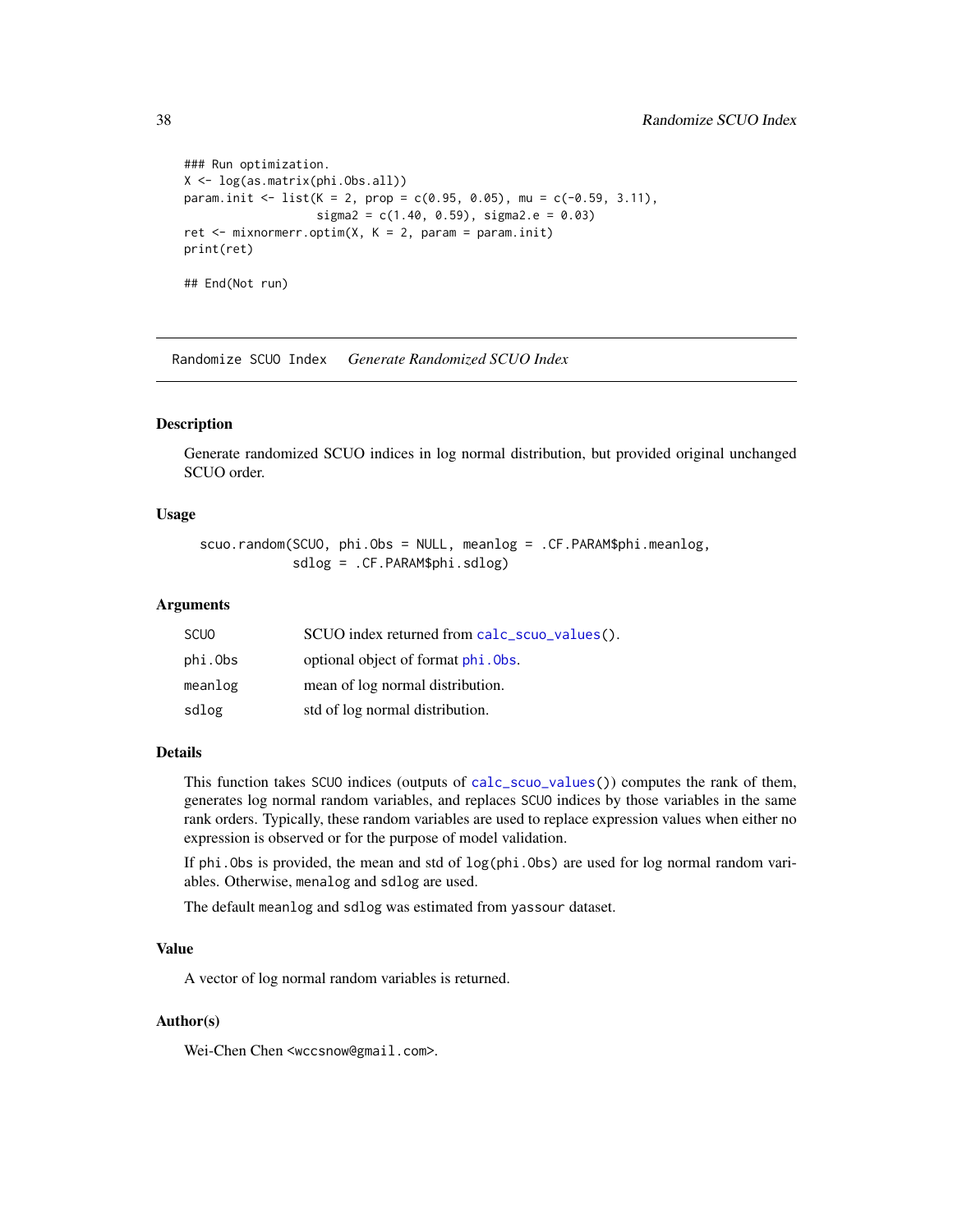```
### Run optimization.
X <- log(as.matrix(phi.Obs.all))
param.init <- list(K = 2, prop = c(0.95, 0.05), mu = c(-0.59, 3.11),
                   sigma2 = c(1.40, 0.59), sigma2.e = 0.03)
ret <- mixnormerr.optim(X, K = 2, param = param.init)
print(ret)

## End(Not run)
```

---

Randomize SCUO Index *Generate Randomized SCUO Index*

---

## Description

Generate randomized SCUO indices in log normal distribution, but provided original unchanged SCUO order.

## Usage

```
scuo.random(SCUO, phi.Obs = NULL, meanlog = .CF.PARAM$phi.meanlog,
            sdlog = .CF.PARAM$phi.sdlog)
```

## Arguments

| | |
|---|---|
| SCUO | SCUO index returned from `calc_scuo_values()`. |
| phi.Obs | optional object of format `phi.Obs`. |
| meanlog | mean of log normal distribution. |
| sdlog | std of log normal distribution. |

## Details

This function takes `SCUO` indices (outputs of `calc_scuo_values()`) computes the rank of them, generates log normal random variables, and replaces `SCUO` indices by those variables in the same rank orders. Typically, these random variables are used to replace expression values when either no expression is observed or for the purpose of model validation.

If `phi.Obs` is provided, the mean and std of `log(phi.Obs)` are used for log normal random variables. Otherwise, `menalog` and `sdlog` are used.

The default `meanlog` and `sdlog` was estimated from `yassour` dataset.

## Value

A vector of log normal random variables is returned.

## Author(s)

Wei-Chen Chen <wccsnow@gmail.com>.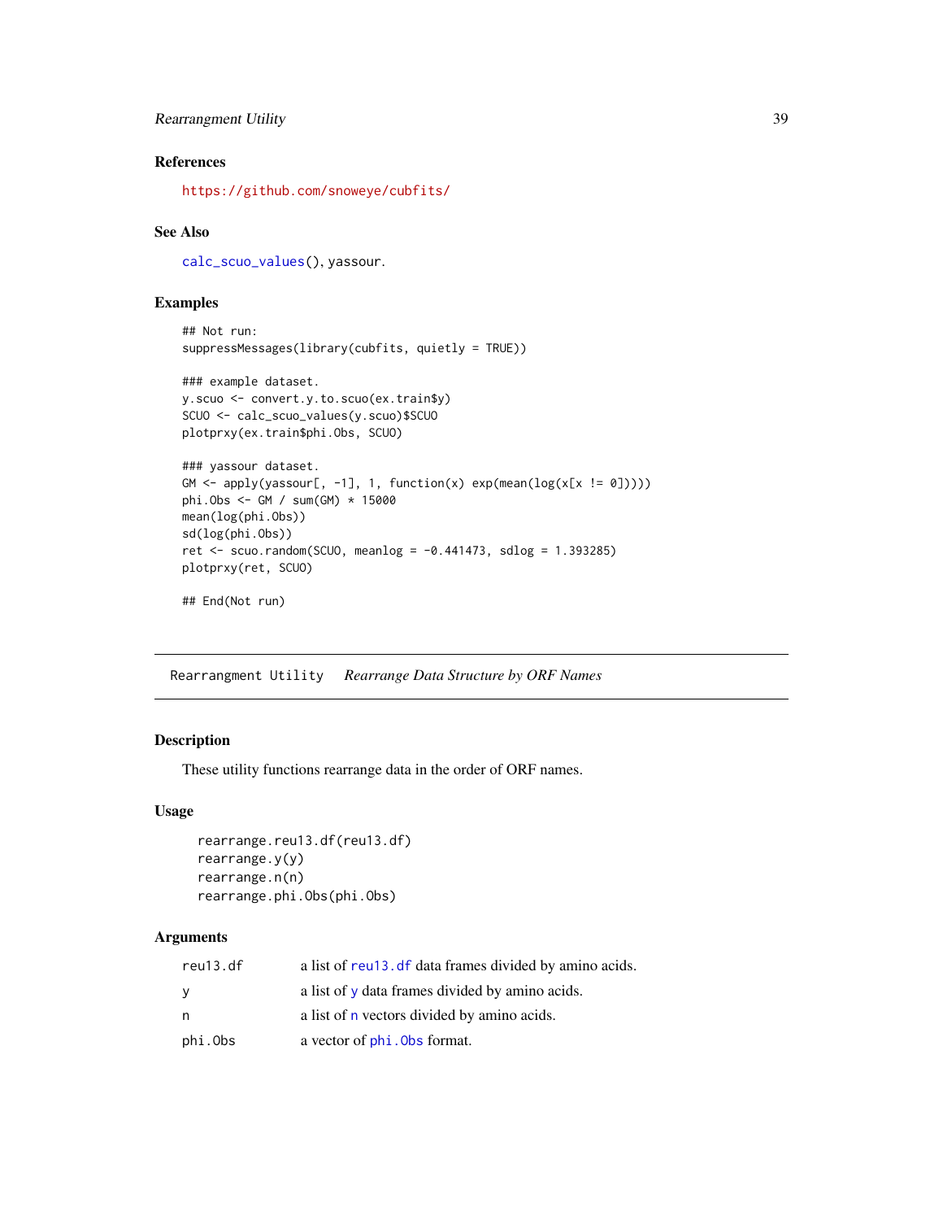### References

https://github.com/snoweye/cubfits/

### See Also

calc_scuo_values(), yassour.

### Examples

```
## Not run:
suppressMessages(library(cubfits, quietly = TRUE))

### example dataset.
y.scuo <- convert.y.to.scuo(ex.train$y)
SCUO <- calc_scuo_values(y.scuo)$SCUO
plotprxy(ex.train$phi.Obs, SCUO)

### yassour dataset.
GM <- apply(yassour[, -1], 1, function(x) exp(mean(log(x[x != 0]))))
phi.Obs <- GM / sum(GM) * 15000
mean(log(phi.Obs))
sd(log(phi.Obs))
ret <- scuo.random(SCUO, meanlog = -0.441473, sdlog = 1.393285)
plotprxy(ret, SCUO)

## End(Not run)
```

---

## Rearrangment Utility *Rearrange Data Structure by ORF Names*

### Description

These utility functions rearrange data in the order of ORF names.

### Usage

```
rearrange.reu13.df(reu13.df)
rearrange.y(y)
rearrange.n(n)
rearrange.phi.Obs(phi.Obs)
```

### Arguments

| | |
|---|---|
| reu13.df | a list of reu13.df data frames divided by amino acids. |
| y | a list of y data frames divided by amino acids. |
| n | a list of n vectors divided by amino acids. |
| phi.Obs | a vector of phi.Obs format. |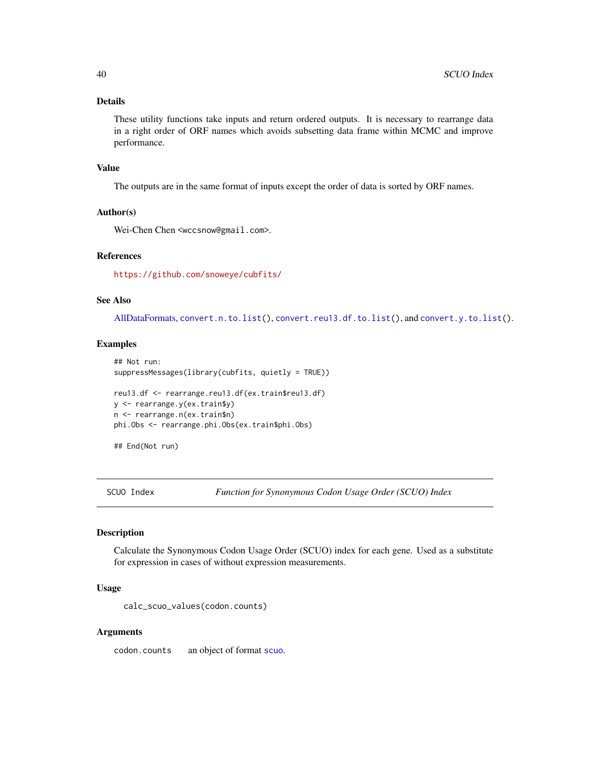### Details

These utility functions take inputs and return ordered outputs. It is necessary to rearrange data in a right order of ORF names which avoids subsetting data frame within MCMC and improve performance.

### Value

The outputs are in the same format of inputs except the order of data is sorted by ORF names.

### Author(s)

Wei-Chen Chen <wccsnow@gmail.com>.

### References

https://github.com/snoweye/cubfits/

### See Also

AllDataFormats, `convert.n.to.list()`, `convert.reu13.df.to.list()`, and `convert.y.to.list()`.

### Examples

```
## Not run:
suppressMessages(library(cubfits, quietly = TRUE))

reu13.df <- rearrange.reu13.df(ex.train$reu13.df)
y <- rearrange.y(ex.train$y)
n <- rearrange.n(ex.train$n)
phi.Obs <- rearrange.phi.Obs(ex.train$phi.Obs)

## End(Not run)
```

---

## SCUO Index — *Function for Synonymous Codon Usage Order (SCUO) Index*

### Description

Calculate the Synonymous Codon Usage Order (SCUO) index for each gene. Used as a substitute for expression in cases of without expression measurements.

### Usage

```
calc_scuo_values(codon.counts)
```

### Arguments

| | |
|---|---|
| `codon.counts` | an object of format `scuo`. |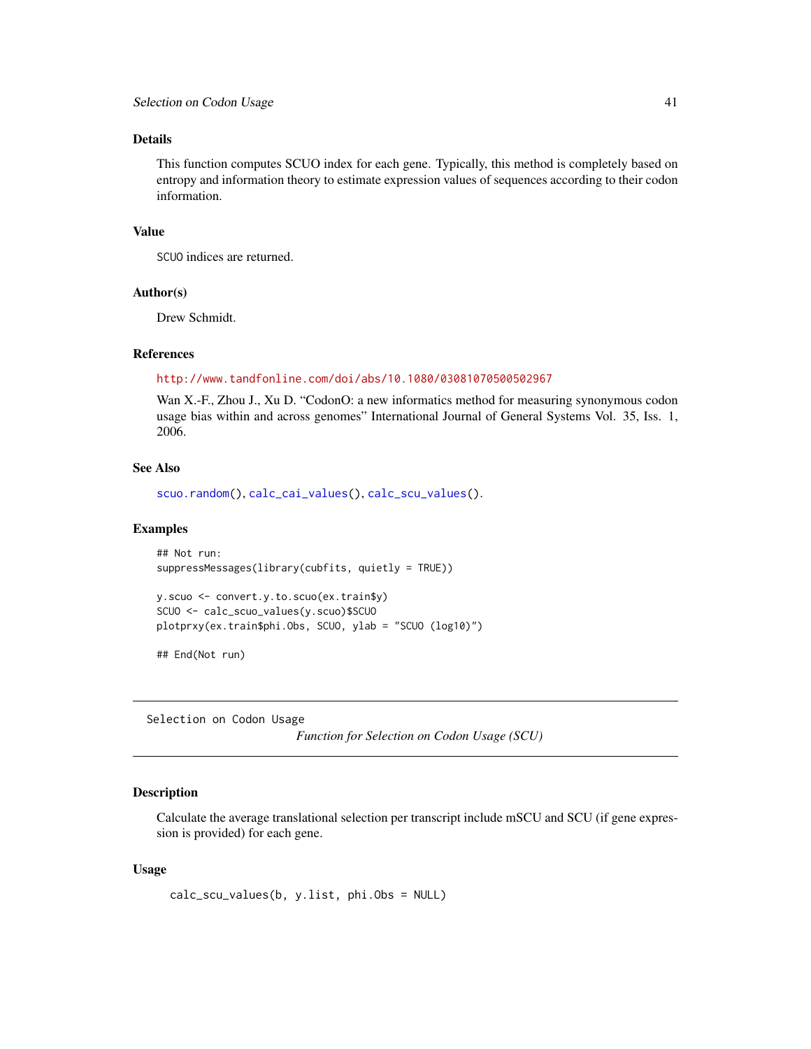## Details

This function computes SCUO index for each gene. Typically, this method is completely based on entropy and information theory to estimate expression values of sequences according to their codon information.

## Value

SCUO indices are returned.

## Author(s)

Drew Schmidt.

## References

http://www.tandfonline.com/doi/abs/10.1080/03081070500502967

Wan X.-F., Zhou J., Xu D. "CodonO: a new informatics method for measuring synonymous codon usage bias within and across genomes" International Journal of General Systems Vol. 35, Iss. 1, 2006.

## See Also

scuo.random(), calc_cai_values(), calc_scu_values().

## Examples

```
## Not run:
suppressMessages(library(cubfits, quietly = TRUE))

y.scuo <- convert.y.to.scuo(ex.train$y)
SCUO <- calc_scuo_values(y.scuo)$SCUO
plotprxy(ex.train$phi.Obs, SCUO, ylab = "SCUO (log10)")

## End(Not run)
```

---

Selection on Codon Usage        *Function for Selection on Codon Usage (SCU)*

---

## Description

Calculate the average translational selection per transcript include mSCU and SCU (if gene expression is provided) for each gene.

## Usage

```
calc_scu_values(b, y.list, phi.Obs = NULL)
```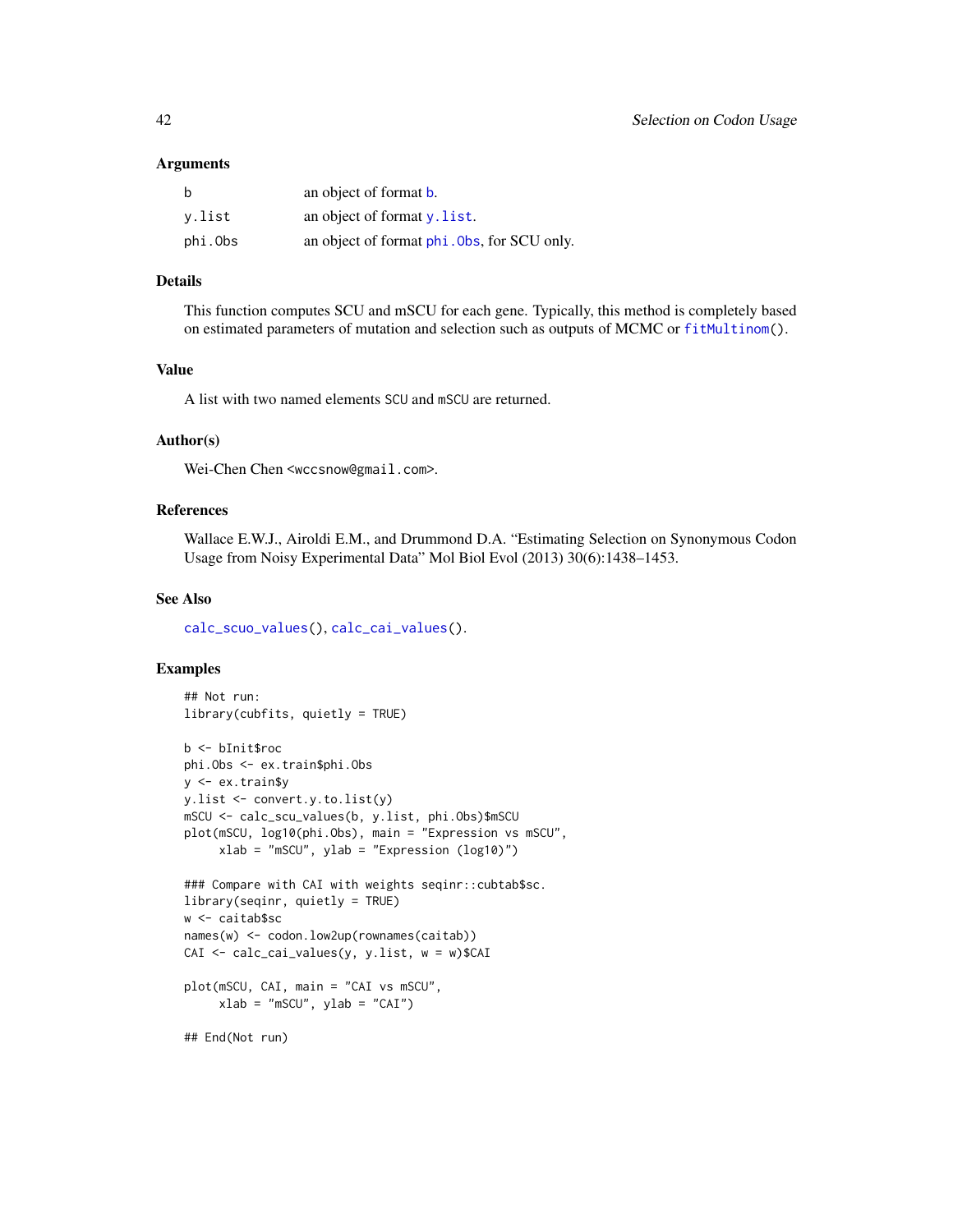## Arguments

| | |
|---|---|
| b | an object of format b. |
| y.list | an object of format y.list. |
| phi.Obs | an object of format phi.Obs, for SCU only. |

## Details

This function computes SCU and mSCU for each gene. Typically, this method is completely based on estimated parameters of mutation and selection such as outputs of MCMC or fitMultinom().

## Value

A list with two named elements SCU and mSCU are returned.

## Author(s)

Wei-Chen Chen <wccsnow@gmail.com>.

## References

Wallace E.W.J., Airoldi E.M., and Drummond D.A. "Estimating Selection on Synonymous Codon Usage from Noisy Experimental Data" Mol Biol Evol (2013) 30(6):1438–1453.

## See Also

calc_scuo_values(), calc_cai_values().

## Examples

```
## Not run:
library(cubfits, quietly = TRUE)

b <- bInit$roc
phi.Obs <- ex.train$phi.Obs
y <- ex.train$y
y.list <- convert.y.to.list(y)
mSCU <- calc_scu_values(b, y.list, phi.Obs)$mSCU
plot(mSCU, log10(phi.Obs), main = "Expression vs mSCU",
     xlab = "mSCU", ylab = "Expression (log10)")

### Compare with CAI with weights seqinr::cubtab$sc.
library(seqinr, quietly = TRUE)
w <- caitab$sc
names(w) <- codon.low2up(rownames(caitab))
CAI <- calc_cai_values(y, y.list, w = w)$CAI

plot(mSCU, CAI, main = "CAI vs mSCU",
     xlab = "mSCU", ylab = "CAI")

## End(Not run)
```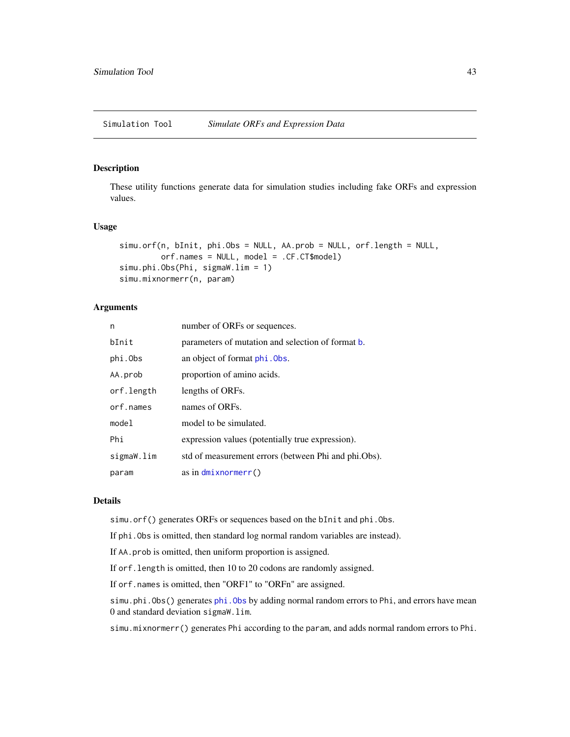Simulation Tool        *Simulate ORFs and Expression Data*

## Description

These utility functions generate data for simulation studies including fake ORFs and expression values.

## Usage

```
simu.orf(n, bInit, phi.Obs = NULL, AA.prob = NULL, orf.length = NULL,
         orf.names = NULL, model = .CF.CT$model)
simu.phi.Obs(Phi, sigmaW.lim = 1)
simu.mixnormerr(n, param)
```

## Arguments

| | |
|---|---|
| `n` | number of ORFs or sequences. |
| `bInit` | parameters of mutation and selection of format `b`. |
| `phi.Obs` | an object of format `phi.Obs`. |
| `AA.prob` | proportion of amino acids. |
| `orf.length` | lengths of ORFs. |
| `orf.names` | names of ORFs. |
| `model` | model to be simulated. |
| `Phi` | expression values (potentially true expression). |
| `sigmaW.lim` | std of measurement errors (between Phi and phi.Obs). |
| `param` | as in `dmixnormerr()` |

## Details

`simu.orf()` generates ORFs or sequences based on the `bInit` and `phi.Obs`.

If `phi.Obs` is omitted, then standard log normal random variables are instead).

If `AA.prob` is omitted, then uniform proportion is assigned.

If `orf.length` is omitted, then 10 to 20 codons are randomly assigned.

If `orf.names` is omitted, then "ORF1" to "ORFn" are assigned.

`simu.phi.Obs()` generates `phi.Obs` by adding normal random errors to `Phi`, and errors have mean 0 and standard deviation `sigmaW.lim`.

`simu.mixnormerr()` generates `Phi` according to the `param`, and adds normal random errors to `Phi`.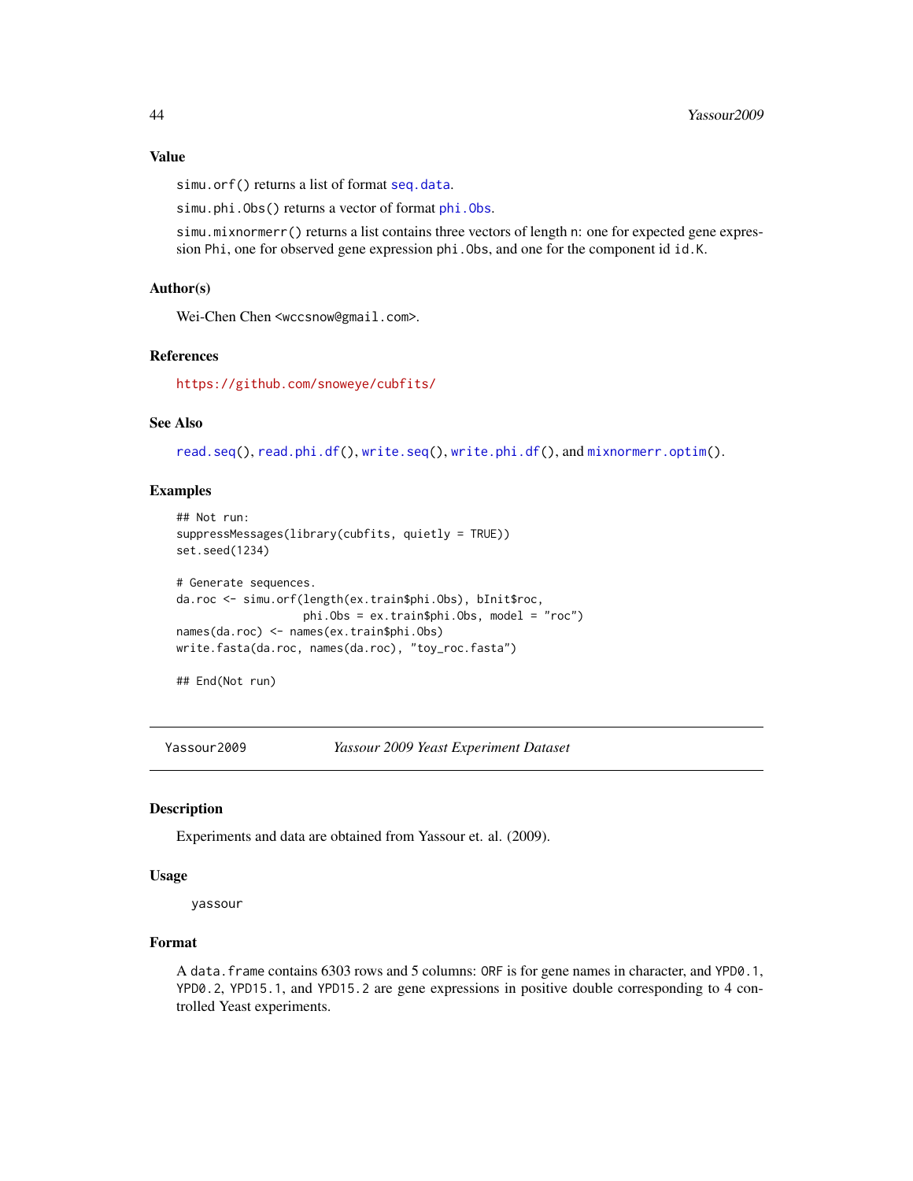### Value

`simu.orf()` returns a list of format `seq.data`.

`simu.phi.Obs()` returns a vector of format `phi.Obs`.

`simu.mixnormerr()` returns a list contains three vectors of length `n`: one for expected gene expression `Phi`, one for observed gene expression `phi.Obs`, and one for the component id `id.K`.

### Author(s)

Wei-Chen Chen <wccsnow@gmail.com>.

### References

https://github.com/snoweye/cubfits/

### See Also

`read.seq()`, `read.phi.df()`, `write.seq()`, `write.phi.df()`, and `mixnormerr.optim()`.

### Examples

```
## Not run:
suppressMessages(library(cubfits, quietly = TRUE))
set.seed(1234)

# Generate sequences.
da.roc <- simu.orf(length(ex.train$phi.Obs), bInit$roc,
                   phi.Obs = ex.train$phi.Obs, model = "roc")
names(da.roc) <- names(ex.train$phi.Obs)
write.fasta(da.roc, names(da.roc), "toy_roc.fasta")

## End(Not run)
```

---

## Yassour2009 &nbsp;&nbsp;&nbsp; *Yassour 2009 Yeast Experiment Dataset*

---

### Description

Experiments and data are obtained from Yassour et. al. (2009).

### Usage

```
yassour
```

### Format

A `data.frame` contains 6303 rows and 5 columns: `ORF` is for gene names in character, and `YPD0.1`, `YPD0.2`, `YPD15.1`, and `YPD15.2` are gene expressions in positive double corresponding to 4 controlled Yeast experiments.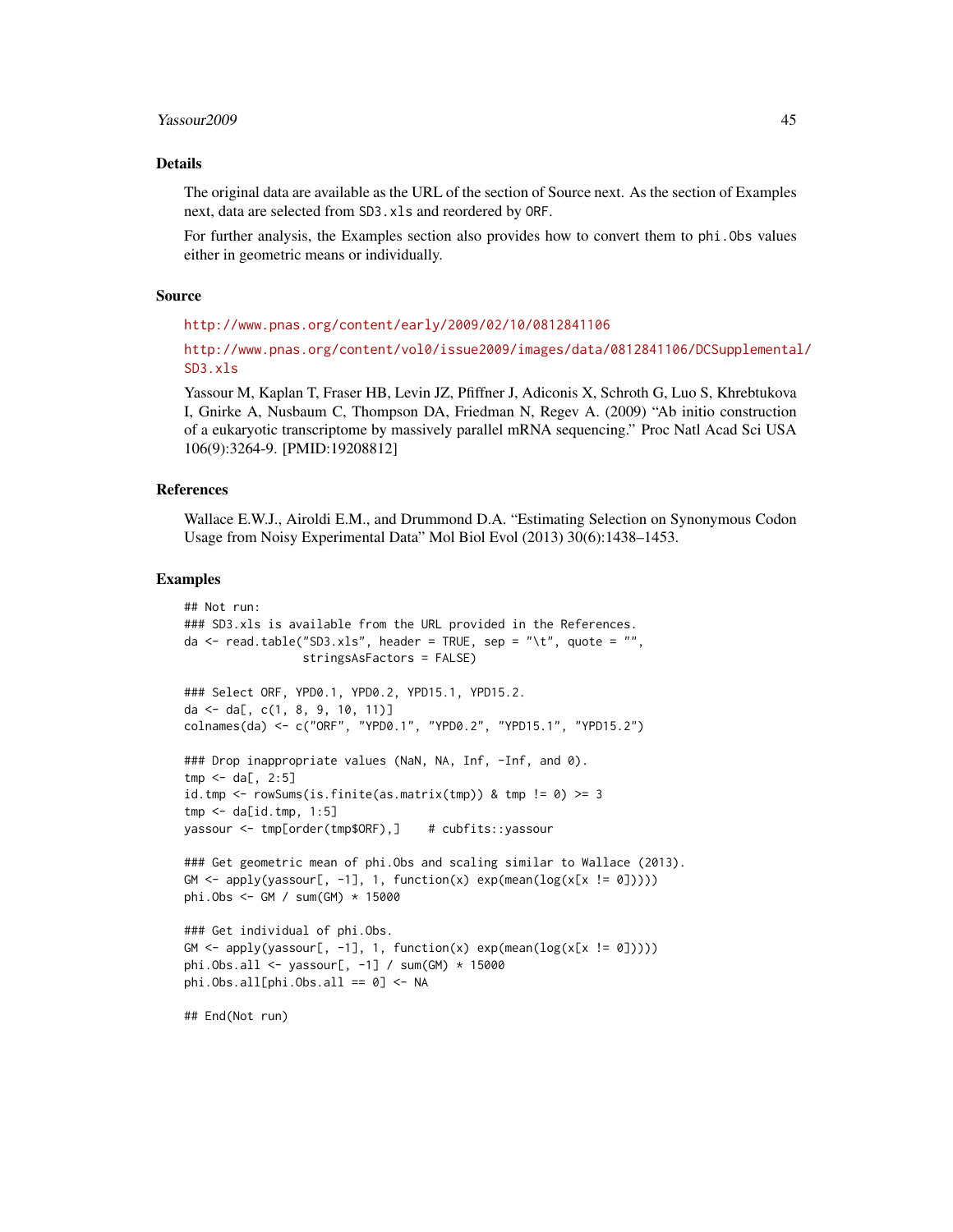## Details

The original data are available as the URL of the section of Source next. As the section of Examples next, data are selected from `SD3.xls` and reordered by `ORF`.

For further analysis, the Examples section also provides how to convert them to `phi.Obs` values either in geometric means or individually.

## Source

http://www.pnas.org/content/early/2009/02/10/0812841106

http://www.pnas.org/content/vol0/issue2009/images/data/0812841106/DCSupplemental/SD3.xls

Yassour M, Kaplan T, Fraser HB, Levin JZ, Pfiffner J, Adiconis X, Schroth G, Luo S, Khrebtukova I, Gnirke A, Nusbaum C, Thompson DA, Friedman N, Regev A. (2009) "Ab initio construction of a eukaryotic transcriptome by massively parallel mRNA sequencing." Proc Natl Acad Sci USA 106(9):3264-9. [PMID:19208812]

## References

Wallace E.W.J., Airoldi E.M., and Drummond D.A. "Estimating Selection on Synonymous Codon Usage from Noisy Experimental Data" Mol Biol Evol (2013) 30(6):1438–1453.

## Examples

```
## Not run:
### SD3.xls is available from the URL provided in the References.
da <- read.table("SD3.xls", header = TRUE, sep = "\t", quote = "",
                 stringsAsFactors = FALSE)

### Select ORF, YPD0.1, YPD0.2, YPD15.1, YPD15.2.
da <- da[, c(1, 8, 9, 10, 11)]
colnames(da) <- c("ORF", "YPD0.1", "YPD0.2", "YPD15.1", "YPD15.2")

### Drop inappropriate values (NaN, NA, Inf, -Inf, and 0).
tmp <- da[, 2:5]
id.tmp <- rowSums(is.finite(as.matrix(tmp)) & tmp != 0) >= 3
tmp <- da[id.tmp, 1:5]
yassour <- tmp[order(tmp$ORF),]    # cubfits::yassour

### Get geometric mean of phi.Obs and scaling similar to Wallace (2013).
GM <- apply(yassour[, -1], 1, function(x) exp(mean(log(x[x != 0]))))
phi.Obs <- GM / sum(GM) * 15000

### Get individual of phi.Obs.
GM <- apply(yassour[, -1], 1, function(x) exp(mean(log(x[x != 0]))))
phi.Obs.all <- yassour[, -1] / sum(GM) * 15000
phi.Obs.all[phi.Obs.all == 0] <- NA

## End(Not run)
```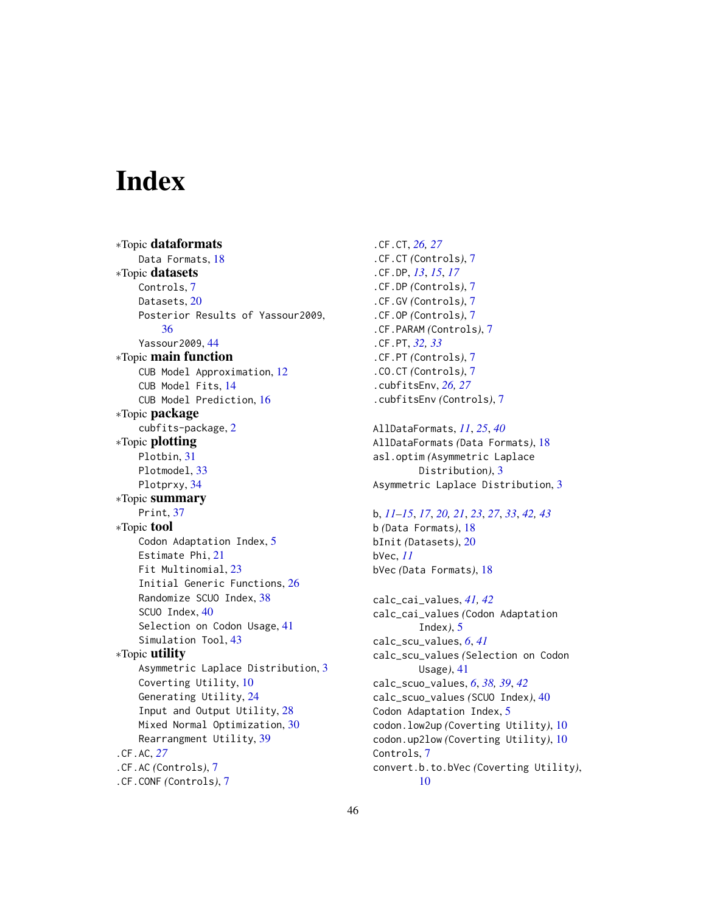# Index

*Topic **dataformats**
  Data Formats, 18
*Topic **datasets**
  Controls, 7
  Datasets, 20
  Posterior Results of Yassour2009, 36
  Yassour2009, 44
*Topic **main function**
  CUB Model Approximation, 12
  CUB Model Fits, 14
  CUB Model Prediction, 16
*Topic **package**
  cubfits-package, 2
*Topic **plotting**
  Plotbin, 31
  Plotmodel, 33
  Plotprxy, 34
*Topic **summary**
  Print, 37
*Topic **tool**
  Codon Adaptation Index, 5
  Estimate Phi, 21
  Fit Multinomial, 23
  Initial Generic Functions, 26
  Randomize SCUO Index, 38
  SCUO Index, 40
  Selection on Codon Usage, 41
  Simulation Tool, 43
*Topic **utility**
  Asymmetric Laplace Distribution, 3
  Coverting Utility, 10
  Generating Utility, 24
  Input and Output Utility, 28
  Mixed Normal Optimization, 30
  Rearrangment Utility, 39
.CF.AC, *27*
.CF.AC *(*Controls*)*, 7
.CF.CONF *(*Controls*)*, 7
.CF.CT, *26, 27*
.CF.CT *(*Controls*)*, 7
.CF.DP, *13*, *15*, *17*
.CF.DP *(*Controls*)*, 7
.CF.GV *(*Controls*)*, 7
.CF.OP *(*Controls*)*, 7
.CF.PARAM *(*Controls*)*, 7
.CF.PT, *32, 33*
.CF.PT *(*Controls*)*, 7
.CO.CT *(*Controls*)*, 7
.cubfitsEnv, *26, 27*
.cubfitsEnv *(*Controls*)*, 7

AllDataFormats, *11*, *25*, *40*
AllDataFormats *(*Data Formats*)*, 18
asl.optim *(*Asymmetric Laplace Distribution*)*, 3
Asymmetric Laplace Distribution, 3

b, *11–15*, *17*, *20, 21*, *23*, *27*, *33*, *42, 43*
b *(*Data Formats*)*, 18
bInit *(*Datasets*)*, 20
bVec, *11*
bVec *(*Data Formats*)*, 18

calc_cai_values, *41, 42*
calc_cai_values *(*Codon Adaptation Index*)*, 5
calc_scu_values, *6*, *41*
calc_scu_values *(*Selection on Codon Usage*)*, 41
calc_scuo_values, *6*, *38, 39*, *42*
calc_scuo_values *(*SCUO Index*)*, 40
Codon Adaptation Index, 5
codon.low2up *(*Coverting Utility*)*, 10
codon.up2low *(*Coverting Utility*)*, 10
Controls, 7
convert.b.to.bVec *(*Coverting Utility*)*, 10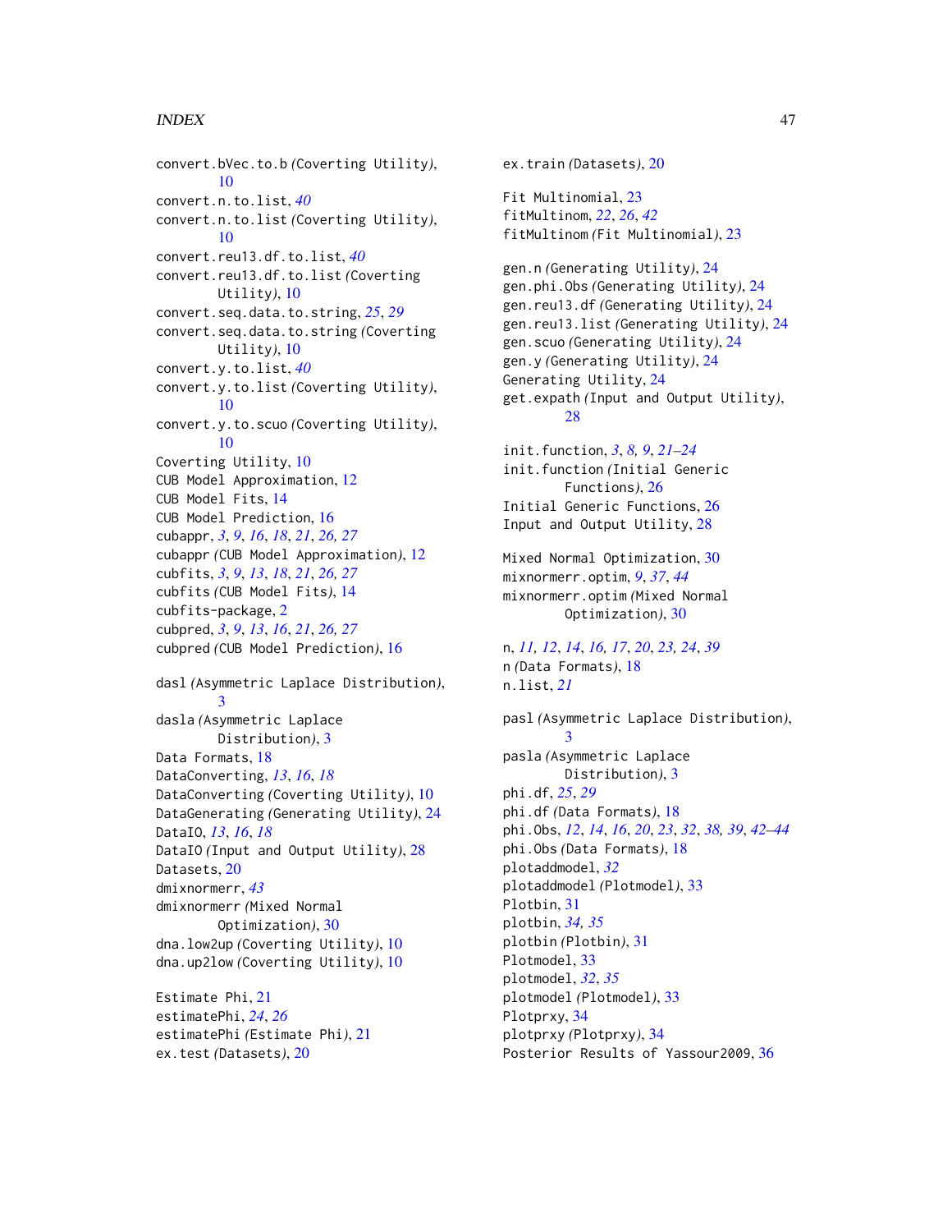convert.bVec.to.b *(Coverting Utility)*, 10
convert.n.to.list, *40*
convert.n.to.list *(Coverting Utility)*, 10
convert.reu13.df.to.list, *40*
convert.reu13.df.to.list *(Coverting Utility)*, 10
convert.seq.data.to.string, *25*, *29*
convert.seq.data.to.string *(Coverting Utility)*, 10
convert.y.to.list, *40*
convert.y.to.list *(Coverting Utility)*, 10
convert.y.to.scuo *(Coverting Utility)*, 10
Coverting Utility, 10
CUB Model Approximation, 12
CUB Model Fits, 14
CUB Model Prediction, 16
cubappr, *3*, *9*, *16*, *18*, *21*, *26, 27*
cubappr *(CUB Model Approximation)*, 12
cubfits, *3*, *9*, *13*, *18*, *21*, *26, 27*
cubfits *(CUB Model Fits)*, 14
cubfits-package, 2
cubpred, *3*, *9*, *13*, *16*, *21*, *26, 27*
cubpred *(CUB Model Prediction)*, 16

dasl *(Asymmetric Laplace Distribution)*, 3
dasla *(Asymmetric Laplace Distribution)*, 3
Data Formats, 18
DataConverting, *13*, *16*, *18*
DataConverting *(Coverting Utility)*, 10
DataGenerating *(Generating Utility)*, 24
DataIO, *13*, *16*, *18*
DataIO *(Input and Output Utility)*, 28
Datasets, 20
dmixnormerr, *43*
dmixnormerr *(Mixed Normal Optimization)*, 30
dna.low2up *(Coverting Utility)*, 10
dna.up2low *(Coverting Utility)*, 10

Estimate Phi, 21
estimatePhi, *24*, *26*
estimatePhi *(Estimate Phi)*, 21
ex.test *(Datasets)*, 20
ex.train *(Datasets)*, 20

Fit Multinomial, 23
fitMultinom, *22*, *26*, *42*
fitMultinom *(Fit Multinomial)*, 23

gen.n *(Generating Utility)*, 24
gen.phi.Obs *(Generating Utility)*, 24
gen.reu13.df *(Generating Utility)*, 24
gen.reu13.list *(Generating Utility)*, 24
gen.scuo *(Generating Utility)*, 24
gen.y *(Generating Utility)*, 24
Generating Utility, 24
get.expath *(Input and Output Utility)*, 28

init.function, *3*, *8, 9*, *21–24*
init.function *(Initial Generic Functions)*, 26
Initial Generic Functions, 26
Input and Output Utility, 28

Mixed Normal Optimization, 30
mixnormerr.optim, *9*, *37*, *44*
mixnormerr.optim *(Mixed Normal Optimization)*, 30

n, *11, 12*, *14*, *16, 17*, *20*, *23, 24*, *39*
n *(Data Formats)*, 18
n.list, *21*

pasl *(Asymmetric Laplace Distribution)*, 3
pasla *(Asymmetric Laplace Distribution)*, 3
phi.df, *25*, *29*
phi.df *(Data Formats)*, 18
phi.Obs, *12*, *14*, *16*, *20*, *23*, *32*, *38, 39*, *42–44*
phi.Obs *(Data Formats)*, 18
plotaddmodel, *32*
plotaddmodel *(Plotmodel)*, 33
Plotbin, 31
plotbin, *34, 35*
plotbin *(Plotbin)*, 31
Plotmodel, 33
plotmodel, *32*, *35*
plotmodel *(Plotmodel)*, 33
Plotprxy, 34
plotprxy *(Plotprxy)*, 34
Posterior Results of Yassour2009, 36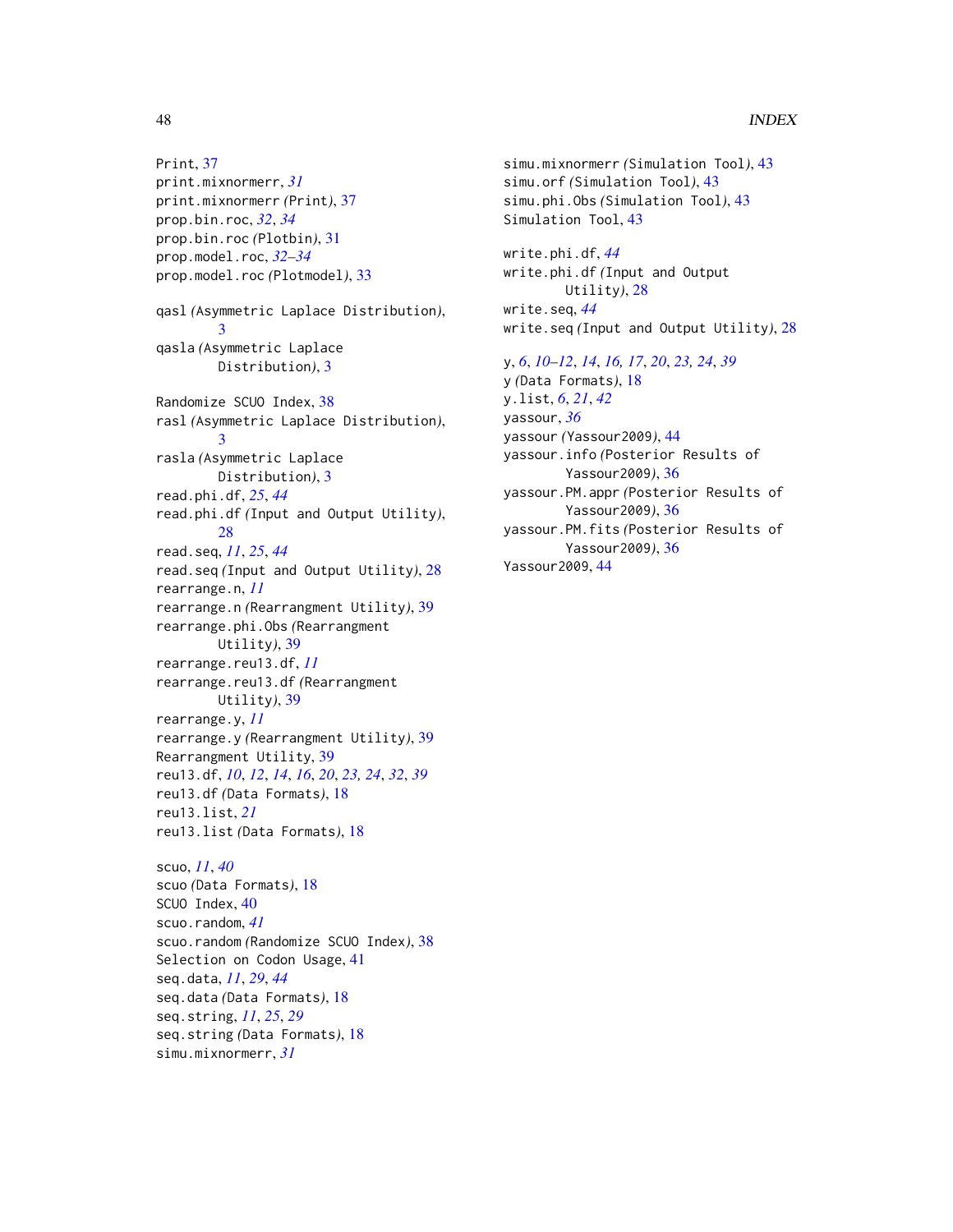Print, 37
print.mixnormerr, *31*
print.mixnormerr *(*Print*)*, 37
prop.bin.roc, *32*, *34*
prop.bin.roc *(*Plotbin*)*, 31
prop.model.roc, *32–34*
prop.model.roc *(*Plotmodel*)*, 33

qasl *(*Asymmetric Laplace Distribution*)*, 3
qasla *(*Asymmetric Laplace Distribution*)*, 3

Randomize SCUO Index, 38
rasl *(*Asymmetric Laplace Distribution*)*, 3
rasla *(*Asymmetric Laplace Distribution*)*, 3
read.phi.df, *25*, *44*
read.phi.df *(*Input and Output Utility*)*, 28
read.seq, *11*, *25*, *44*
read.seq *(*Input and Output Utility*)*, 28
rearrange.n, *11*
rearrange.n *(*Rearrangment Utility*)*, 39
rearrange.phi.Obs *(*Rearrangment Utility*)*, 39
rearrange.reu13.df, *11*
rearrange.reu13.df *(*Rearrangment Utility*)*, 39
rearrange.y, *11*
rearrange.y *(*Rearrangment Utility*)*, 39
Rearrangment Utility, 39
reu13.df, *10*, *12*, *14*, *16*, *20*, *23, 24*, *32*, *39*
reu13.df *(*Data Formats*)*, 18
reu13.list, *21*
reu13.list *(*Data Formats*)*, 18

scuo, *11*, *40*
scuo *(*Data Formats*)*, 18
SCUO Index, 40
scuo.random, *41*
scuo.random *(*Randomize SCUO Index*)*, 38
Selection on Codon Usage, 41
seq.data, *11*, *29*, *44*
seq.data *(*Data Formats*)*, 18
seq.string, *11*, *25*, *29*
seq.string *(*Data Formats*)*, 18
simu.mixnormerr, *31*
simu.mixnormerr *(*Simulation Tool*)*, 43
simu.orf *(*Simulation Tool*)*, 43
simu.phi.Obs *(*Simulation Tool*)*, 43
Simulation Tool, 43

write.phi.df, *44*
write.phi.df *(*Input and Output Utility*)*, 28
write.seq, *44*
write.seq *(*Input and Output Utility*)*, 28

y, *6*, *10–12*, *14*, *16, 17*, *20*, *23, 24*, *39*
y *(*Data Formats*)*, 18
y.list, *6*, *21*, *42*
yassour, *36*
yassour *(*Yassour2009*)*, 44
yassour.info *(*Posterior Results of Yassour2009*)*, 36
yassour.PM.appr *(*Posterior Results of Yassour2009*)*, 36
yassour.PM.fits *(*Posterior Results of Yassour2009*)*, 36
Yassour2009, 44